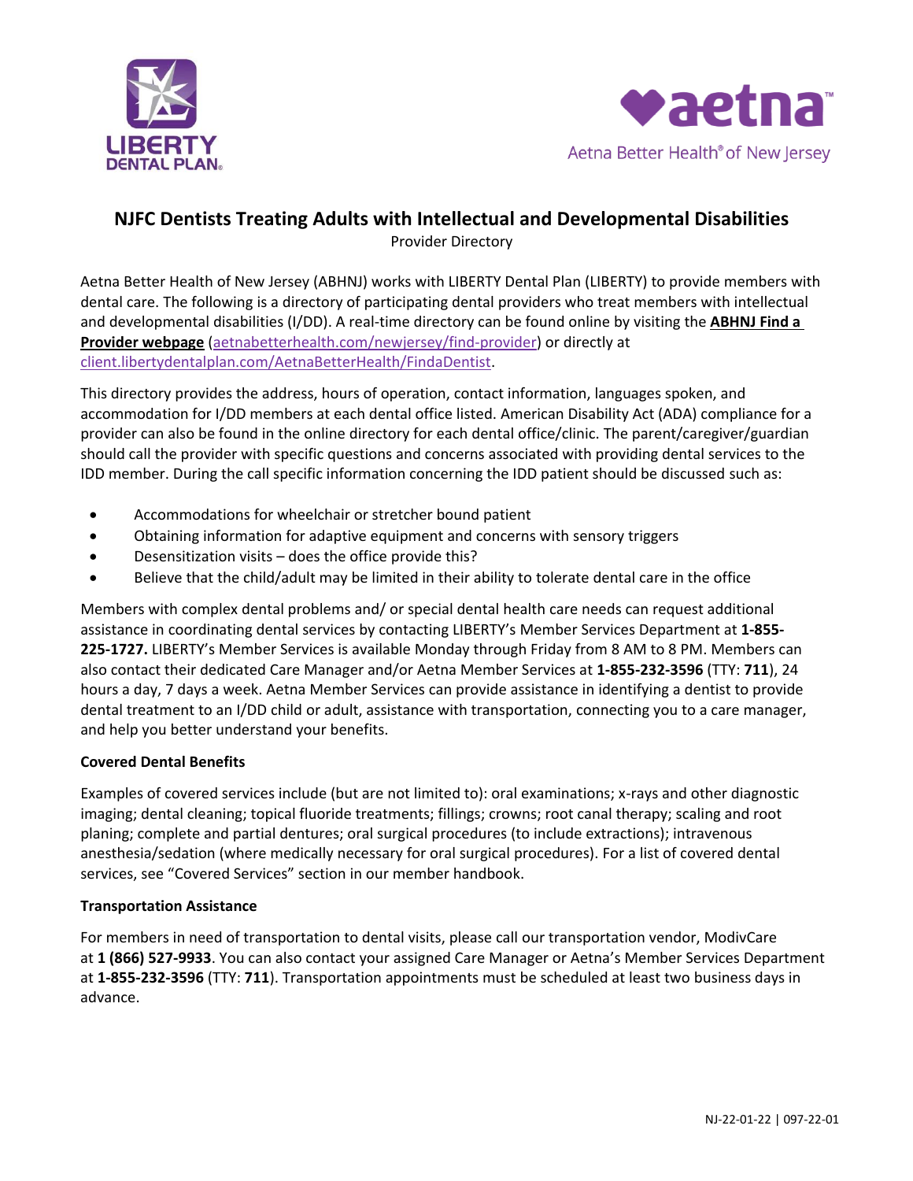LIBERTY DENTAL PLAN

aetna

Aetna Better Health® of New Jersey

# NJFC Dentists Treating Adults with Intellectual and Developmental Disabilities

Provider Directory

Aetna Better Health of New Jersey (ABHNJ) works with LIBERTY Dental Plan (LIBERTY) to provide members with dental care. The following is a directory of participating dental providers who treat members with intellectual and developmental disabilities (I/DD). A real-time directory can be found online by visiting the **ABHNJ Find a Provider webpage** (aetnabetterhealth.com/newjersey/find-provider) or directly at client.libertydentalplan.com/AetnaBetterHealth/FindaDentist.

This directory provides the address, hours of operation, contact information, languages spoken, and accommodation for I/DD members at each dental office listed. American Disability Act (ADA) compliance for a provider can also be found in the online directory for each dental office/clinic. The parent/caregiver/guardian should call the provider with specific questions and concerns associated with providing dental services to the IDD member. During the call specific information concerning the IDD patient should be discussed such as:

- Accommodations for wheelchair or stretcher bound patient
- Obtaining information for adaptive equipment and concerns with sensory triggers
- Desensitization visits – does the office provide this?
- Believe that the child/adult may be limited in their ability to tolerate dental care in the office

Members with complex dental problems and/ or special dental health care needs can request additional assistance in coordinating dental services by contacting LIBERTY's Member Services Department at **1-855-225-1727.** LIBERTY's Member Services is available Monday through Friday from 8 AM to 8 PM. Members can also contact their dedicated Care Manager and/or Aetna Member Services at **1-855-232-3596** (TTY: **711**), 24 hours a day, 7 days a week. Aetna Member Services can provide assistance in identifying a dentist to provide dental treatment to an I/DD child or adult, assistance with transportation, connecting you to a care manager, and help you better understand your benefits.

**Covered Dental Benefits**

Examples of covered services include (but are not limited to): oral examinations; x-rays and other diagnostic imaging; dental cleaning; topical fluoride treatments; fillings; crowns; root canal therapy; scaling and root planing; complete and partial dentures; oral surgical procedures (to include extractions); intravenous anesthesia/sedation (where medically necessary for oral surgical procedures). For a list of covered dental services, see "Covered Services" section in our member handbook.

**Transportation Assistance**

For members in need of transportation to dental visits, please call our transportation vendor, ModivCare at **1 (866) 527-9933**. You can also contact your assigned Care Manager or Aetna's Member Services Department at **1-855-232-3596** (TTY: **711**). Transportation appointments must be scheduled at least two business days in advance.

NJ-22-01-22 | 097-22-01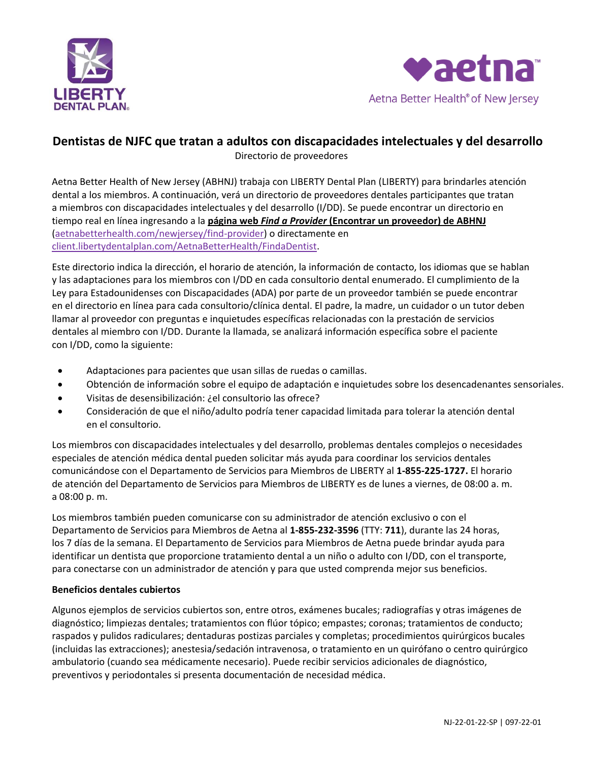# Dentistas de NJFC que tratan a adultos con discapacidades intelectuales y del desarrollo

Directorio de proveedores

Aetna Better Health of New Jersey (ABHNJ) trabaja con LIBERTY Dental Plan (LIBERTY) para brindarles atención dental a los miembros. A continuación, verá un directorio de proveedores dentales participantes que tratan a miembros con discapacidades intelectuales y del desarrollo (I/DD). Se puede encontrar un directorio en tiempo real en línea ingresando a la **página web *Find a Provider* (Encontrar un proveedor) de ABHNJ** (aetnabetterhealth.com/newjersey/find-provider) o directamente en client.libertydentalplan.com/AetnaBetterHealth/FindaDentist.

Este directorio indica la dirección, el horario de atención, la información de contacto, los idiomas que se hablan y las adaptaciones para los miembros con I/DD en cada consultorio dental enumerado. El cumplimiento de la Ley para Estadounidenses con Discapacidades (ADA) por parte de un proveedor también se puede encontrar en el directorio en línea para cada consultorio/clínica dental. El padre, la madre, un cuidador o un tutor deben llamar al proveedor con preguntas e inquietudes específicas relacionadas con la prestación de servicios dentales al miembro con I/DD. Durante la llamada, se analizará información específica sobre el paciente con I/DD, como la siguiente:

- Adaptaciones para pacientes que usan sillas de ruedas o camillas.
- Obtención de información sobre el equipo de adaptación e inquietudes sobre los desencadenantes sensoriales.
- Visitas de desensibilización: ¿el consultorio las ofrece?
- Consideración de que el niño/adulto podría tener capacidad limitada para tolerar la atención dental en el consultorio.

Los miembros con discapacidades intelectuales y del desarrollo, problemas dentales complejos o necesidades especiales de atención médica dental pueden solicitar más ayuda para coordinar los servicios dentales comunicándose con el Departamento de Servicios para Miembros de LIBERTY al **1-855-225-1727.** El horario de atención del Departamento de Servicios para Miembros de LIBERTY es de lunes a viernes, de 08:00 a. m. a 08:00 p. m.

Los miembros también pueden comunicarse con su administrador de atención exclusivo o con el Departamento de Servicios para Miembros de Aetna al **1-855-232-3596** (TTY: **711**), durante las 24 horas, los 7 días de la semana. El Departamento de Servicios para Miembros de Aetna puede brindar ayuda para identificar un dentista que proporcione tratamiento dental a un niño o adulto con I/DD, con el transporte, para conectarse con un administrador de atención y para que usted comprenda mejor sus beneficios.

**Beneficios dentales cubiertos**

Algunos ejemplos de servicios cubiertos son, entre otros, exámenes bucales; radiografías y otras imágenes de diagnóstico; limpiezas dentales; tratamientos con flúor tópico; empastes; coronas; tratamientos de conducto; raspados y pulidos radiculares; dentaduras postizas parciales y completas; procedimientos quirúrgicos bucales (incluidas las extracciones); anestesia/sedación intravenosa, o tratamiento en un quirófano o centro quirúrgico ambulatorio (cuando sea médicamente necesario). Puede recibir servicios adicionales de diagnóstico, preventivos y periodontales si presenta documentación de necesidad médica.

NJ-22-01-22-SP | 097-22-01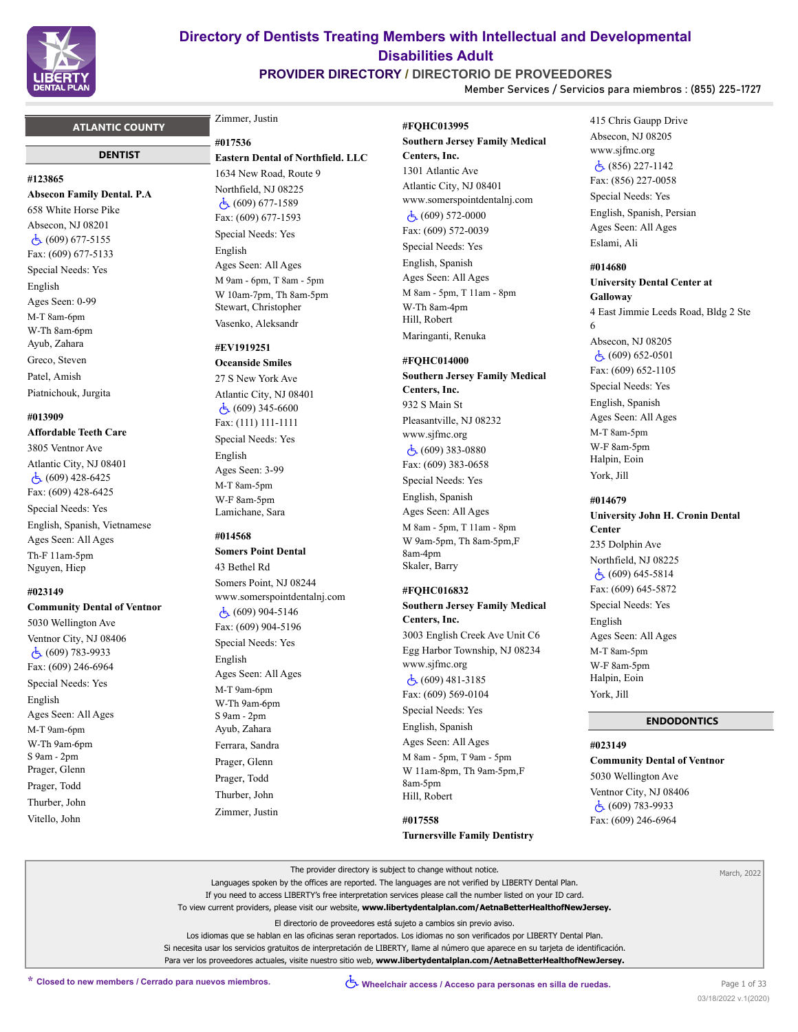# Directory of Dentists Treating Members with Intellectual and Developmental Disabilities Adult

## PROVIDER DIRECTORY / DIRECTORIO DE PROVEEDORES

Member Services / Servicios para miembros : (855) 225-1727

## ATLANTIC COUNTY

### DENTIST

**#123865**
**Absecon Family Dental. P.A**
658 White Horse Pike
Absecon, NJ 08201
♿ (609) 677-5155
Fax: (609) 677-5133
Special Needs: Yes
English
Ages Seen: 0-99
M-T 8am-6pm
W-Th 8am-6pm
Ayub, Zahara
Greco, Steven
Patel, Amish
Piatnichouk, Jurgita

**#013909**
**Affordable Teeth Care**
3805 Ventnor Ave
Atlantic City, NJ 08401
♿ (609) 428-6425
Fax: (609) 428-6425
Special Needs: Yes
English, Spanish, Vietnamese
Ages Seen: All Ages
Th-F 11am-5pm
Nguyen, Hiep

**#023149**
**Community Dental of Ventnor**
5030 Wellington Ave
Ventnor City, NJ 08406
♿ (609) 783-9933
Fax: (609) 246-6964
Special Needs: Yes
English
Ages Seen: All Ages
M-T 9am-6pm
W-Th 9am-6pm
S 9am - 2pm
Prager, Glenn
Prager, Todd
Thurber, John
Vitello, John
Zimmer, Justin

**#017536**
**Eastern Dental of Northfield. LLC**
1634 New Road, Route 9
Northfield, NJ 08225
♿ (609) 677-1589
Fax: (609) 677-1593
Special Needs: Yes
English
Ages Seen: All Ages
M 9am - 6pm, T 8am - 5pm
W 10am-7pm, Th 8am-5pm
Stewart, Christopher
Vasenko, Aleksandr

**#EV1919251**
**Oceanside Smiles**
27 S New York Ave
Atlantic City, NJ 08401
♿ (609) 345-6600
Fax: (111) 111-1111
Special Needs: Yes
English
Ages Seen: 3-99
M-T 8am-5pm
W-F 8am-5pm
Lamichane, Sara

**#014568**
**Somers Point Dental**
43 Bethel Rd
Somers Point, NJ 08244
www.somerspointdentalnj.com
♿ (609) 904-5146
Fax: (609) 904-5196
Special Needs: Yes
English
Ages Seen: All Ages
M-T 9am-6pm
W-Th 9am-6pm
S 9am - 2pm
Ayub, Zahara
Ferrara, Sandra
Prager, Glenn
Prager, Todd
Thurber, John
Zimmer, Justin

**#FQHC013995**
**Southern Jersey Family Medical Centers, Inc.**
1301 Atlantic Ave
Atlantic City, NJ 08401
www.somerspointdentalnj.com
♿ (609) 572-0000
Fax: (609) 572-0039
Special Needs: Yes
English, Spanish
Ages Seen: All Ages
M 8am - 5pm, T 11am - 8pm
W-Th 8am-4pm
Hill, Robert
Maringanti, Renuka

**#FQHC014000**
**Southern Jersey Family Medical Centers, Inc.**
932 S Main St
Pleasantville, NJ 08232
www.sjfmc.org
♿ (609) 383-0880
Fax: (609) 383-0658
Special Needs: Yes
English, Spanish
Ages Seen: All Ages
M 8am - 5pm, T 11am - 8pm
W 9am-5pm, Th 8am-5pm,F 8am-4pm
Skaler, Barry

**#FQHC016832**
**Southern Jersey Family Medical Centers, Inc.**
3003 English Creek Ave Unit C6
Egg Harbor Township, NJ 08234
www.sjfmc.org
♿ (609) 481-3185
Fax: (609) 569-0104
Special Needs: Yes
English, Spanish
Ages Seen: All Ages
M 8am - 5pm, T 9am - 5pm
W 11am-8pm, Th 9am-5pm,F 8am-5pm
Hill, Robert

**#017558**
**Turnersville Family Dentistry**
415 Chris Gaupp Drive
Absecon, NJ 08205
www.sjfmc.org
♿ (856) 227-1142
Fax: (856) 227-0058
Special Needs: Yes
English, Spanish, Persian
Ages Seen: All Ages
Eslami, Ali

**#014680**
**University Dental Center at Galloway**
4 East Jimmie Leeds Road, Bldg 2 Ste 6
Absecon, NJ 08205
♿ (609) 652-0501
Fax: (609) 652-1105
Special Needs: Yes
English, Spanish
Ages Seen: All Ages
M-T 8am-5pm
W-F 8am-5pm
Halpin, Eoin
York, Jill

**#014679**
**University John H. Cronin Dental Center**
235 Dolphin Ave
Northfield, NJ 08225
♿ (609) 645-5814
Fax: (609) 645-5872
Special Needs: Yes
English
Ages Seen: All Ages
M-T 8am-5pm
W-F 8am-5pm
Halpin, Eoin
York, Jill

### ENDODONTICS

**#023149**
**Community Dental of Ventnor**
5030 Wellington Ave
Ventnor City, NJ 08406
♿ (609) 783-9933
Fax: (609) 246-6964

---

The provider directory is subject to change without notice.
Languages spoken by the offices are reported. The languages are not verified by LIBERTY Dental Plan.
If you need to access LIBERTY's free interpretation services please call the number listed on your ID card.
To view current providers, please visit our website, **www.libertydentalplan.com/AetnaBetterHealthofNewJersey.**

El directorio de proveedores está sujeto a cambios sin previo aviso.
Los idiomas que se hablan en las oficinas seran reportados. Los idiomas no son verificados por LIBERTY Dental Plan.
Si necesita usar los servicios gratuitos de interpretación de LIBERTY, llame al número que aparece en su tarjeta de identificación.
Para ver los proveedores actuales, visite nuestro sitio web, **www.libertydentalplan.com/AetnaBetterHealthofNewJersey.**

March, 2022

* Closed to new members / Cerrado para nuevos miembros.

♿ Wheelchair access / Acceso para personas en silla de ruedas.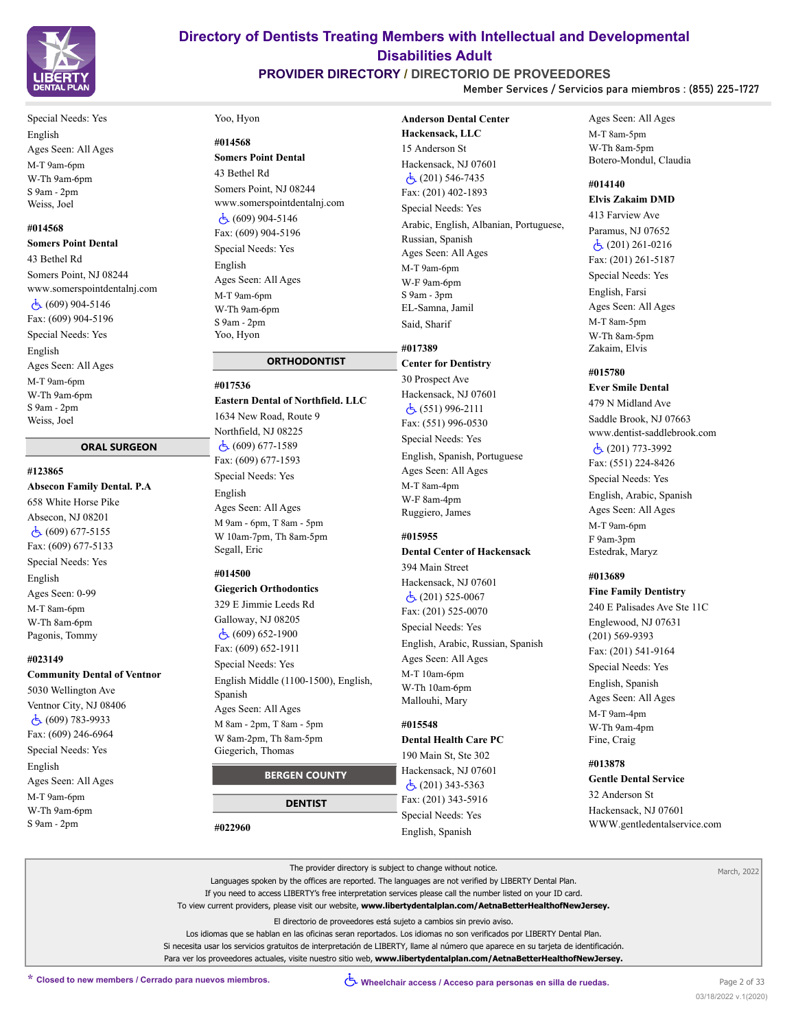Special Needs: Yes

English

Ages Seen: All Ages

M-T 9am-6pm

W-Th 9am-6pm

S 9am - 2pm

Weiss, Joel

**#014568**

**Somers Point Dental**

43 Bethel Rd

Somers Point, NJ 08244

www.somerspointdentalnj.com

♿ (609) 904-5146

Fax: (609) 904-5196

Special Needs: Yes

English

Ages Seen: All Ages

M-T 9am-6pm

W-Th 9am-6pm

S 9am - 2pm

Weiss, Joel

## ORAL SURGEON

**#123865**

**Absecon Family Dental. P.A**

658 White Horse Pike

Absecon, NJ 08201

♿ (609) 677-5155

Fax: (609) 677-5133

Special Needs: Yes

English

Ages Seen: 0-99

M-T 8am-6pm

W-Th 8am-6pm

Pagonis, Tommy

**#023149**

**Community Dental of Ventnor**

5030 Wellington Ave

Ventnor City, NJ 08406

♿ (609) 783-9933

Fax: (609) 246-6964

Special Needs: Yes

English

Ages Seen: All Ages

M-T 9am-6pm

W-Th 9am-6pm

S 9am - 2pm

Yoo, Hyon

**#014568**

**Somers Point Dental**

43 Bethel Rd

Somers Point, NJ 08244

www.somerspointdentalnj.com

♿ (609) 904-5146

Fax: (609) 904-5196

Special Needs: Yes

English

Ages Seen: All Ages

M-T 9am-6pm

W-Th 9am-6pm

S 9am - 2pm

Yoo, Hyon

## ORTHODONTIST

**#017536**

**Eastern Dental of Northfield. LLC**

1634 New Road, Route 9

Northfield, NJ 08225

♿ (609) 677-1589

Fax: (609) 677-1593

Special Needs: Yes

English

Ages Seen: All Ages

M 9am - 6pm, T 8am - 5pm

W 10am-7pm, Th 8am-5pm

Segall, Eric

**#014500**

**Giegerich Orthodontics**

329 E Jimmie Leeds Rd

Galloway, NJ 08205

♿ (609) 652-1900

Fax: (609) 652-1911

Special Needs: Yes

English Middle (1100-1500), English, Spanish

Ages Seen: All Ages

M 8am - 2pm, T 8am - 5pm

W 8am-2pm, Th 8am-5pm

Giegerich, Thomas

# BERGEN COUNTY

## DENTIST

**#022960**

**Anderson Dental Center Hackensack, LLC**

15 Anderson St

Hackensack, NJ 07601

♿ (201) 546-7435

Fax: (201) 402-1893

Special Needs: Yes

Arabic, English, Albanian, Portuguese, Russian, Spanish

Ages Seen: All Ages

M-T 9am-6pm

W-F 9am-6pm

S 9am - 3pm

EL-Samna, Jamil

Said, Sharif

**#017389**

**Center for Dentistry**

30 Prospect Ave

Hackensack, NJ 07601

♿ (551) 996-2111

Fax: (551) 996-0530

Special Needs: Yes

English, Spanish, Portuguese

Ages Seen: All Ages

M-T 8am-4pm

W-F 8am-4pm

Ruggiero, James

**#015955**

**Dental Center of Hackensack**

394 Main Street

Hackensack, NJ 07601

♿ (201) 525-0067

Fax: (201) 525-0070

Special Needs: Yes

English, Arabic, Russian, Spanish

Ages Seen: All Ages

M-T 10am-6pm

W-Th 10am-6pm

Mallouhi, Mary

**#015548**

**Dental Health Care PC**

190 Main St, Ste 302

Hackensack, NJ 07601

♿ (201) 343-5363

Fax: (201) 343-5916

Special Needs: Yes

English, Spanish

Ages Seen: All Ages

M-T 8am-5pm

W-Th 8am-5pm

Botero-Mondul, Claudia

**#014140**

**Elvis Zakaim DMD**

413 Farview Ave

Paramus, NJ 07652

♿ (201) 261-0216

Fax: (201) 261-5187

Special Needs: Yes

English, Farsi

Ages Seen: All Ages

M-T 8am-5pm

W-Th 8am-5pm

Zakaim, Elvis

**#015780**

**Ever Smile Dental**

479 N Midland Ave

Saddle Brook, NJ 07663

www.dentist-saddlebrook.com

♿ (201) 773-3992

Fax: (551) 224-8426

Special Needs: Yes

English, Arabic, Spanish

Ages Seen: All Ages

M-T 9am-6pm

F 9am-3pm

Estedrak, Maryz

**#013689**

**Fine Family Dentistry**

240 E Palisades Ave Ste 11C

Englewood, NJ 07631

(201) 569-9393

Fax: (201) 541-9164

Special Needs: Yes

English, Spanish

Ages Seen: All Ages

M-T 9am-4pm

W-Th 9am-4pm

Fine, Craig

**#013878**

**Gentle Dental Service**

32 Anderson St

Hackensack, NJ 07601

WWW.gentledentalservice.com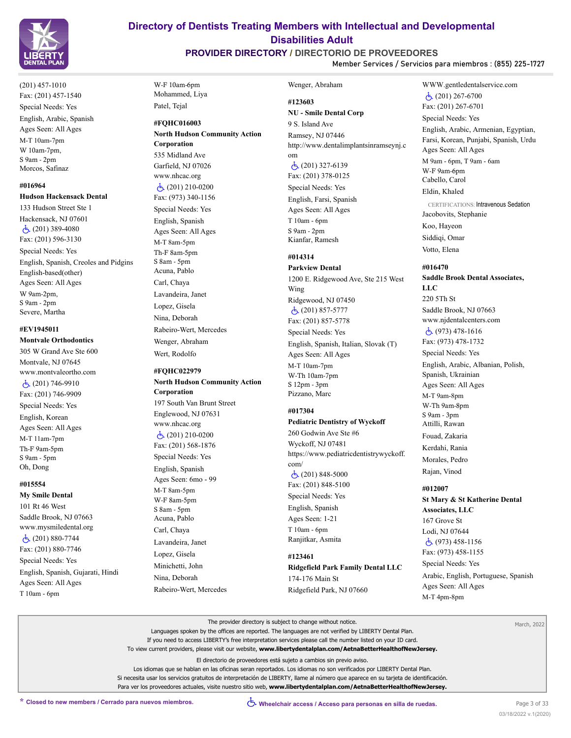(201) 457-1010
Fax: (201) 457-1540
Special Needs: Yes
English, Arabic, Spanish
Ages Seen: All Ages
M-T 10am-7pm
W 10am-7pm,
S 9am - 2pm
Morcos, Safinaz

#016964
**Hudson Hackensack Dental**
133 Hudson Street Ste 1
Hackensack, NJ 07601
♿ (201) 389-4080
Fax: (201) 596-3130
Special Needs: Yes
English, Spanish, Creoles and Pidgins English-based(other)
Ages Seen: All Ages
W 9am-2pm,
S 9am - 2pm
Severe, Martha

#EV1945011
**Montvale Orthodontics**
305 W Grand Ave Ste 600
Montvale, NJ 07645
www.montvaleortho.com
♿ (201) 746-9910
Fax: (201) 746-9909
Special Needs: Yes
English, Korean
Ages Seen: All Ages
M-T 11am-7pm
Th-F 9am-5pm
S 9am - 5pm
Oh, Dong

#015554
**My Smile Dental**
101 Rt 46 West
Saddle Brook, NJ 07663
www.mysmiledental.org
♿ (201) 880-7744
Fax: (201) 880-7746
Special Needs: Yes
English, Spanish, Gujarati, Hindi
Ages Seen: All Ages
T 10am - 6pm
W-F 10am-6pm
Mohammed, Liya
Patel, Tejal

#FQHC016003
**North Hudson Community Action Corporation**
535 Midland Ave
Garfield, NJ 07026
www.nhcac.org
♿ (201) 210-0200
Fax: (973) 340-1156
Special Needs: Yes
English, Spanish
Ages Seen: All Ages
M-T 8am-5pm
Th-F 8am-5pm
S 8am - 5pm
Acuna, Pablo
Carl, Chaya
Lavandeira, Janet
Lopez, Gisela
Nina, Deborah
Rabeiro-Wert, Mercedes
Wenger, Abraham
Wert, Rodolfo

#FQHC022979
**North Hudson Community Action Corporation**
197 South Van Brunt Street
Englewood, NJ 07631
www.nhcac.org
♿ (201) 210-0200
Fax: (201) 568-1876
Special Needs: Yes
English, Spanish
Ages Seen: 6mo - 99
M-T 8am-5pm
W-F 8am-5pm
S 8am - 5pm
Acuna, Pablo
Carl, Chaya
Lavandeira, Janet
Lopez, Gisela
Minichetti, John
Nina, Deborah
Rabeiro-Wert, Mercedes
Wenger, Abraham

#123603
**NU - Smile Dental Corp**
9 S. Island Ave
Ramsey, NJ 07446
http://www.dentalimplantsinramseynj.com
♿ (201) 327-6139
Fax: (201) 378-0125
Special Needs: Yes
English, Farsi, Spanish
Ages Seen: All Ages
T 10am - 6pm
S 9am - 2pm
Kianfar, Ramesh

#014314
**Parkview Dental**
1200 E. Ridgewood Ave, Ste 215 West Wing
Ridgewood, NJ 07450
♿ (201) 857-5777
Fax: (201) 857-5778
Special Needs: Yes
English, Spanish, Italian, Slovak (T)
Ages Seen: All Ages
M-T 10am-7pm
W-Th 10am-7pm
S 12pm - 3pm
Pizzano, Marc

#017304
**Pediatric Dentistry of Wyckoff**
260 Godwin Ave Ste #6
Wyckoff, NJ 07481
https://www.pediatricdentistrywyckoff.com/
♿ (201) 848-5000
Fax: (201) 848-5100
Special Needs: Yes
English, Spanish
Ages Seen: 1-21
T 10am - 6pm
Ranjitkar, Asmita

#123461
**Ridgefield Park Family Dental LLC**
174-176 Main St
Ridgefield Park, NJ 07660
WWW.gentledentalservice.com
♿ (201) 267-6700
Fax: (201) 267-6701
Special Needs: Yes
English, Arabic, Armenian, Egyptian, Farsi, Korean, Punjabi, Spanish, Urdu
Ages Seen: All Ages
M 9am - 6pm, T 9am - 6am
W-F 9am-6pm
Cabello, Carol
Eldin, Khaled
CERTIFICATIONS: Intravenous Sedation
Jacobovits, Stephanie
Koo, Hayeon
Siddiqi, Omar
Votto, Elena

#016470
**Saddle Brook Dental Associates, LLC**
220 5Th St
Saddle Brook, NJ 07663
www.njdentalcenters.com
♿ (973) 478-1616
Fax: (973) 478-1732
Special Needs: Yes
English, Arabic, Albanian, Polish, Spanish, Ukrainian
Ages Seen: All Ages
M-T 9am-8pm
W-Th 9am-8pm
S 9am - 3pm
Attilli, Rawan
Fouad, Zakaria
Kerdahi, Rania
Morales, Pedro
Rajan, Vinod

#012007
**St Mary & St Katherine Dental Associates, LLC**
167 Grove St
Lodi, NJ 07644
♿ (973) 458-1156
Fax: (973) 458-1155
Special Needs: Yes
Arabic, English, Portuguese, Spanish
Ages Seen: All Ages
M-T 4pm-8pm

The provider directory is subject to change without notice.
Languages spoken by the offices are reported. The languages are not verified by LIBERTY Dental Plan.
If you need to access LIBERTY's free interpretation services please call the number listed on your ID card.
To view current providers, please visit our website, **www.libertydentalplan.com/AetnaBetterHealthofNewJersey.**

El directorio de proveedores está sujeto a cambios sin previo aviso.
Los idiomas que se hablan en las oficinas seran reportados. Los idiomas no son verificados por LIBERTY Dental Plan.
Si necesita usar los servicios gratuitos de interpretación de LIBERTY, llame al número que aparece en su tarjeta de identificación.
Para ver los proveedores actuales, visite nuestro sitio web, **www.libertydentalplan.com/AetnaBetterHealthofNewJersey.**

March, 2022

**\* Closed to new members / Cerrado para nuevos miembros.**
**♿ Wheelchair access / Acceso para personas en silla de ruedas.**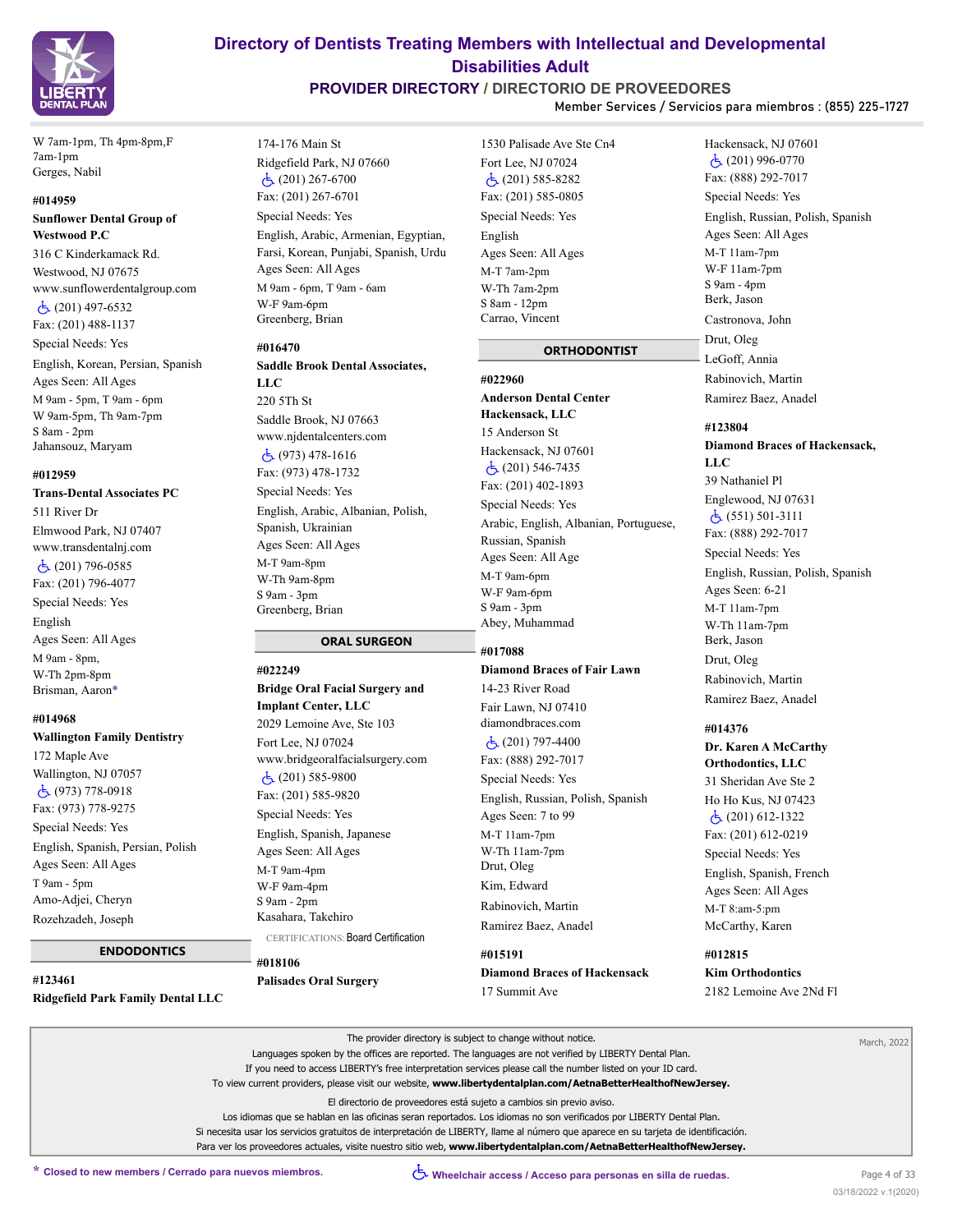W 7am-1pm, Th 4pm-8pm,F 7am-1pm
Gerges, Nabil

**#014959**
**Sunflower Dental Group of Westwood P.C**
316 C Kinderkamack Rd.
Westwood, NJ 07675
www.sunflowerdentalgroup.com
(201) 497-6532
Fax: (201) 488-1137
Special Needs: Yes
English, Korean, Persian, Spanish
Ages Seen: All Ages
M 9am - 5pm, T 9am - 6pm
W 9am-5pm, Th 9am-7pm
S 8am - 2pm
Jahansouz, Maryam

**#012959**
**Trans-Dental Associates PC**
511 River Dr
Elmwood Park, NJ 07407
www.transdentalnj.com
(201) 796-0585
Fax: (201) 796-4077
Special Needs: Yes
English
Ages Seen: All Ages
M 9am - 8pm,
W-Th 2pm-8pm
Brisman, Aaron*

**#014968**
**Wallington Family Dentistry**
172 Maple Ave
Wallington, NJ 07057
(973) 778-0918
Fax: (973) 778-9275
Special Needs: Yes
English, Spanish, Persian, Polish
Ages Seen: All Ages
T 9am - 5pm
Amo-Adjei, Cheryn
Rozehzadeh, Joseph

## ENDODONTICS

**#123461**
**Ridgefield Park Family Dental LLC**
174-176 Main St
Ridgefield Park, NJ 07660
(201) 267-6700
Fax: (201) 267-6701
Special Needs: Yes
English, Arabic, Armenian, Egyptian, Farsi, Korean, Punjabi, Spanish, Urdu
Ages Seen: All Ages
M 9am - 6pm, T 9am - 6am
W-F 9am-6pm
Greenberg, Brian

**#016470**
**Saddle Brook Dental Associates, LLC**
220 5Th St
Saddle Brook, NJ 07663
www.njdentalcenters.com
(973) 478-1616
Fax: (973) 478-1732
Special Needs: Yes
English, Arabic, Albanian, Polish, Spanish, Ukrainian
Ages Seen: All Ages
M-T 9am-8pm
W-Th 9am-8pm
S 9am - 3pm
Greenberg, Brian

## ORAL SURGEON

**#022249**
**Bridge Oral Facial Surgery and Implant Center, LLC**
2029 Lemoine Ave, Ste 103
Fort Lee, NJ 07024
www.bridgeoralfacialsurgery.com
(201) 585-9800
Fax: (201) 585-9820
Special Needs: Yes
English, Spanish, Japanese
Ages Seen: All Ages
M-T 9am-4pm
W-F 9am-4pm
S 9am - 2pm
Kasahara, Takehiro
CERTIFICATIONS: Board Certification

**#018106**
**Palisades Oral Surgery**
1530 Palisade Ave Ste Cn4
Fort Lee, NJ 07024
(201) 585-8282
Fax: (201) 585-0805
Special Needs: Yes
English
Ages Seen: All Ages
M-T 7am-2pm
W-Th 7am-2pm
S 8am - 12pm
Carrao, Vincent

## ORTHODONTIST

**#022960**
**Anderson Dental Center Hackensack, LLC**
15 Anderson St
Hackensack, NJ 07601
(201) 546-7435
Fax: (201) 402-1893
Special Needs: Yes
Arabic, English, Albanian, Portuguese, Russian, Spanish
Ages Seen: All Age
M-T 9am-6pm
W-F 9am-6pm
S 9am - 3pm
Abey, Muhammad

**#017088**
**Diamond Braces of Fair Lawn**
14-23 River Road
Fair Lawn, NJ 07410
diamondbraces.com
(201) 797-4400
Fax: (888) 292-7017
Special Needs: Yes
English, Russian, Polish, Spanish
Ages Seen: 7 to 99
M-T 11am-7pm
W-Th 11am-7pm
Drut, Oleg
Kim, Edward
Rabinovich, Martin
Ramirez Baez, Anadel

**#015191**
**Diamond Braces of Hackensack**
17 Summit Ave
Hackensack, NJ 07601
(201) 996-0770
Fax: (888) 292-7017
Special Needs: Yes
English, Russian, Polish, Spanish
Ages Seen: All Ages
M-T 11am-7pm
W-F 11am-7pm
S 9am - 4pm
Berk, Jason
Castronova, John
Drut, Oleg
LeGoff, Annia
Rabinovich, Martin
Ramirez Baez, Anadel

**#123804**
**Diamond Braces of Hackensack, LLC**
39 Nathaniel Pl
Englewood, NJ 07631
(551) 501-3111
Fax: (888) 292-7017
Special Needs: Yes
English, Russian, Polish, Spanish
Ages Seen: 6-21
M-T 11am-7pm
W-Th 11am-7pm
Berk, Jason
Drut, Oleg
Rabinovich, Martin
Ramirez Baez, Anadel

**#014376**
**Dr. Karen A McCarthy Orthodontics, LLC**
31 Sheridan Ave Ste 2
Ho Ho Kus, NJ 07423
(201) 612-1322
Fax: (201) 612-0219
Special Needs: Yes
English, Spanish, French
Ages Seen: All Ages
M-T 8:am-5:pm
McCarthy, Karen

**#012815**
**Kim Orthodontics**
2182 Lemoine Ave 2Nd Fl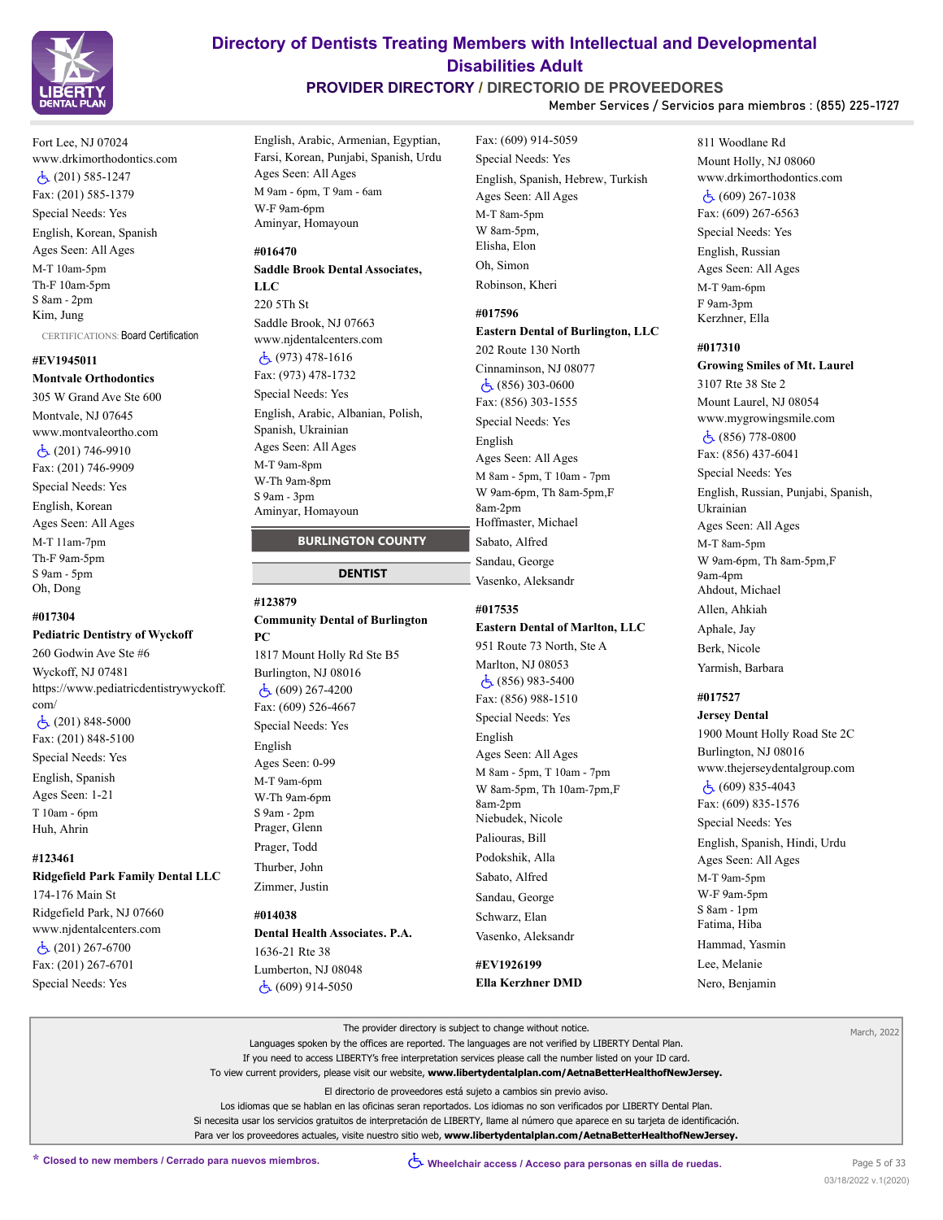Fort Lee, NJ 07024
www.drkimorthodontics.com
♿ (201) 585-1247
Fax: (201) 585-1379
Special Needs: Yes
English, Korean, Spanish
Ages Seen: All Ages
M-T 10am-5pm
Th-F 10am-5pm
S 8am - 2pm
Kim, Jung

CERTIFICATIONS: Board Certification

**#EV1945011**
**Montvale Orthodontics**
305 W Grand Ave Ste 600
Montvale, NJ 07645
www.montvaleortho.com
♿ (201) 746-9910
Fax: (201) 746-9909
Special Needs: Yes
English, Korean
Ages Seen: All Ages
M-T 11am-7pm
Th-F 9am-5pm
S 9am - 5pm
Oh, Dong

**#017304**
**Pediatric Dentistry of Wyckoff**
260 Godwin Ave Ste #6
Wyckoff, NJ 07481
https://www.pediatricdentistrywyckoff.com/
♿ (201) 848-5000
Fax: (201) 848-5100
Special Needs: Yes
English, Spanish
Ages Seen: 1-21
T 10am - 6pm
Huh, Ahrin

**#123461**
**Ridgefield Park Family Dental LLC**
174-176 Main St
Ridgefield Park, NJ 07660
www.njdentalcenters.com
♿ (201) 267-6700
Fax: (201) 267-6701
Special Needs: Yes
English, Arabic, Armenian, Egyptian, Farsi, Korean, Punjabi, Spanish, Urdu
Ages Seen: All Ages
M 9am - 6pm, T 9am - 6am
W-F 9am-6pm
Aminyar, Homayoun

**#016470**
**Saddle Brook Dental Associates, LLC**
220 5Th St
Saddle Brook, NJ 07663
www.njdentalcenters.com
♿ (973) 478-1616
Fax: (973) 478-1732
Special Needs: Yes
English, Arabic, Albanian, Polish, Spanish, Ukrainian
Ages Seen: All Ages
M-T 9am-8pm
W-Th 9am-8pm
S 9am - 3pm
Aminyar, Homayoun

## BURLINGTON COUNTY

### DENTIST

**#123879**
**Community Dental of Burlington PC**
1817 Mount Holly Rd Ste B5
Burlington, NJ 08016
♿ (609) 267-4200
Fax: (609) 526-4667
Special Needs: Yes
English
Ages Seen: 0-99
M-T 9am-6pm
W-Th 9am-6pm
S 9am - 2pm
Prager, Glenn
Prager, Todd
Thurber, John
Zimmer, Justin

**#014038**
**Dental Health Associates. P.A.**
1636-21 Rte 38
Lumberton, NJ 08048
♿ (609) 914-5050
Fax: (609) 914-5059
Special Needs: Yes
English, Spanish, Hebrew, Turkish
Ages Seen: All Ages
M-T 8am-5pm
W 8am-5pm,
Elisha, Elon
Oh, Simon
Robinson, Kheri

**#017596**
**Eastern Dental of Burlington, LLC**
202 Route 130 North
Cinnaminson, NJ 08077
♿ (856) 303-0600
Fax: (856) 303-1555
Special Needs: Yes
English
Ages Seen: All Ages
M 8am - 5pm, T 10am - 7pm
W 9am-6pm, Th 8am-5pm,F 8am-2pm
Hoffmaster, Michael
Sabato, Alfred
Sandau, George
Vasenko, Aleksandr

**#017535**
**Eastern Dental of Marlton, LLC**
951 Route 73 North, Ste A
Marlton, NJ 08053
♿ (856) 983-5400
Fax: (856) 988-1510
Special Needs: Yes
English
Ages Seen: All Ages
M 8am - 5pm, T 10am - 7pm
W 8am-5pm, Th 10am-7pm,F 8am-2pm
Niebudek, Nicole
Paliouras, Bill
Podokshik, Alla
Sabato, Alfred
Sandau, George
Schwarz, Elan
Vasenko, Aleksandr

**#EV1926199**
**Ella Kerzhner DMD**
811 Woodlane Rd
Mount Holly, NJ 08060
www.drkimorthodontics.com
♿ (609) 267-1038
Fax: (609) 267-6563
Special Needs: Yes
English, Russian
Ages Seen: All Ages
M-T 9am-6pm
F 9am-3pm
Kerzhner, Ella

**#017310**
**Growing Smiles of Mt. Laurel**
3107 Rte 38 Ste 2
Mount Laurel, NJ 08054
www.mygrowingsmile.com
♿ (856) 778-0800
Fax: (856) 437-6041
Special Needs: Yes
English, Russian, Punjabi, Spanish, Ukrainian
Ages Seen: All Ages
M-T 8am-5pm
W 9am-6pm, Th 8am-5pm,F 9am-4pm
Ahdout, Michael
Allen, Ahkiah
Aphale, Jay
Berk, Nicole
Yarmish, Barbara

**#017527**
**Jersey Dental**
1900 Mount Holly Road Ste 2C
Burlington, NJ 08016
www.thejerseydentalgroup.com
♿ (609) 835-4043
Fax: (609) 835-1576
Special Needs: Yes
English, Spanish, Hindi, Urdu
Ages Seen: All Ages
M-T 9am-5pm
W-F 9am-5pm
S 8am - 1pm
Fatima, Hiba
Hammad, Yasmin
Lee, Melanie
Nero, Benjamin

The provider directory is subject to change without notice.
Languages spoken by the offices are reported. The languages are not verified by LIBERTY Dental Plan.
If you need to access LIBERTY's free interpretation services please call the number listed on your ID card.
To view current providers, please visit our website, **www.libertydentalplan.com/AetnaBetterHealthofNewJersey.**

El directorio de proveedores está sujeto a cambios sin previo aviso.
Los idiomas que se hablan en las oficinas seran reportados. Los idiomas no son verificados por LIBERTY Dental Plan.
Si necesita usar los servicios gratuitos de interpretación de LIBERTY, llame al número que aparece en su tarjeta de identificación.
Para ver los proveedores actuales, visite nuestro sitio web, **www.libertydentalplan.com/AetnaBetterHealthofNewJersey.**

March, 2022

\* Closed to new members / Cerrado para nuevos miembros.

♿ Wheelchair access / Acceso para personas en silla de ruedas.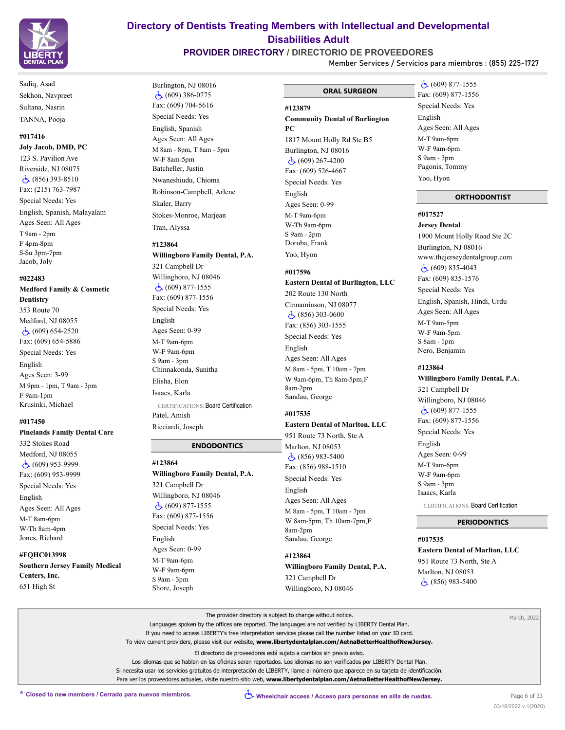Sadiq, Asad
Sekhon, Navpreet
Sultana, Nasrin
TANNA, Pooja

**#017416**
**Joly Jacob, DMD, PC**
123 S. Pavilion Ave
Riverside, NJ 08075
♿ (856) 393-8510
Fax: (215) 763-7987
Special Needs: Yes
English, Spanish, Malayalam
Ages Seen: All Ages
T 9am - 2pm
F 4pm-8pm
S-Su 3pm-7pm
Jacob, Joly

**#022483**
**Medford Family & Cosmetic Dentistry**
353 Route 70
Medford, NJ 08055
♿ (609) 654-2520
Fax: (609) 654-5886
Special Needs: Yes
English
Ages Seen: 3-99
M 9pm - 1pm, T 9am - 3pm
F 9am-1pm
Krusinki, Michael

**#017450**
**Pinelands Family Dental Care**
332 Stokes Road
Medford, NJ 08055
♿ (609) 953-9999
Fax: (609) 953-9999
Special Needs: Yes
English
Ages Seen: All Ages
M-T 8am-6pm
W-Th 8am-4pm
Jones, Richard

**#FQHC013998**
**Southern Jersey Family Medical Centers, Inc.**
651 High St
Burlington, NJ 08016
♿ (609) 386-0775
Fax: (609) 704-5616
Special Needs: Yes
English, Spanish
Ages Seen: All Ages
M 8am - 8pm, T 8am - 5pm
W-F 8am-5pm
Batcheller, Justin
Nwaneshiudu, Chioma
Robinson-Campbell, Arlene
Skaler, Barry
Stokes-Monroe, Marjean
Tran, Alyssa

**#123864**
**Willingboro Family Dental, P.A.**
321 Campbell Dr
Willingboro, NJ 08046
♿ (609) 877-1555
Fax: (609) 877-1556
Special Needs: Yes
English
Ages Seen: 0-99
M-T 9am-6pm
W-F 9am-6pm
S 9am - 3pm
Chinnakonda, Sunitha
Elisha, Elon
Isaacs, Karla
CERTIFICATIONS: Board Certification
Patel, Amish
Ricciardi, Joseph

## ENDODONTICS

**#123864**
**Willingboro Family Dental, P.A.**
321 Campbell Dr
Willingboro, NJ 08046
♿ (609) 877-1555
Fax: (609) 877-1556
Special Needs: Yes
English
Ages Seen: 0-99
M-T 9am-6pm
W-F 9am-6pm
S 9am - 3pm
Shore, Joseph

## ORAL SURGEON

**#123879**
**Community Dental of Burlington PC**
1817 Mount Holly Rd Ste B5
Burlington, NJ 08016
♿ (609) 267-4200
Fax: (609) 526-4667
Special Needs: Yes
English
Ages Seen: 0-99
M-T 9am-6pm
W-Th 9am-6pm
S 9am - 2pm
Doroba, Frank
Yoo, Hyon

**#017596**
**Eastern Dental of Burlington, LLC**
202 Route 130 North
Cinnaminson, NJ 08077
♿ (856) 303-0600
Fax: (856) 303-1555
Special Needs: Yes
English
Ages Seen: All Ages
M 8am - 5pm, T 10am - 7pm
W 9am-6pm, Th 8am-5pm,F 8am-2pm
Sandau, George

**#017535**
**Eastern Dental of Marlton, LLC**
951 Route 73 North, Ste A
Marlton, NJ 08053
♿ (856) 983-5400
Fax: (856) 988-1510
Special Needs: Yes
English
Ages Seen: All Ages
M 8am - 5pm, T 10am - 7pm
W 8am-5pm, Th 10am-7pm,F 8am-2pm
Sandau, George

**#123864**
**Willingboro Family Dental, P.A.**
321 Campbell Dr
Willingboro, NJ 08046
♿ (609) 877-1555
Fax: (609) 877-1556
Special Needs: Yes
English
Ages Seen: All Ages
M-T 9am-6pm
W-F 9am-6pm
S 9am - 3pm
Pagonis, Tommy
Yoo, Hyon

## ORTHODONTIST

**#017527**
**Jersey Dental**
1900 Mount Holly Road Ste 2C
Burlington, NJ 08016
www.thejerseydentalgroup.com
♿ (609) 835-4043
Fax: (609) 835-1576
Special Needs: Yes
English, Spanish, Hindi, Urdu
Ages Seen: All Ages
M-T 9am-5pm
W-F 9am-5pm
S 8am - 1pm
Nero, Benjamin

**#123864**
**Willingboro Family Dental, P.A.**
321 Campbell Dr
Willingboro, NJ 08046
♿ (609) 877-1555
Fax: (609) 877-1556
Special Needs: Yes
English
Ages Seen: 0-99
M-T 9am-6pm
W-F 9am-6pm
S 9am - 3pm
Isaacs, Karla
CERTIFICATIONS: Board Certification

## PERIODONTICS

**#017535**
**Eastern Dental of Marlton, LLC**
951 Route 73 North, Ste A
Marlton, NJ 08053
♿ (856) 983-5400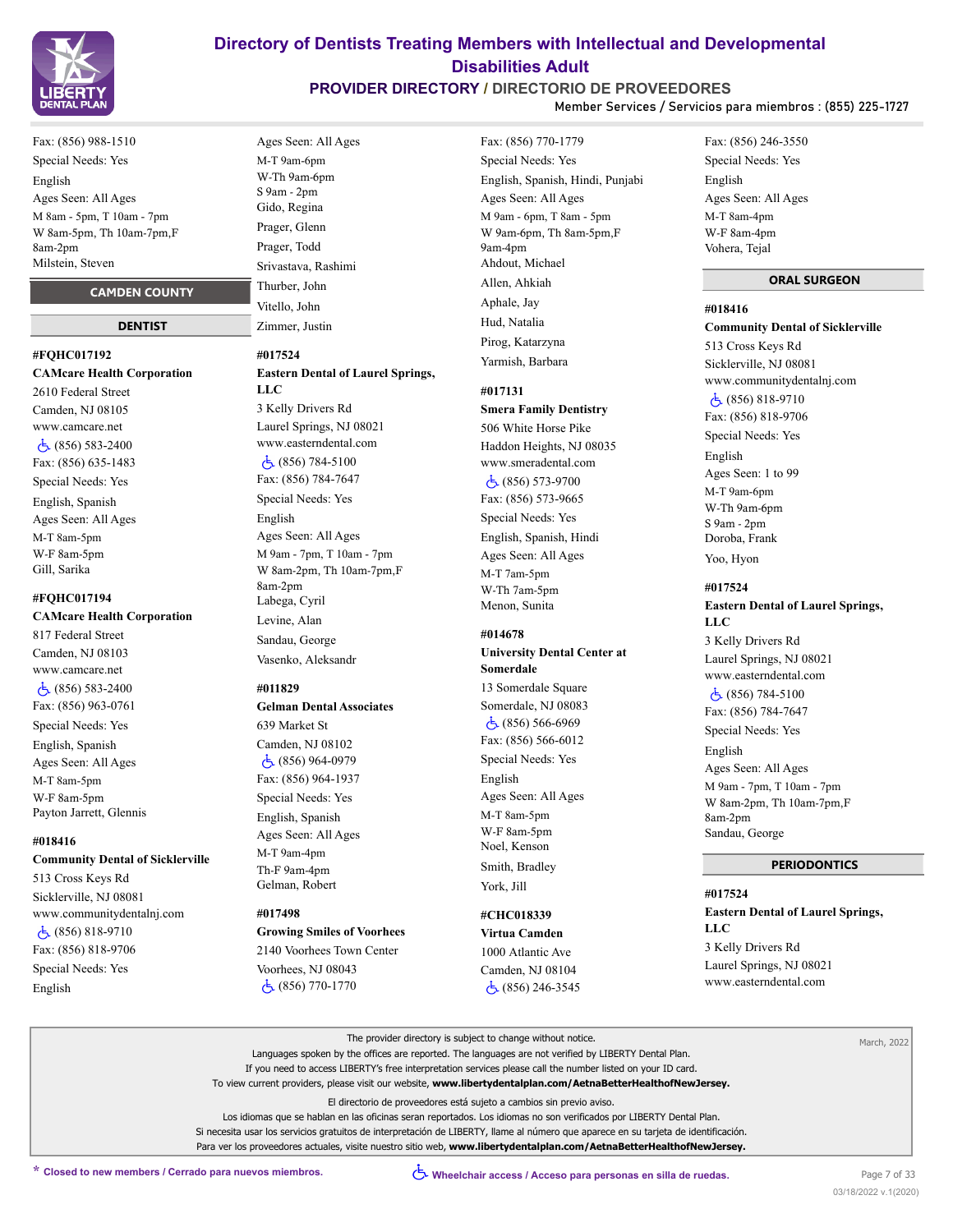Fax: (856) 988-1510
Special Needs: Yes
English
Ages Seen: All Ages
M 8am - 5pm, T 10am - 7pm
W 8am-5pm, Th 10am-7pm,F 8am-2pm
Milstein, Steven

## CAMDEN COUNTY

### DENTIST

**#FQHC017192**
**CAMcare Health Corporation**
2610 Federal Street
Camden, NJ 08105
www.camcare.net
♿ (856) 583-2400
Fax: (856) 635-1483
Special Needs: Yes
English, Spanish
Ages Seen: All Ages
M-T 8am-5pm
W-F 8am-5pm
Gill, Sarika

**#FQHC017194**
**CAMcare Health Corporation**
817 Federal Street
Camden, NJ 08103
www.camcare.net
♿ (856) 583-2400
Fax: (856) 963-0761
Special Needs: Yes
English, Spanish
Ages Seen: All Ages
M-T 8am-5pm
W-F 8am-5pm
Payton Jarrett, Glennis

**#018416**
**Community Dental of Sicklerville**
513 Cross Keys Rd
Sicklerville, NJ 08081
www.communitydentalnj.com
♿ (856) 818-9710
Fax: (856) 818-9706
Special Needs: Yes
English
Ages Seen: All Ages
M-T 9am-6pm
W-Th 9am-6pm
S 9am - 2pm
Gido, Regina
Prager, Glenn
Prager, Todd
Srivastava, Rashimi
Thurber, John
Vitello, John
Zimmer, Justin

**#017524**
**Eastern Dental of Laurel Springs, LLC**
3 Kelly Drivers Rd
Laurel Springs, NJ 08021
www.easterndental.com
♿ (856) 784-5100
Fax: (856) 784-7647
Special Needs: Yes
English
Ages Seen: All Ages
M 9am - 7pm, T 10am - 7pm
W 8am-2pm, Th 10am-7pm,F 8am-2pm
Labega, Cyril
Levine, Alan
Sandau, George
Vasenko, Aleksandr

**#011829**
**Gelman Dental Associates**
639 Market St
Camden, NJ 08102
♿ (856) 964-0979
Fax: (856) 964-1937
Special Needs: Yes
English, Spanish
Ages Seen: All Ages
M-T 9am-4pm
Th-F 9am-4pm
Gelman, Robert

**#017498**
**Growing Smiles of Voorhees**
2140 Voorhees Town Center
Voorhees, NJ 08043
♿ (856) 770-1770
Fax: (856) 770-1779
Special Needs: Yes
English, Spanish, Hindi, Punjabi
Ages Seen: All Ages
M 9am - 6pm, T 8am - 5pm
W 9am-6pm, Th 8am-5pm,F 9am-4pm
Ahdout, Michael
Allen, Ahkiah
Aphale, Jay
Hud, Natalia
Pirog, Katarzyna
Yarmish, Barbara

**#017131**
**Smera Family Dentistry**
506 White Horse Pike
Haddon Heights, NJ 08035
www.smeradental.com
♿ (856) 573-9700
Fax: (856) 573-9665
Special Needs: Yes
English, Spanish, Hindi
Ages Seen: All Ages
M-T 7am-5pm
W-Th 7am-5pm
Menon, Sunita

**#014678**
**University Dental Center at Somerdale**
13 Somerdale Square
Somerdale, NJ 08083
♿ (856) 566-6969
Fax: (856) 566-6012
Special Needs: Yes
English
Ages Seen: All Ages
M-T 8am-5pm
W-F 8am-5pm
Noel, Kenson
Smith, Bradley
York, Jill

**#CHC018339**
**Virtua Camden**
1000 Atlantic Ave
Camden, NJ 08104
♿ (856) 246-3545
Fax: (856) 246-3550
Special Needs: Yes
English
Ages Seen: All Ages
M-T 8am-4pm
W-F 8am-4pm
Vohera, Tejal

### ORAL SURGEON

**#018416**
**Community Dental of Sicklerville**
513 Cross Keys Rd
Sicklerville, NJ 08081
www.communitydentalnj.com
♿ (856) 818-9710
Fax: (856) 818-9706
Special Needs: Yes
English
Ages Seen: 1 to 99
M-T 9am-6pm
W-Th 9am-6pm
S 9am - 2pm
Doroba, Frank
Yoo, Hyon

**#017524**
**Eastern Dental of Laurel Springs, LLC**
3 Kelly Drivers Rd
Laurel Springs, NJ 08021
www.easterndental.com
♿ (856) 784-5100
Fax: (856) 784-7647
Special Needs: Yes
English
Ages Seen: All Ages
M 9am - 7pm, T 10am - 7pm
W 8am-2pm, Th 10am-7pm,F 8am-2pm
Sandau, George

### PERIODONTICS

**#017524**
**Eastern Dental of Laurel Springs, LLC**
3 Kelly Drivers Rd
Laurel Springs, NJ 08021
www.easterndental.com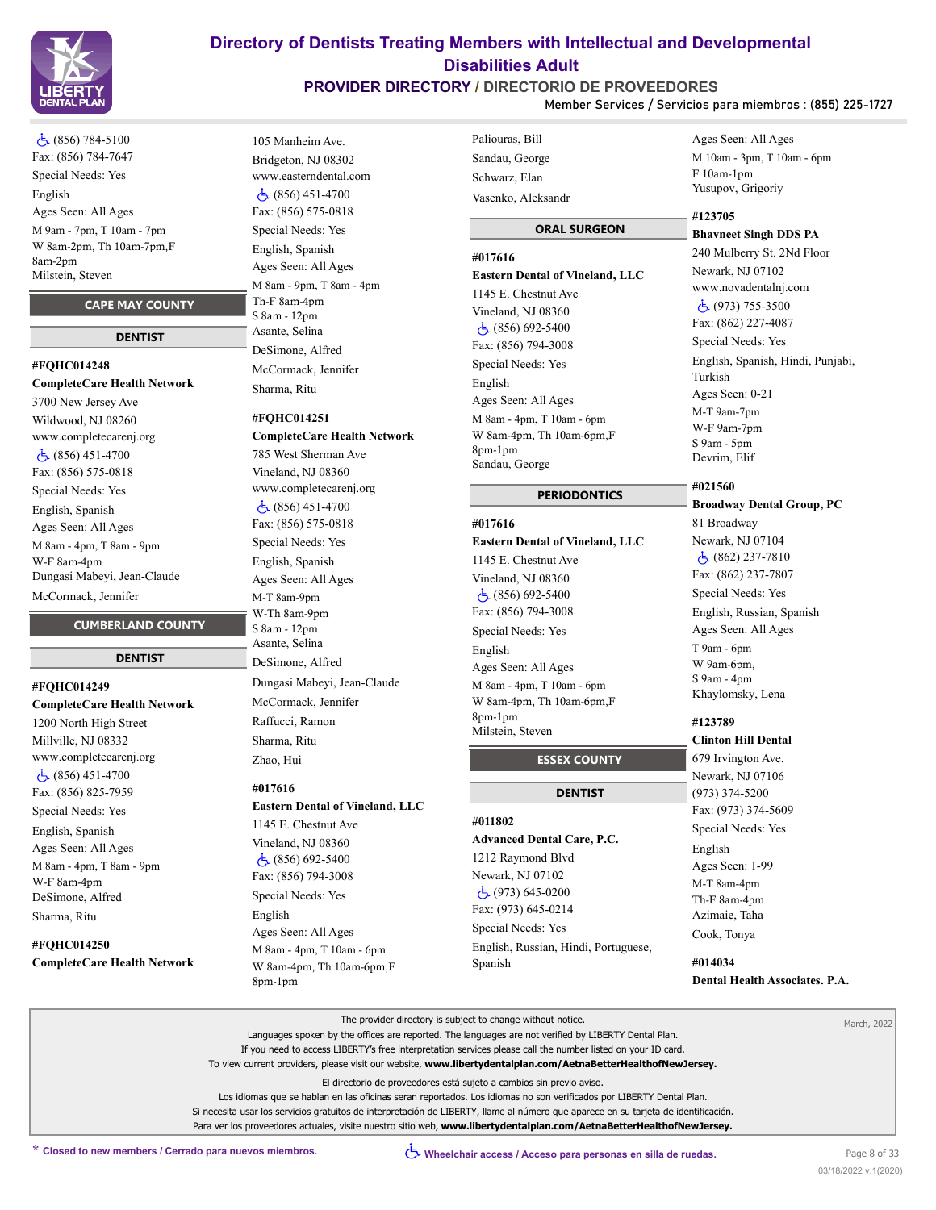♿ (856) 784-5100
Fax: (856) 784-7647
Special Needs: Yes
English
Ages Seen: All Ages
M 9am - 7pm, T 10am - 7pm
W 8am-2pm, Th 10am-7pm,F 8am-2pm
Milstein, Steven

## CAPE MAY COUNTY

### DENTIST

**#FQHC014248**
**CompleteCare Health Network**
3700 New Jersey Ave
Wildwood, NJ 08260
www.completecarenj.org
♿ (856) 451-4700
Fax: (856) 575-0818
Special Needs: Yes
English, Spanish
Ages Seen: All Ages
M 8am - 4pm, T 8am - 9pm
W-F 8am-4pm
Dungasi Mabeyi, Jean-Claude
McCormack, Jennifer

## CUMBERLAND COUNTY

### DENTIST

**#FQHC014249**
**CompleteCare Health Network**
1200 North High Street
Millville, NJ 08332
www.completecarenj.org
♿ (856) 451-4700
Fax: (856) 825-7959
Special Needs: Yes
English, Spanish
Ages Seen: All Ages
M 8am - 4pm, T 8am - 9pm
W-F 8am-4pm
DeSimone, Alfred
Sharma, Ritu

**#FQHC014250**
**CompleteCare Health Network**
105 Manheim Ave.
Bridgeton, NJ 08302
www.easterndental.com
♿ (856) 451-4700
Fax: (856) 575-0818
Special Needs: Yes
English, Spanish
Ages Seen: All Ages
M 8am - 9pm, T 8am - 4pm
Th-F 8am-4pm
S 8am - 12pm
Asante, Selina
DeSimone, Alfred
McCormack, Jennifer
Sharma, Ritu

**#FQHC014251**
**CompleteCare Health Network**
785 West Sherman Ave
Vineland, NJ 08360
www.completecarenj.org
♿ (856) 451-4700
Fax: (856) 575-0818
Special Needs: Yes
English, Spanish
Ages Seen: All Ages
M-T 8am-9pm
W-Th 8am-9pm
S 8am - 12pm
Asante, Selina
DeSimone, Alfred
Dungasi Mabeyi, Jean-Claude
McCormack, Jennifer
Raffucci, Ramon
Sharma, Ritu
Zhao, Hui

**#017616**
**Eastern Dental of Vineland, LLC**
1145 E. Chestnut Ave
Vineland, NJ 08360
♿ (856) 692-5400
Fax: (856) 794-3008
Special Needs: Yes
English
Ages Seen: All Ages
M 8am - 4pm, T 10am - 6pm
W 8am-4pm, Th 10am-6pm,F 8pm-1pm
Paliouras, Bill
Sandau, George
Schwarz, Elan
Vasenko, Aleksandr

### ORAL SURGEON

**#017616**
**Eastern Dental of Vineland, LLC**
1145 E. Chestnut Ave
Vineland, NJ 08360
♿ (856) 692-5400
Fax: (856) 794-3008
Special Needs: Yes
English
Ages Seen: All Ages
M 8am - 4pm, T 10am - 6pm
W 8am-4pm, Th 10am-6pm,F 8pm-1pm
Sandau, George

### PERIODONTICS

**#017616**
**Eastern Dental of Vineland, LLC**
1145 E. Chestnut Ave
Vineland, NJ 08360
♿ (856) 692-5400
Fax: (856) 794-3008
Special Needs: Yes
English
Ages Seen: All Ages
M 8am - 4pm, T 10am - 6pm
W 8am-4pm, Th 10am-6pm,F 8pm-1pm
Milstein, Steven

## ESSEX COUNTY

### DENTIST

**#011802**
**Advanced Dental Care, P.C.**
1212 Raymond Blvd
Newark, NJ 07102
♿ (973) 645-0200
Fax: (973) 645-0214
Special Needs: Yes
English, Russian, Hindi, Portuguese, Spanish
Ages Seen: All Ages
M 10am - 3pm, T 10am - 6pm
F 10am-1pm
Yusupov, Grigoriy

**#123705**
**Bhavneet Singh DDS PA**
240 Mulberry St. 2Nd Floor
Newark, NJ 07102
www.novadentalnj.com
♿ (973) 755-3500
Fax: (862) 227-4087
Special Needs: Yes
English, Spanish, Hindi, Punjabi, Turkish
Ages Seen: 0-21
M-T 9am-7pm
W-F 9am-7pm
S 9am - 5pm
Devrim, Elif

**#021560**
**Broadway Dental Group, PC**
81 Broadway
Newark, NJ 07104
♿ (862) 237-7810
Fax: (862) 237-7807
Special Needs: Yes
English, Russian, Spanish
Ages Seen: All Ages
T 9am - 6pm
W 9am-6pm,
S 9am - 4pm
Khaylomsky, Lena

**#123789**
**Clinton Hill Dental**
679 Irvington Ave.
Newark, NJ 07106
(973) 374-5200
Fax: (973) 374-5609
Special Needs: Yes
English
Ages Seen: 1-99
M-T 8am-4pm
Th-F 8am-4pm
Azimaie, Taha
Cook, Tonya

**#014034**
**Dental Health Associates. P.A.**

---

The provider directory is subject to change without notice.
Languages spoken by the offices are reported. The languages are not verified by LIBERTY Dental Plan.
If you need to access LIBERTY's free interpretation services please call the number listed on your ID card.
To view current providers, please visit our website, **www.libertydentalplan.com/AetnaBetterHealthofNewJersey.**

El directorio de proveedores está sujeto a cambios sin previo aviso.
Los idiomas que se hablan en las oficinas seran reportados. Los idiomas no son verificados por LIBERTY Dental Plan.
Si necesita usar los servicios gratuitos de interpretación de LIBERTY, llame al número que aparece en su tarjeta de identificación.
Para ver los proveedores actuales, visite nuestro sitio web, **www.libertydentalplan.com/AetnaBetterHealthofNewJersey.**

March, 2022

\* Closed to new members / Cerrado para nuevos miembros.

♿ Wheelchair access / Acceso para personas en silla de ruedas.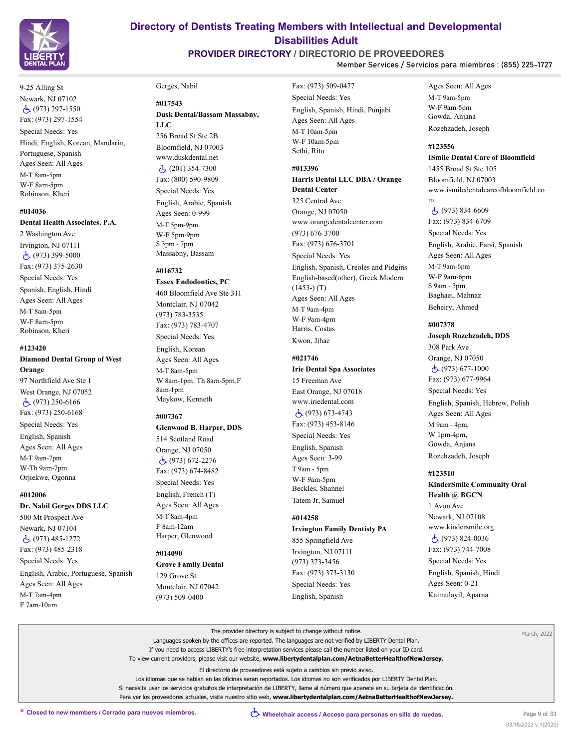9-25 Alling St
Newark, NJ 07102
♿ (973) 297-1550
Fax: (973) 297-1554
Special Needs: Yes
Hindi, English, Korean, Mandarin, Portuguese, Spanish
Ages Seen: All Ages
M-T 8am-5pm
W-F 8am-5pm
Robinson, Kheri

#014036
**Dental Health Associates. P.A.**
2 Washington Ave
Irvington, NJ 07111
♿ (973) 399-5000
Fax: (973) 375-2630
Special Needs: Yes
Spanish, English, Hindi
Ages Seen: All Ages
M-T 8am-5pm
W-F 8am-5pm
Robinson, Kheri

#123420
**Diamond Dental Group of West Orange**
97 Northfield Ave Ste 1
West Orange, NJ 07052
♿ (973) 250-6166
Fax: (973) 250-6168
Special Needs: Yes
English, Spanish
Ages Seen: All Ages
M-T 9am-7pm
W-Th 9am-7pm
Orjiekwe, Ogonna

#012006
**Dr. Nabil Gerges DDS LLC**
500 Mt Prospect Ave
Newark, NJ 07104
♿ (973) 485-1272
Fax: (973) 485-2318
Special Needs: Yes
English, Arabic, Portuguese, Spanish
Ages Seen: All Ages
M-T 7am-4pm
F 7am-10am
Gerges, Nabil

#017543
**Dusk Dental/Bassam Massabny, LLC**
256 Broad St Ste 2B
Bloomfield, NJ 07003
www.duskdental.net
♿ (201) 354-7300
Fax: (800) 590-9809
Special Needs: Yes
English, Arabic, Spanish
Ages Seen: 0-999
M-T 5pm-9pm
W-F 5pm-9pm
S 3pm - 7pm
Massabny, Bassam

#016732
**Essex Endodontics, PC**
460 Bloomfield Ave Ste 311
Montclair, NJ 07042
(973) 783-3535
Fax: (973) 783-4707
Special Needs: Yes
English, Korean
Ages Seen: All Ages
M-T 8am-5pm
W 8am-1pm, Th 8am-5pm,F 8am-1pm
Maykow, Kenneth

#007367
**Glenwood B. Harper, DDS**
514 Scotland Road
Orange, NJ 07050
♿ (973) 672-2276
Fax: (973) 674-8482
Special Needs: Yes
English, French (T)
Ages Seen: All Ages
M-T 8am-4pm
F 8am-12am
Harper, Glenwood

#014090
**Grove Family Dental**
129 Grove St.
Montclair, NJ 07042
(973) 509-0400
Fax: (973) 509-0477
Special Needs: Yes
English, Spanish, Hindi, Punjabi
Ages Seen: All Ages
M-T 10am-5pm
W-F 10am-5pm
Sethi, Ritu

#013396
**Harris Dental LLC DBA / Orange Dental Center**
325 Central Ave
Orange, NJ 07050
www.orangedentalcenter.com
(973) 676-3700
Fax: (973) 676-3701
Special Needs: Yes
English, Spanish, Creoles and Pidgins English-based(other), Greek Modern (1453-) (T)
Ages Seen: All Ages
M-T 9am-4pm
W-F 9am-4pm
Harris, Costas
Kwon, Jihae

#021746
**Irie Dental Spa Associates**
15 Freeman Ave
East Orange, NJ 07018
www.iriedental.com
♿ (973) 673-4743
Fax: (973) 453-8146
Special Needs: Yes
English, Spanish
Ages Seen: 3-99
T 9am - 5pm
W-F 9am-5pm
Beckles, Shannel
Tatem Jr, Samuel

#014258
**Irvington Family Dentisty PA**
855 Springfield Ave
Irvington, NJ 07111
(973) 373-3456
Fax: (973) 373-3130
Special Needs: Yes
English, Spanish
Ages Seen: All Ages
M-T 9am-5pm
W-F 9am-5pm
Gowda, Anjana
Rozehzadeh, Joseph

#123556
**ISmile Dental Care of Bloomfield**
1455 Broad St Ste 105
Bloomfield, NJ 07003
www.ismiledentalcareofbloomfield.com
♿ (973) 834-6609
Fax: (973) 834-6709
Special Needs: Yes
English, Arabic, Farsi, Spanish
Ages Seen: All Ages
M-T 9am-6pm
W-F 9am-6pm
S 9am - 3pm
Baghaei, Mahnaz
Beheiry, Ahmed

#007378
**Joseph Rozehzadeh, DDS**
308 Park Ave
Orange, NJ 07050
♿ (973) 677-1000
Fax: (973) 677-9964
Special Needs: Yes
English, Spanish, Hebrew, Polish
Ages Seen: All Ages
M 9am - 4pm,
W 1pm-4pm,
Gowda, Anjana
Rozehzadeh, Joseph

#123510
**KinderSmile Community Oral Health @ BGCN**
1 Avon Ave
Newark, NJ 07108
www.kindersmile.org
♿ (973) 824-0036
Fax: (973) 744-7008
Special Needs: Yes
English, Spanish, Hindi
Ages Seen: 0-21
Kaimulayil, Aparna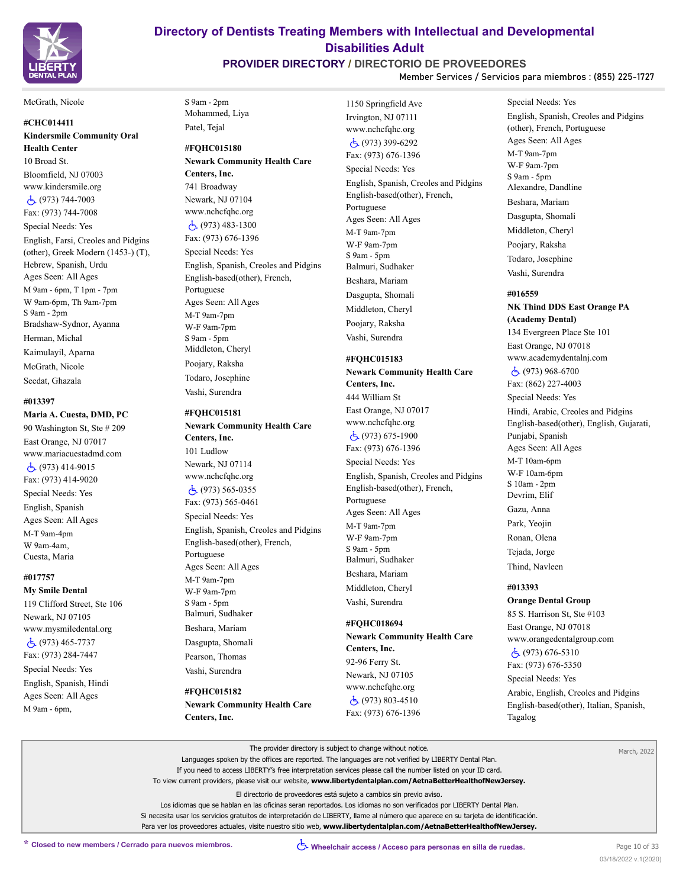McGrath, Nicole

**#CHC014411**
**Kindersmile Community Oral Health Center**
10 Broad St.
Bloomfield, NJ 07003
www.kindersmile.org
♿ (973) 744-7003
Fax: (973) 744-7008
Special Needs: Yes
English, Farsi, Creoles and Pidgins (other), Greek Modern (1453-) (T), Hebrew, Spanish, Urdu
Ages Seen: All Ages
M 9am - 6pm, T 1pm - 7pm
W 9am-6pm, Th 9am-7pm
S 9am - 2pm
Bradshaw-Sydnor, Ayanna
Herman, Michal
Kaimulayil, Aparna
McGrath, Nicole
Seedat, Ghazala

**#013397**
**Maria A. Cuesta, DMD, PC**
90 Washington St, Ste # 209
East Orange, NJ 07017
www.mariacuestadmd.com
♿ (973) 414-9015
Fax: (973) 414-9020
Special Needs: Yes
English, Spanish
Ages Seen: All Ages
M-T 9am-4pm
W 9am-4am,
Cuesta, Maria

**#017757**
**My Smile Dental**
119 Clifford Street, Ste 106
Newark, NJ 07105
www.mysmiledental.org
♿ (973) 465-7737
Fax: (973) 284-7447
Special Needs: Yes
English, Spanish, Hindi
Ages Seen: All Ages
M 9am - 6pm,
S 9am - 2pm
Mohammed, Liya
Patel, Tejal

**#FQHC015180**
**Newark Community Health Care Centers, Inc.**
741 Broadway
Newark, NJ 07104
www.nchcfqhc.org
♿ (973) 483-1300
Fax: (973) 676-1396
Special Needs: Yes
English, Spanish, Creoles and Pidgins English-based(other), French, Portuguese
Ages Seen: All Ages
M-T 9am-7pm
W-F 9am-7pm
S 9am - 5pm
Middleton, Cheryl
Poojary, Raksha
Todaro, Josephine
Vashi, Surendra

**#FQHC015181**
**Newark Community Health Care Centers, Inc.**
101 Ludlow
Newark, NJ 07114
www.nchcfqhc.org
♿ (973) 565-0355
Fax: (973) 565-0461
Special Needs: Yes
English, Spanish, Creoles and Pidgins English-based(other), French, Portuguese
Ages Seen: All Ages
M-T 9am-7pm
W-F 9am-7pm
S 9am - 5pm
Balmuri, Sudhaker
Beshara, Mariam
Dasgupta, Shomali
Pearson, Thomas
Vashi, Surendra

**#FQHC015182**
**Newark Community Health Care Centers, Inc.**
1150 Springfield Ave
Irvington, NJ 07111
www.nchcfqhc.org
♿ (973) 399-6292
Fax: (973) 676-1396
Special Needs: Yes
English, Spanish, Creoles and Pidgins English-based(other), French, Portuguese
Ages Seen: All Ages
M-T 9am-7pm
W-F 9am-7pm
S 9am - 5pm
Balmuri, Sudhaker
Beshara, Mariam
Dasgupta, Shomali
Middleton, Cheryl
Poojary, Raksha
Vashi, Surendra

**#FQHC015183**
**Newark Community Health Care Centers, Inc.**
444 William St
East Orange, NJ 07017
www.nchcfqhc.org
♿ (973) 675-1900
Fax: (973) 676-1396
Special Needs: Yes
English, Spanish, Creoles and Pidgins English-based(other), French, Portuguese
Ages Seen: All Ages
M-T 9am-7pm
W-F 9am-7pm
S 9am - 5pm
Balmuri, Sudhaker
Beshara, Mariam
Middleton, Cheryl
Vashi, Surendra

**#FQHC018694**
**Newark Community Health Care Centers, Inc.**
92-96 Ferry St.
Newark, NJ 07105
www.nchcfqhc.org
♿ (973) 803-4510
Fax: (973) 676-1396
Special Needs: Yes
English, Spanish, Creoles and Pidgins (other), French, Portuguese
Ages Seen: All Ages
M-T 9am-7pm
W-F 9am-7pm
S 9am - 5pm
Alexandre, Dandline
Beshara, Mariam
Dasgupta, Shomali
Middleton, Cheryl
Poojary, Raksha
Todaro, Josephine
Vashi, Surendra

**#016559**
**NK Thind DDS East Orange PA (Academy Dental)**
134 Evergreen Place Ste 101
East Orange, NJ 07018
www.academydentalnj.com
♿ (973) 968-6700
Fax: (862) 227-4003
Special Needs: Yes
Hindi, Arabic, Creoles and Pidgins English-based(other), English, Gujarati, Punjabi, Spanish
Ages Seen: All Ages
M-T 10am-6pm
W-F 10am-6pm
S 10am - 2pm
Devrim, Elif
Gazu, Anna
Park, Yeojin
Ronan, Olena
Tejada, Jorge
Thind, Navleen

**#013393**
**Orange Dental Group**
85 S. Harrison St, Ste #103
East Orange, NJ 07018
www.orangedentalgroup.com
♿ (973) 676-5310
Fax: (973) 676-5350
Special Needs: Yes
Arabic, English, Creoles and Pidgins English-based(other), Italian, Spanish, Tagalog

The provider directory is subject to change without notice.
Languages spoken by the offices are reported. The languages are not verified by LIBERTY Dental Plan.
If you need to access LIBERTY's free interpretation services please call the number listed on your ID card.
To view current providers, please visit our website, **www.libertydentalplan.com/AetnaBetterHealthofNewJersey.**

El directorio de proveedores está sujeto a cambios sin previo aviso.
Los idiomas que se hablan en las oficinas seran reportados. Los idiomas no son verificados por LIBERTY Dental Plan.
Si necesita usar los servicios gratuitos de interpretación de LIBERTY, llame al número que aparece en su tarjeta de identificación.
Para ver los proveedores actuales, visite nuestro sitio web, **www.libertydentalplan.com/AetnaBetterHealthofNewJersey.**

March, 2022

* Closed to new members / Cerrado para nuevos miembros.
♿ Wheelchair access / Acceso para personas en silla de ruedas.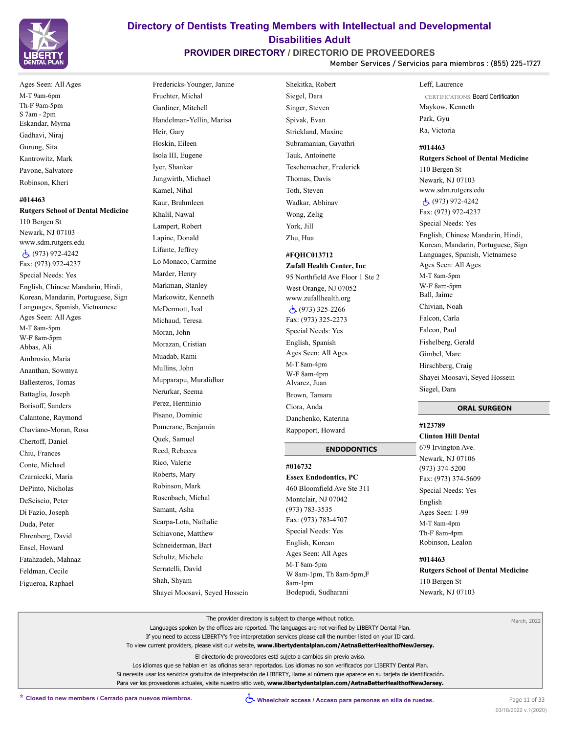Ages Seen: All Ages
M-T 9am-6pm
Th-F 9am-5pm
S 7am - 2pm
Eskandar, Myrna
Gadhavi, Niraj
Gurung, Sita
Kantrowitz, Mark
Pavone, Salvatore
Robinson, Kheri

**#014463**
**Rutgers School of Dental Medicine**
110 Bergen St
Newark, NJ 07103
www.sdm.rutgers.edu
(973) 972-4242
Fax: (973) 972-4237
Special Needs: Yes
English, Chinese Mandarin, Hindi, Korean, Mandarin, Portuguese, Sign Languages, Spanish, Vietnamese
Ages Seen: All Ages
M-T 8am-5pm
W-F 8am-5pm
Abbas, Ali
Ambrosio, Maria
Ananthan, Sowmya
Ballesteros, Tomas
Battaglia, Joseph
Borisoff, Sanders
Calantone, Raymond
Chaviano-Moran, Rosa
Chertoff, Daniel
Chiu, Frances
Conte, Michael
Czarniecki, Maria
DePinto, Nicholas
DeSciscio, Peter
Di Fazio, Joseph
Duda, Peter
Ehrenberg, David
Ensel, Howard
Fatahzadeh, Mahnaz
Feldman, Cecile
Figueroa, Raphael
Fredericks-Younger, Janine
Fruchter, Michal
Gardiner, Mitchell
Handelman-Yellin, Marisa
Heir, Gary
Hoskin, Eileen
Isola III, Eugene
Iyer, Shankar
Jungwirth, Michael
Kamel, Nihal
Kaur, Brahmleen
Khalil, Nawal
Lampert, Robert
Lapine, Donald
Lifante, Jeffrey
Lo Monaco, Carmine
Marder, Henry
Markman, Stanley
Markowitz, Kenneth
McDermott, Ival
Michaud, Teresa
Moran, John
Morazan, Cristian
Muadab, Rami
Mullins, John
Mupparapu, Muralidhar
Nerurkar, Seema
Perez, Herminio
Pisano, Dominic
Pomeranc, Benjamin
Quek, Samuel
Reed, Rebecca
Rico, Valerie
Roberts, Mary
Robinson, Mark
Rosenbach, Michal
Samant, Asha
Scarpa-Lota, Nathalie
Schiavone, Matthew
Schneiderman, Bart
Schultz, Michele
Serratelli, David
Shah, Shyam
Shayei Moosavi, Seyed Hossein
Shekitka, Robert
Siegel, Dara
Singer, Steven
Spivak, Evan
Strickland, Maxine
Subramanian, Gayathri
Tauk, Antoinette
Teschemacher, Frederick
Thomas, Davis
Toth, Steven
Wadkar, Abhinav
Wong, Zelig
York, Jill
Zhu, Hua

**#FQHC013712**
**Zufall Health Center, Inc**
95 Northfield Ave Floor 1 Ste 2
West Orange, NJ 07052
www.zufallhealth.org
(973) 325-2266
Fax: (973) 325-2273
Special Needs: Yes
English, Spanish
Ages Seen: All Ages
M-T 8am-4pm
W-F 8am-4pm
Alvarez, Juan
Brown, Tamara
Ciora, Anda
Danchenko, Katerina
Rappoport, Howard

## ENDODONTICS

**#016732**
**Essex Endodontics, PC**
460 Bloomfield Ave Ste 311
Montclair, NJ 07042
(973) 783-3535
Fax: (973) 783-4707
Special Needs: Yes
English, Korean
Ages Seen: All Ages
M-T 8am-5pm
W 8am-1pm, Th 8am-5pm,F 8am-1pm
Bodepudi, Sudharani
Leff, Laurence
CERTIFICATIONS: Board Certification
Maykow, Kenneth
Park, Gyu
Ra, Victoria

**#014463**
**Rutgers School of Dental Medicine**
110 Bergen St
Newark, NJ 07103
www.sdm.rutgers.edu
(973) 972-4242
Fax: (973) 972-4237
Special Needs: Yes
English, Chinese Mandarin, Hindi, Korean, Mandarin, Portuguese, Sign Languages, Spanish, Vietnamese
Ages Seen: All Ages
M-T 8am-5pm
W-F 8am-5pm
Ball, Jaime
Chivian, Noah
Falcon, Carla
Falcon, Paul
Fishelberg, Gerald
Gimbel, Marc
Hirschberg, Craig
Shayei Moosavi, Seyed Hossein
Siegel, Dara

## ORAL SURGEON

**#123789**
**Clinton Hill Dental**
679 Irvington Ave.
Newark, NJ 07106
(973) 374-5200
Fax: (973) 374-5609
Special Needs: Yes
English
Ages Seen: 1-99
M-T 8am-4pm
Th-F 8am-4pm
Robinson, Lealon

**#014463**
**Rutgers School of Dental Medicine**
110 Bergen St
Newark, NJ 07103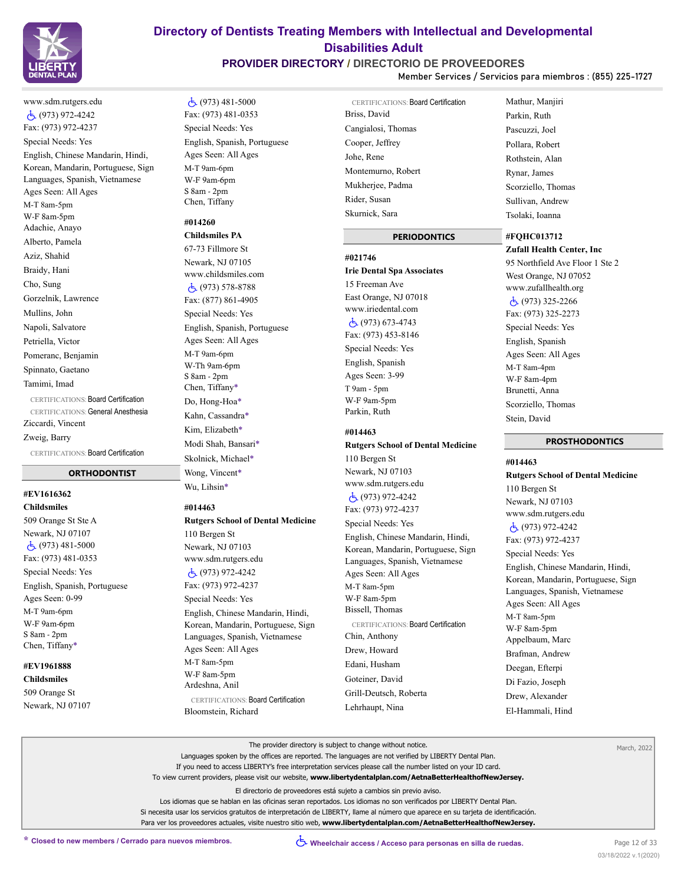www.sdm.rutgers.edu

♿ (973) 972-4242

Fax: (973) 972-4237

Special Needs: Yes

English, Chinese Mandarin, Hindi, Korean, Mandarin, Portuguese, Sign Languages, Spanish, Vietnamese

Ages Seen: All Ages

M-T 8am-5pm

W-F 8am-5pm

Adachie, Anayo

Alberto, Pamela

Aziz, Shahid

Braidy, Hani

Cho, Sung

Gorzelnik, Lawrence

Mullins, John

Napoli, Salvatore

Petriella, Victor

Pomeranc, Benjamin

Spinnato, Gaetano

Tamimi, Imad

CERTIFICATIONS: Board Certification

CERTIFICATIONS: General Anesthesia

Ziccardi, Vincent

Zweig, Barry

CERTIFICATIONS: Board Certification

## ORTHODONTIST

**#EV1616362**

**Childsmiles**

509 Orange St Ste A

Newark, NJ 07107

♿ (973) 481-5000

Fax: (973) 481-0353

Special Needs: Yes

English, Spanish, Portuguese

Ages Seen: 0-99

M-T 9am-6pm

W-F 9am-6pm

S 8am - 2pm

Chen, Tiffany*

**#EV1961888**

**Childsmiles**

509 Orange St

Newark, NJ 07107

♿ (973) 481-5000

Fax: (973) 481-0353

Special Needs: Yes

English, Spanish, Portuguese

Ages Seen: All Ages

M-T 9am-6pm

W-F 9am-6pm

S 8am - 2pm

Chen, Tiffany

**#014260**

**Childsmiles PA**

67-73 Fillmore St

Newark, NJ 07105

www.childsmiles.com

♿ (973) 578-8788

Fax: (877) 861-4905

Special Needs: Yes

English, Spanish, Portuguese

Ages Seen: All Ages

M-T 9am-6pm

W-Th 9am-6pm

S 8am - 2pm

Chen, Tiffany*

Do, Hong-Hoa*

Kahn, Cassandra*

Kim, Elizabeth*

Modi Shah, Bansari*

Skolnick, Michael*

Wong, Vincent*

Wu, Lihsin*

**#014463**

**Rutgers School of Dental Medicine**

110 Bergen St

Newark, NJ 07103

www.sdm.rutgers.edu

♿ (973) 972-4242

Fax: (973) 972-4237

Special Needs: Yes

English, Chinese Mandarin, Hindi, Korean, Mandarin, Portuguese, Sign Languages, Spanish, Vietnamese

Ages Seen: All Ages

M-T 8am-5pm

W-F 8am-5pm

Ardeshna, Anil

CERTIFICATIONS: Board Certification

Bloomstein, Richard

CERTIFICATIONS: Board Certification

Briss, David

Cangialosi, Thomas

Cooper, Jeffrey

Johe, Rene

Montemurno, Robert

Mukherjee, Padma

Rider, Susan

Skurnick, Sara

## PERIODONTICS

**#021746**

**Irie Dental Spa Associates**

15 Freeman Ave

East Orange, NJ 07018

www.iriedental.com

♿ (973) 673-4743

Fax: (973) 453-8146

Special Needs: Yes

English, Spanish

Ages Seen: 3-99

T 9am - 5pm

W-F 9am-5pm

Parkin, Ruth

**#014463**

**Rutgers School of Dental Medicine**

110 Bergen St

Newark, NJ 07103

www.sdm.rutgers.edu

♿ (973) 972-4242

Fax: (973) 972-4237

Special Needs: Yes

English, Chinese Mandarin, Hindi, Korean, Mandarin, Portuguese, Sign Languages, Spanish, Vietnamese

Ages Seen: All Ages

M-T 8am-5pm

W-F 8am-5pm

Bissell, Thomas

CERTIFICATIONS: Board Certification

Chin, Anthony

Drew, Howard

Edani, Husham

Goteiner, David

Grill-Deutsch, Roberta

Lehrhaupt, Nina

Mathur, Manjiri

Parkin, Ruth

Pascuzzi, Joel

Pollara, Robert

Rothstein, Alan

Rynar, James

Scorziello, Thomas

Sullivan, Andrew

Tsolaki, Ioanna

**#FQHC013712**

**Zufall Health Center, Inc**

95 Northfield Ave Floor 1 Ste 2

West Orange, NJ 07052

www.zufallhealth.org

♿ (973) 325-2266

Fax: (973) 325-2273

Special Needs: Yes

English, Spanish

Ages Seen: All Ages

M-T 8am-4pm

W-F 8am-4pm

Brunetti, Anna

Scorziello, Thomas

Stein, David

## PROSTHODONTICS

**#014463**

**Rutgers School of Dental Medicine**

110 Bergen St

Newark, NJ 07103

www.sdm.rutgers.edu

♿ (973) 972-4242

Fax: (973) 972-4237

Special Needs: Yes

English, Chinese Mandarin, Hindi, Korean, Mandarin, Portuguese, Sign Languages, Spanish, Vietnamese

Ages Seen: All Ages

M-T 8am-5pm

W-F 8am-5pm

Appelbaum, Marc

Brafman, Andrew

Deegan, Efterpi

Di Fazio, Joseph

Drew, Alexander

El-Hammali, Hind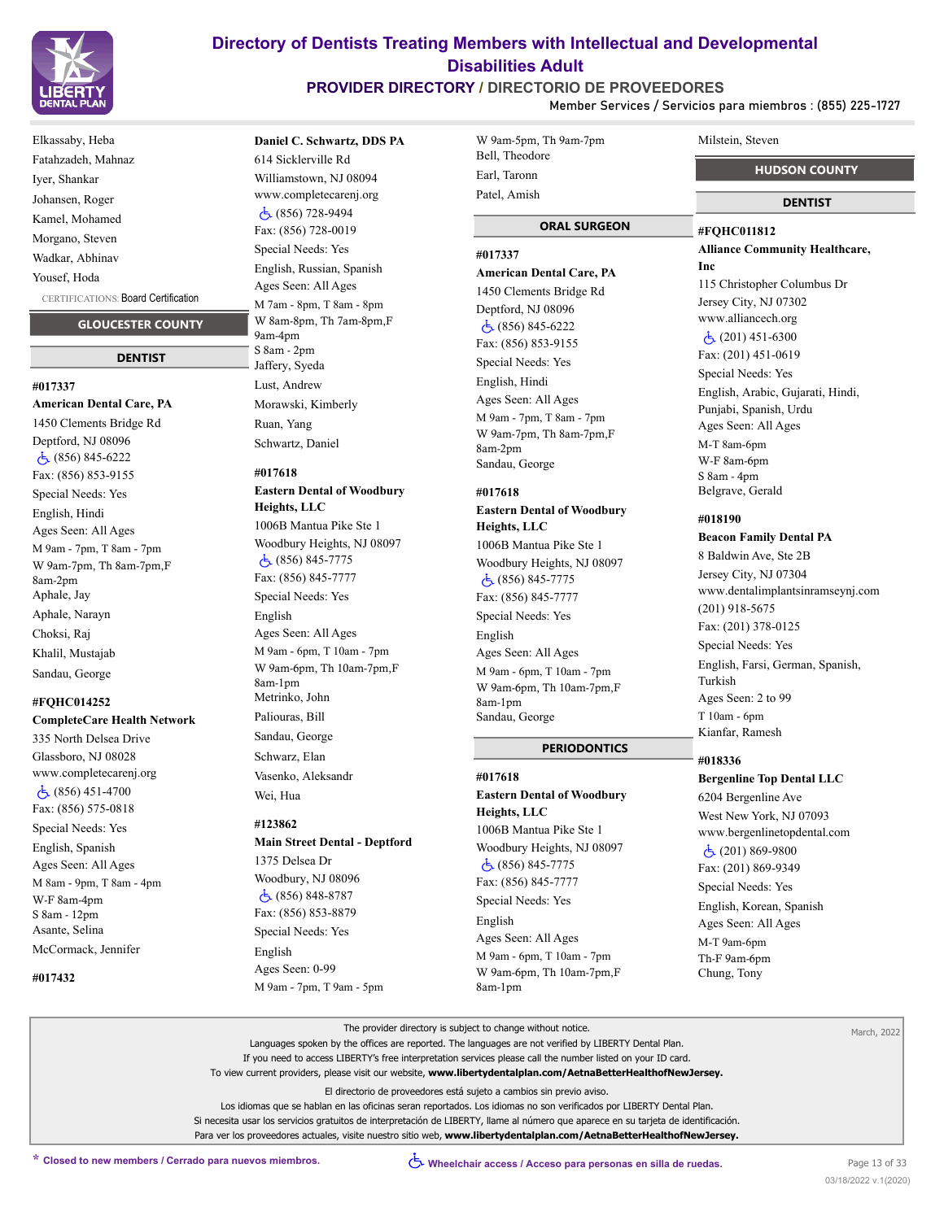Elkassaby, Heba

Fatahzadeh, Mahnaz

Iyer, Shankar

Johansen, Roger

Kamel, Mohamed

Morgano, Steven

Wadkar, Abhinav

Yousef, Hoda

CERTIFICATIONS: Board Certification

## GLOUCESTER COUNTY

### DENTIST

**#017337**

**American Dental Care, PA**

1450 Clements Bridge Rd
Deptford, NJ 08096
(856) 845-6222
Fax: (856) 853-9155
Special Needs: Yes
English, Hindi
Ages Seen: All Ages
M 9am - 7pm, T 8am - 7pm
W 9am-7pm, Th 8am-7pm,F 8am-2pm

Aphale, Jay

Aphale, Narayn

Choksi, Raj

Khalil, Mustajab

Sandau, George

**#FQHC014252**

**CompleteCare Health Network**

335 North Delsea Drive
Glassboro, NJ 08028
www.completecarenj.org
(856) 451-4700
Fax: (856) 575-0818
Special Needs: Yes
English, Spanish
Ages Seen: All Ages
M 8am - 9pm, T 8am - 4pm
W-F 8am-4pm
S 8am - 12pm

Asante, Selina

McCormack, Jennifer

**#017432**

**Daniel C. Schwartz, DDS PA**

614 Sicklerville Rd
Williamstown, NJ 08094
www.completecarenj.org
(856) 728-9494
Fax: (856) 728-0019
Special Needs: Yes
English, Russian, Spanish
Ages Seen: All Ages
M 7am - 8pm, T 8am - 8pm
W 8am-8pm, Th 7am-8pm,F 9am-4pm
S 8am - 2pm

Jaffery, Syeda

Lust, Andrew

Morawski, Kimberly

Ruan, Yang

Schwartz, Daniel

**#017618**

**Eastern Dental of Woodbury Heights, LLC**

1006B Mantua Pike Ste 1
Woodbury Heights, NJ 08097
(856) 845-7775
Fax: (856) 845-7777
Special Needs: Yes
English
Ages Seen: All Ages
M 9am - 6pm, T 10am - 7pm
W 9am-6pm, Th 10am-7pm,F 8am-1pm

Metrinko, John

Paliouras, Bill

Sandau, George

Schwarz, Elan

Vasenko, Aleksandr

Wei, Hua

**#123862**

**Main Street Dental - Deptford**

1375 Delsea Dr
Woodbury, NJ 08096
(856) 848-8787
Fax: (856) 853-8879
Special Needs: Yes
English
Ages Seen: 0-99
M 9am - 7pm, T 9am - 5pm
W 9am-5pm, Th 9am-7pm

Bell, Theodore

Earl, Taronn

Patel, Amish

### ORAL SURGEON

**#017337**

**American Dental Care, PA**

1450 Clements Bridge Rd
Deptford, NJ 08096
(856) 845-6222
Fax: (856) 853-9155
Special Needs: Yes
English, Hindi
Ages Seen: All Ages
M 9am - 7pm, T 8am - 7pm
W 9am-7pm, Th 8am-7pm,F 8am-2pm

Sandau, George

**#017618**

**Eastern Dental of Woodbury Heights, LLC**

1006B Mantua Pike Ste 1
Woodbury Heights, NJ 08097
(856) 845-7775
Fax: (856) 845-7777
Special Needs: Yes
English
Ages Seen: All Ages
M 9am - 6pm, T 10am - 7pm
W 9am-6pm, Th 10am-7pm,F 8am-1pm

Sandau, George

### PERIODONTICS

**#017618**

**Eastern Dental of Woodbury Heights, LLC**

1006B Mantua Pike Ste 1
Woodbury Heights, NJ 08097
(856) 845-7775
Fax: (856) 845-7777
Special Needs: Yes
English
Ages Seen: All Ages
M 9am - 6pm, T 10am - 7pm
W 9am-6pm, Th 10am-7pm,F 8am-1pm

Milstein, Steven

## HUDSON COUNTY

### DENTIST

**#FQHC011812**

**Alliance Community Healthcare, Inc**

115 Christopher Columbus Dr
Jersey City, NJ 07302
www.alliancech.org
(201) 451-6300
Fax: (201) 451-0619
Special Needs: Yes
English, Arabic, Gujarati, Hindi, Punjabi, Spanish, Urdu
Ages Seen: All Ages
M-T 8am-6pm
W-F 8am-6pm
S 8am - 4pm

Belgrave, Gerald

**#018190**

**Beacon Family Dental PA**

8 Baldwin Ave, Ste 2B
Jersey City, NJ 07304
www.dentalimplantsinramseynj.com
(201) 918-5675
Fax: (201) 378-0125
Special Needs: Yes
English, Farsi, German, Spanish, Turkish
Ages Seen: 2 to 99
T 10am - 6pm

Kianfar, Ramesh

**#018336**

**Bergenline Top Dental LLC**

6204 Bergenline Ave
West New York, NJ 07093
www.bergenlinetopdental.com
(201) 869-9800
Fax: (201) 869-9349
Special Needs: Yes
English, Korean, Spanish
Ages Seen: All Ages
M-T 9am-6pm
Th-F 9am-6pm

Chung, Tony

---

The provider directory is subject to change without notice.
Languages spoken by the offices are reported. The languages are not verified by LIBERTY Dental Plan.
If you need to access LIBERTY's free interpretation services please call the number listed on your ID card.
To view current providers, please visit our website, **www.libertydentalplan.com/AetnaBetterHealthofNewJersey.**

El directorio de proveedores está sujeto a cambios sin previo aviso.
Los idiomas que se hablan en las oficinas seran reportados. Los idiomas no son verificados por LIBERTY Dental Plan.
Si necesita usar los servicios gratuitos de interpretación de LIBERTY, llame al número que aparece en su tarjeta de identificación.
Para ver los proveedores actuales, visite nuestro sitio web, **www.libertydentalplan.com/AetnaBetterHealthofNewJersey.**

March, 2022

\* Closed to new members / Cerrado para nuevos miembros.

Wheelchair access / Acceso para personas en silla de ruedas.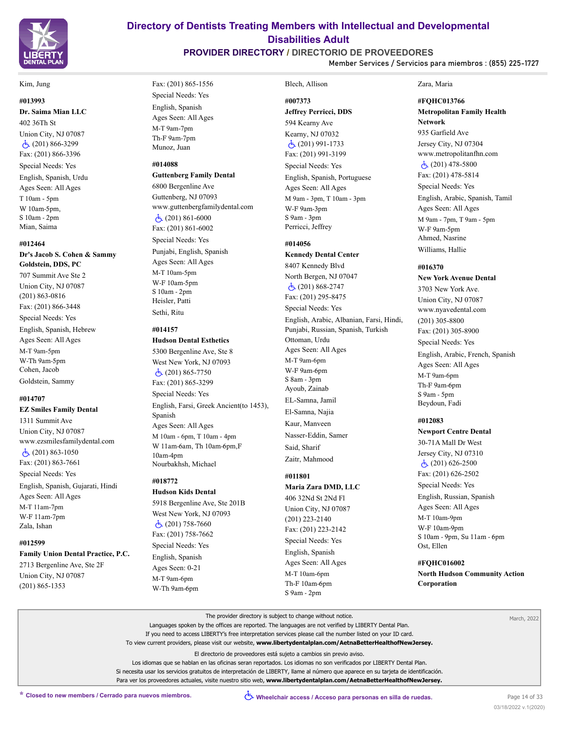Kim, Jung

**#013993**
**Dr. Saima Mian LLC**
402 36Th St
Union City, NJ 07087
♿ (201) 866-3299
Fax: (201) 866-3396
Special Needs: Yes
English, Spanish, Urdu
Ages Seen: All Ages
T 10am - 5pm
W 10am-5pm,
S 10am - 2pm
Mian, Saima

**#012464**
**Dr's Jacob S. Cohen & Sammy Goldstein, DDS, PC**
707 Summit Ave Ste 2
Union City, NJ 07087
(201) 863-0816
Fax: (201) 866-3448
Special Needs: Yes
English, Spanish, Hebrew
Ages Seen: All Ages
M-T 9am-5pm
W-Th 9am-5pm
Cohen, Jacob
Goldstein, Sammy

**#014707**
**EZ Smiles Family Dental**
1311 Summit Ave
Union City, NJ 07087
www.ezsmilesfamilydental.com
♿ (201) 863-1050
Fax: (201) 863-7661
Special Needs: Yes
English, Spanish, Gujarati, Hindi
Ages Seen: All Ages
M-T 11am-7pm
W-F 11am-7pm
Zala, Ishan

**#012599**
**Family Union Dental Practice, P.C.**
2713 Bergenline Ave, Ste 2F
Union City, NJ 07087
(201) 865-1353
Fax: (201) 865-1556
Special Needs: Yes
English, Spanish
Ages Seen: All Ages
M-T 9am-7pm
Th-F 9am-7pm
Munoz, Juan

**#014088**
**Guttenberg Family Dental**
6800 Bergenline Ave
Guttenberg, NJ 07093
www.guttenbergfamilydental.com
♿ (201) 861-6000
Fax: (201) 861-6002
Special Needs: Yes
Punjabi, English, Spanish
Ages Seen: All Ages
M-T 10am-5pm
W-F 10am-5pm
S 10am - 2pm
Heisler, Patti
Sethi, Ritu

**#014157**
**Hudson Dental Esthetics**
5300 Bergenline Ave, Ste 8
West New York, NJ 07093
♿ (201) 865-7750
Fax: (201) 865-3299
Special Needs: Yes
English, Farsi, Greek Ancient(to 1453), Spanish
Ages Seen: All Ages
M 10am - 6pm, T 10am - 4pm
W 11am-6am, Th 10am-6pm,F 10am-4pm
Nourbakhsh, Michael

**#018772**
**Hudson Kids Dental**
5918 Bergenline Ave, Ste 201B
West New York, NJ 07093
♿ (201) 758-7660
Fax: (201) 758-7662
Special Needs: Yes
English, Spanish
Ages Seen: 0-21
M-T 9am-6pm
W-Th 9am-6pm
Blech, Allison

**#007373**
**Jeffrey Perricci, DDS**
594 Kearny Ave
Kearny, NJ 07032
♿ (201) 991-1733
Fax: (201) 991-3199
Special Needs: Yes
English, Spanish, Portuguese
Ages Seen: All Ages
M 9am - 3pm, T 10am - 3pm
W-F 9am-3pm
S 9am - 3pm
Perricci, Jeffrey

**#014056**
**Kennedy Dental Center**
8407 Kennedy Blvd
North Bergen, NJ 07047
♿ (201) 868-2747
Fax: (201) 295-8475
Special Needs: Yes
English, Arabic, Albanian, Farsi, Hindi, Punjabi, Russian, Spanish, Turkish Ottoman, Urdu
Ages Seen: All Ages
M-T 9am-6pm
W-F 9am-6pm
S 8am - 3pm
Ayoub, Zainab
EL-Samna, Jamil
El-Samna, Najia
Kaur, Manveen
Nasser-Eddin, Samer
Said, Sharif
Zaitr, Mahmood

**#011801**
**Maria Zara DMD, LLC**
406 32Nd St 2Nd Fl
Union City, NJ 07087
(201) 223-2140
Fax: (201) 223-2142
Special Needs: Yes
English, Spanish
Ages Seen: All Ages
M-T 10am-6pm
Th-F 10am-6pm
S 9am - 2pm
Zara, Maria

**#FQHC013766**
**Metropolitan Family Health Network**
935 Garfield Ave
Jersey City, NJ 07304
www.metropolitanfhn.com
♿ (201) 478-5800
Fax: (201) 478-5814
Special Needs: Yes
English, Arabic, Spanish, Tamil
Ages Seen: All Ages
M 9am - 7pm, T 9am - 5pm
W-F 9am-5pm
Ahmed, Nasrine
Williams, Hallie

**#016370**
**New York Avenue Dental**
3703 New York Ave.
Union City, NJ 07087
www.nyavedental.com
(201) 305-8800
Fax: (201) 305-8900
Special Needs: Yes
English, Arabic, French, Spanish
Ages Seen: All Ages
M-T 9am-6pm
Th-F 9am-6pm
S 9am - 5pm
Beydoun, Fadi

**#012083**
**Newport Centre Dental**
30-71A Mall Dr West
Jersey City, NJ 07310
♿ (201) 626-2500
Fax: (201) 626-2502
Special Needs: Yes
English, Russian, Spanish
Ages Seen: All Ages
M-T 10am-9pm
W-F 10am-9pm
S 10am - 9pm, Su 11am - 6pm
Ost, Ellen

**#FQHC016002**
**North Hudson Community Action Corporation**

The provider directory is subject to change without notice.
Languages spoken by the offices are reported. The languages are not verified by LIBERTY Dental Plan.
If you need to access LIBERTY's free interpretation services please call the number listed on your ID card.
To view current providers, please visit our website, **www.libertydentalplan.com/AetnaBetterHealthofNewJersey.**

El directorio de proveedores está sujeto a cambios sin previo aviso.
Los idiomas que se hablan en las oficinas seran reportados. Los idiomas no son verificados por LIBERTY Dental Plan.
Si necesita usar los servicios gratuitos de interpretación de LIBERTY, llame al número que aparece en su tarjeta de identificación.
Para ver los proveedores actuales, visite nuestro sitio web, **www.libertydentalplan.com/AetnaBetterHealthofNewJersey.**

March, 2022

**\* Closed to new members / Cerrado para nuevos miembros.**
**♿ Wheelchair access / Acceso para personas en silla de ruedas.**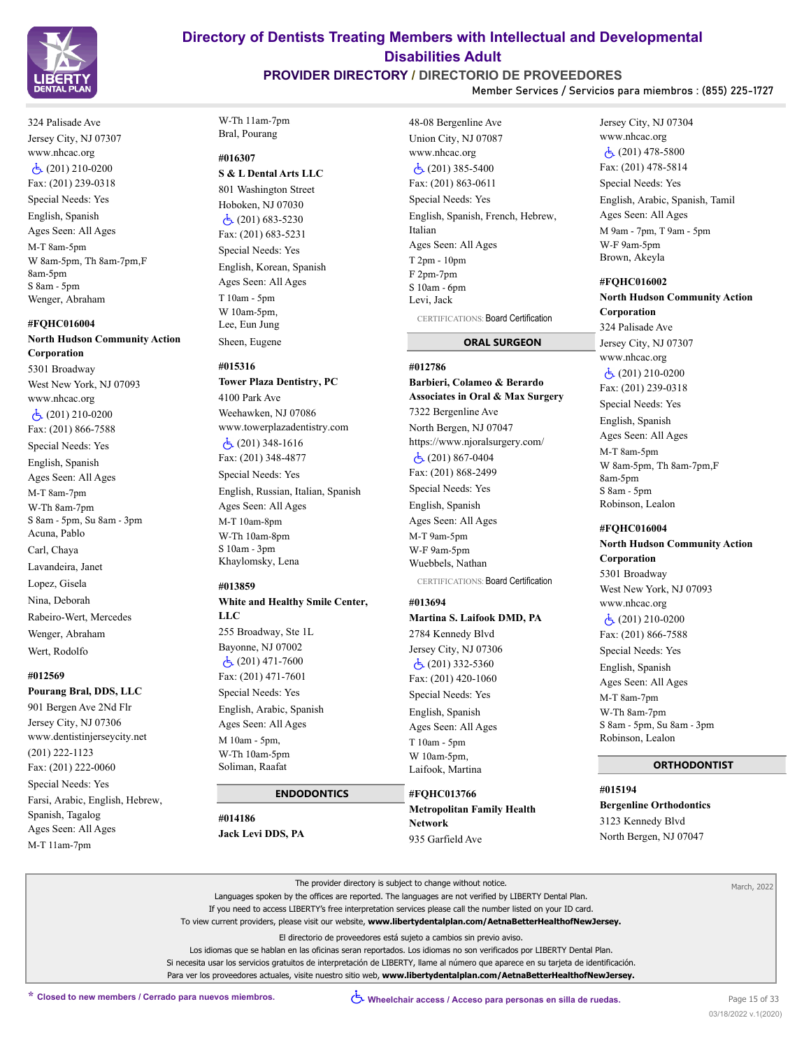324 Palisade Ave
Jersey City, NJ 07307
www.nhcac.org
♿ (201) 210-0200
Fax: (201) 239-0318
Special Needs: Yes
English, Spanish
Ages Seen: All Ages
M-T 8am-5pm
W 8am-5pm, Th 8am-7pm,F 8am-5pm
S 8am - 5pm
Wenger, Abraham

**#FQHC016004**
**North Hudson Community Action Corporation**
5301 Broadway
West New York, NJ 07093
www.nhcac.org
♿ (201) 210-0200
Fax: (201) 866-7588
Special Needs: Yes
English, Spanish
Ages Seen: All Ages
M-T 8am-7pm
W-Th 8am-7pm
S 8am - 5pm, Su 8am - 3pm
Acuna, Pablo
Carl, Chaya
Lavandeira, Janet
Lopez, Gisela
Nina, Deborah
Rabeiro-Wert, Mercedes
Wenger, Abraham
Wert, Rodolfo

**#012569**
**Pourang Bral, DDS, LLC**
901 Bergen Ave 2Nd Flr
Jersey City, NJ 07306
www.dentistinjerseycity.net
(201) 222-1123
Fax: (201) 222-0060
Special Needs: Yes
Farsi, Arabic, English, Hebrew, Spanish, Tagalog
Ages Seen: All Ages
M-T 11am-7pm
W-Th 11am-7pm
Bral, Pourang

**#016307**
**S & L Dental Arts LLC**
801 Washington Street
Hoboken, NJ 07030
♿ (201) 683-5230
Fax: (201) 683-5231
Special Needs: Yes
English, Korean, Spanish
Ages Seen: All Ages
T 10am - 5pm
W 10am-5pm,
Lee, Eun Jung
Sheen, Eugene

**#015316**
**Tower Plaza Dentistry, PC**
4100 Park Ave
Weehawken, NJ 07086
www.towerplazadentistry.com
♿ (201) 348-1616
Fax: (201) 348-4877
Special Needs: Yes
English, Russian, Italian, Spanish
Ages Seen: All Ages
M-T 10am-8pm
W-Th 10am-8pm
S 10am - 3pm
Khaylomsky, Lena

**#013859**
**White and Healthy Smile Center, LLC**
255 Broadway, Ste 1L
Bayonne, NJ 07002
♿ (201) 471-7600
Fax: (201) 471-7601
Special Needs: Yes
English, Arabic, Spanish
Ages Seen: All Ages
M 10am - 5pm,
W-Th 10am-5pm
Soliman, Raafat

## ENDODONTICS

**#014186**
**Jack Levi DDS, PA**
48-08 Bergenline Ave
Union City, NJ 07087
www.nhcac.org
♿ (201) 385-5400
Fax: (201) 863-0611
Special Needs: Yes
English, Spanish, French, Hebrew, Italian
Ages Seen: All Ages
T 2pm - 10pm
F 2pm-7pm
S 10am - 6pm
Levi, Jack
CERTIFICATIONS: Board Certification

## ORAL SURGEON

**#012786**
**Barbieri, Colameo & Berardo Associates in Oral & Max Surgery**
7322 Bergenline Ave
North Bergen, NJ 07047
https://www.njoralsurgery.com/
♿ (201) 867-0404
Fax: (201) 868-2499
Special Needs: Yes
English, Spanish
Ages Seen: All Ages
M-T 9am-5pm
W-F 9am-5pm
Wuebbels, Nathan
CERTIFICATIONS: Board Certification

**#013694**
**Martina S. Laifook DMD, PA**
2784 Kennedy Blvd
Jersey City, NJ 07306
♿ (201) 332-5360
Fax: (201) 420-1060
Special Needs: Yes
English, Spanish
Ages Seen: All Ages
T 10am - 5pm
W 10am-5pm,
Laifook, Martina

**#FQHC013766**
**Metropolitan Family Health Network**
935 Garfield Ave
Jersey City, NJ 07304
www.nhcac.org
♿ (201) 478-5800
Fax: (201) 478-5814
Special Needs: Yes
English, Arabic, Spanish, Tamil
Ages Seen: All Ages
M 9am - 7pm, T 9am - 5pm
W-F 9am-5pm
Brown, Akeyla

**#FQHC016002**
**North Hudson Community Action Corporation**
324 Palisade Ave
Jersey City, NJ 07307
www.nhcac.org
♿ (201) 210-0200
Fax: (201) 239-0318
Special Needs: Yes
English, Spanish
Ages Seen: All Ages
M-T 8am-5pm
W 8am-5pm, Th 8am-7pm,F 8am-5pm
S 8am - 5pm
Robinson, Lealon

**#FQHC016004**
**North Hudson Community Action Corporation**
5301 Broadway
West New York, NJ 07093
www.nhcac.org
♿ (201) 210-0200
Fax: (201) 866-7588
Special Needs: Yes
English, Spanish
Ages Seen: All Ages
M-T 8am-7pm
W-Th 8am-7pm
S 8am - 5pm, Su 8am - 3pm
Robinson, Lealon

## ORTHODONTIST

**#015194**
**Bergenline Orthodontics**
3123 Kennedy Blvd
North Bergen, NJ 07047

The provider directory is subject to change without notice.
Languages spoken by the offices are reported. The languages are not verified by LIBERTY Dental Plan.
If you need to access LIBERTY's free interpretation services please call the number listed on your ID card.
To view current providers, please visit our website, **www.libertydentalplan.com/AetnaBetterHealthofNewJersey.**

El directorio de proveedores está sujeto a cambios sin previo aviso.
Los idiomas que se hablan en las oficinas seran reportados. Los idiomas no son verificados por LIBERTY Dental Plan.
Si necesita usar los servicios gratuitos de interpretación de LIBERTY, llame al número que aparece en su tarjeta de identificación.
Para ver los proveedores actuales, visite nuestro sitio web, **www.libertydentalplan.com/AetnaBetterHealthofNewJersey.**

March, 2022

* Closed to new members / Cerrado para nuevos miembros.
♿ Wheelchair access / Acceso para personas en silla de ruedas.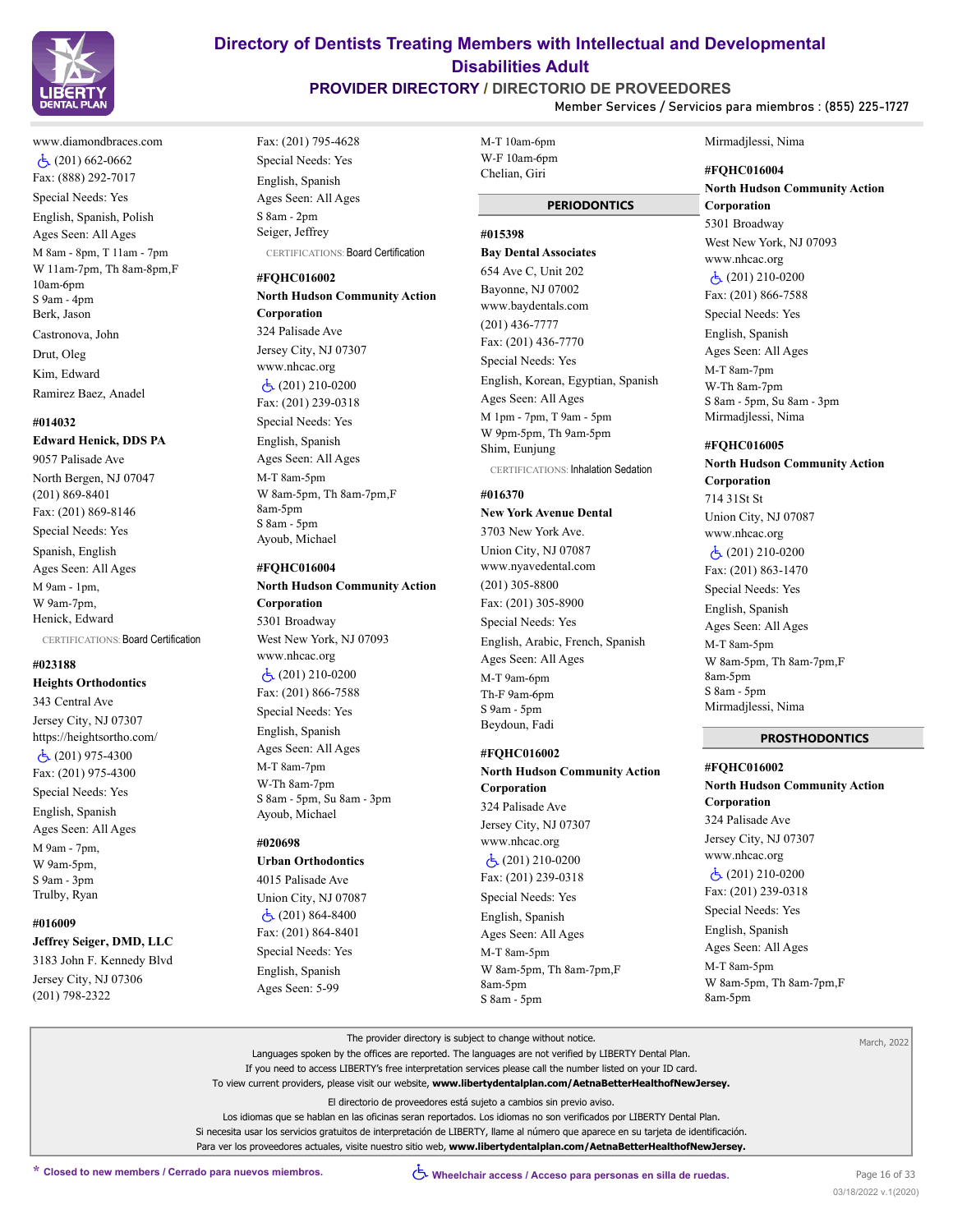www.diamondbraces.com
♿ (201) 662-0662
Fax: (888) 292-7017
Special Needs: Yes
English, Spanish, Polish
Ages Seen: All Ages
M 8am - 8pm, T 11am - 7pm
W 11am-7pm, Th 8am-8pm,F 10am-6pm
S 9am - 4pm
Berk, Jason

Castronova, John

Drut, Oleg

Kim, Edward

Ramirez Baez, Anadel

**#014032**
**Edward Henick, DDS PA**
9057 Palisade Ave
North Bergen, NJ 07047
(201) 869-8401
Fax: (201) 869-8146
Special Needs: Yes
Spanish, English
Ages Seen: All Ages
M 9am - 1pm,
W 9am-7pm,
Henick, Edward
CERTIFICATIONS: Board Certification

**#023188**
**Heights Orthodontics**
343 Central Ave
Jersey City, NJ 07307
https://heightsortho.com/
♿ (201) 975-4300
Fax: (201) 975-4300
Special Needs: Yes
English, Spanish
Ages Seen: All Ages
M 9am - 7pm,
W 9am-5pm,
S 9am - 3pm
Trulby, Ryan

**#016009**
**Jeffrey Seiger, DMD, LLC**
3183 John F. Kennedy Blvd
Jersey City, NJ 07306
(201) 798-2322
Fax: (201) 795-4628
Special Needs: Yes
English, Spanish
Ages Seen: All Ages
S 8am - 2pm
Seiger, Jeffrey
CERTIFICATIONS: Board Certification

**#FQHC016002**
**North Hudson Community Action Corporation**
324 Palisade Ave
Jersey City, NJ 07307
www.nhcac.org
♿ (201) 210-0200
Fax: (201) 239-0318
Special Needs: Yes
English, Spanish
Ages Seen: All Ages
M-T 8am-5pm
W 8am-5pm, Th 8am-7pm,F 8am-5pm
S 8am - 5pm
Ayoub, Michael

**#FQHC016004**
**North Hudson Community Action Corporation**
5301 Broadway
West New York, NJ 07093
www.nhcac.org
♿ (201) 210-0200
Fax: (201) 866-7588
Special Needs: Yes
English, Spanish
Ages Seen: All Ages
M-T 8am-7pm
W-Th 8am-7pm
S 8am - 5pm, Su 8am - 3pm
Ayoub, Michael

**#020698**
**Urban Orthodontics**
4015 Palisade Ave
Union City, NJ 07087
♿ (201) 864-8400
Fax: (201) 864-8401
Special Needs: Yes
English, Spanish
Ages Seen: 5-99
M-T 10am-6pm
W-F 10am-6pm
Chelian, Giri

## PERIODONTICS

**#015398**
**Bay Dental Associates**
654 Ave C, Unit 202
Bayonne, NJ 07002
www.baydentals.com
(201) 436-7777
Fax: (201) 436-7770
Special Needs: Yes
English, Korean, Egyptian, Spanish
Ages Seen: All Ages
M 1pm - 7pm, T 9am - 5pm
W 9pm-5pm, Th 9am-5pm
Shim, Eunjung
CERTIFICATIONS: Inhalation Sedation

**#016370**
**New York Avenue Dental**
3703 New York Ave.
Union City, NJ 07087
www.nyavedental.com
(201) 305-8800
Fax: (201) 305-8900
Special Needs: Yes
English, Arabic, French, Spanish
Ages Seen: All Ages
M-T 9am-6pm
Th-F 9am-6pm
S 9am - 5pm
Beydoun, Fadi

**#FQHC016002**
**North Hudson Community Action Corporation**
324 Palisade Ave
Jersey City, NJ 07307
www.nhcac.org
♿ (201) 210-0200
Fax: (201) 239-0318
Special Needs: Yes
English, Spanish
Ages Seen: All Ages
M-T 8am-5pm
W 8am-5pm, Th 8am-7pm,F 8am-5pm
S 8am - 5pm
Mirmadjlessi, Nima

**#FQHC016004**
**North Hudson Community Action Corporation**
5301 Broadway
West New York, NJ 07093
www.nhcac.org
♿ (201) 210-0200
Fax: (201) 866-7588
Special Needs: Yes
English, Spanish
Ages Seen: All Ages
M-T 8am-7pm
W-Th 8am-7pm
S 8am - 5pm, Su 8am - 3pm
Mirmadjlessi, Nima

**#FQHC016005**
**North Hudson Community Action Corporation**
714 31St St
Union City, NJ 07087
www.nhcac.org
♿ (201) 210-0200
Fax: (201) 863-1470
Special Needs: Yes
English, Spanish
Ages Seen: All Ages
M-T 8am-5pm
W 8am-5pm, Th 8am-7pm,F 8am-5pm
S 8am - 5pm
Mirmadjlessi, Nima

## PROSTHODONTICS

**#FQHC016002**
**North Hudson Community Action Corporation**
324 Palisade Ave
Jersey City, NJ 07307
www.nhcac.org
♿ (201) 210-0200
Fax: (201) 239-0318
Special Needs: Yes
English, Spanish
Ages Seen: All Ages
M-T 8am-5pm
W 8am-5pm, Th 8am-7pm,F 8am-5pm

The provider directory is subject to change without notice.
Languages spoken by the offices are reported. The languages are not verified by LIBERTY Dental Plan.
If you need to access LIBERTY's free interpretation services please call the number listed on your ID card.
To view current providers, please visit our website, **www.libertydentalplan.com/AetnaBetterHealthofNewJersey.**

El directorio de proveedores está sujeto a cambios sin previo aviso.
Los idiomas que se hablan en las oficinas seran reportados. Los idiomas no son verificados por LIBERTY Dental Plan.
Si necesita usar los servicios gratuitos de interpretación de LIBERTY, llame al número que aparece en su tarjeta de identificación.
Para ver los proveedores actuales, visite nuestro sitio web, **www.libertydentalplan.com/AetnaBetterHealthofNewJersey.**

March, 2022

\* Closed to new members / Cerrado para nuevos miembros.

♿ Wheelchair access / Acceso para personas en silla de ruedas.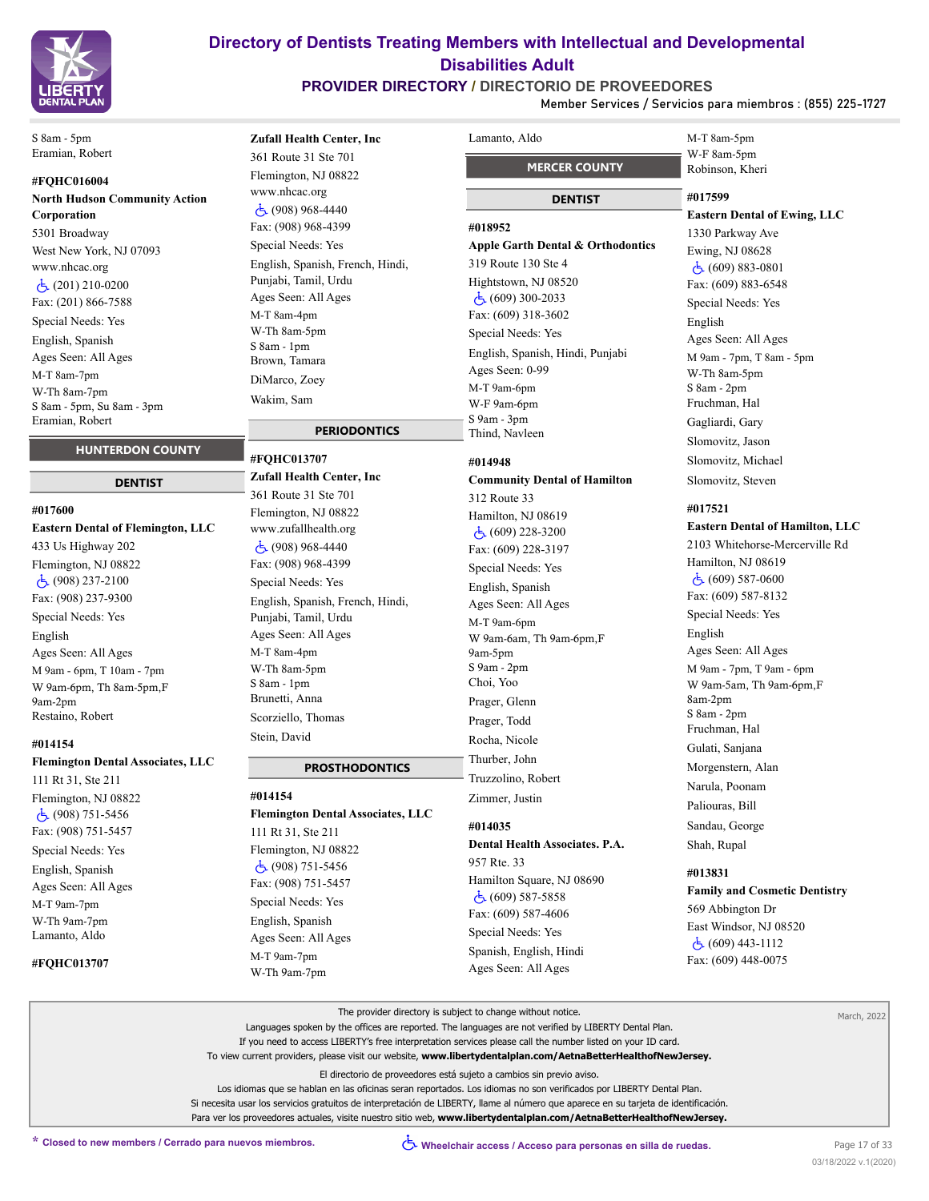S 8am - 5pm
Eramian, Robert

**#FQHC016004**
**North Hudson Community Action Corporation**
5301 Broadway
West New York, NJ 07093
www.nhcac.org
♿ (201) 210-0200
Fax: (201) 866-7588
Special Needs: Yes
English, Spanish
Ages Seen: All Ages
M-T 8am-7pm
W-Th 8am-7pm
S 8am - 5pm, Su 8am - 3pm
Eramian, Robert

## HUNTERDON COUNTY

### DENTIST

**#017600**
**Eastern Dental of Flemington, LLC**
433 Us Highway 202
Flemington, NJ 08822
♿ (908) 237-2100
Fax: (908) 237-9300
Special Needs: Yes
English
Ages Seen: All Ages
M 9am - 6pm, T 10am - 7pm
W 9am-6pm, Th 8am-5pm,F 9am-2pm
Restaino, Robert

**#014154**
**Flemington Dental Associates, LLC**
111 Rt 31, Ste 211
Flemington, NJ 08822
♿ (908) 751-5456
Fax: (908) 751-5457
Special Needs: Yes
English, Spanish
Ages Seen: All Ages
M-T 9am-7pm
W-Th 9am-7pm
Lamanto, Aldo

**#FQHC013707**
**Zufall Health Center, Inc**
361 Route 31 Ste 701
Flemington, NJ 08822
www.nhcac.org
♿ (908) 968-4440
Fax: (908) 968-4399
Special Needs: Yes
English, Spanish, French, Hindi, Punjabi, Tamil, Urdu
Ages Seen: All Ages
M-T 8am-4pm
W-Th 8am-5pm
S 8am - 1pm
Brown, Tamara
DiMarco, Zoey
Wakim, Sam

### PERIODONTICS

**#FQHC013707**
**Zufall Health Center, Inc**
361 Route 31 Ste 701
Flemington, NJ 08822
www.zufallhealth.org
♿ (908) 968-4440
Fax: (908) 968-4399
Special Needs: Yes
English, Spanish, French, Hindi, Punjabi, Tamil, Urdu
Ages Seen: All Ages
M-T 8am-4pm
W-Th 8am-5pm
S 8am - 1pm
Brunetti, Anna
Scorziello, Thomas
Stein, David

### PROSTHODONTICS

**#014154**
**Flemington Dental Associates, LLC**
111 Rt 31, Ste 211
Flemington, NJ 08822
♿ (908) 751-5456
Fax: (908) 751-5457
Special Needs: Yes
English, Spanish
Ages Seen: All Ages
M-T 9am-7pm
W-Th 9am-7pm
Lamanto, Aldo

## MERCER COUNTY

### DENTIST

**#018952**
**Apple Garth Dental & Orthodontics**
319 Route 130 Ste 4
Hightstown, NJ 08520
♿ (609) 300-2033
Fax: (609) 318-3602
Special Needs: Yes
English, Spanish, Hindi, Punjabi
Ages Seen: 0-99
M-T 9am-6pm
W-F 9am-6pm
S 9am - 3pm
Third, Navleen

**#014948**
**Community Dental of Hamilton**
312 Route 33
Hamilton, NJ 08619
♿ (609) 228-3200
Fax: (609) 228-3197
Special Needs: Yes
English, Spanish
Ages Seen: All Ages
M-T 9am-6pm
W 9am-6am, Th 9am-6pm,F 9am-5pm
S 9am - 2pm
Choi, Yoo
Prager, Glenn
Prager, Todd
Rocha, Nicole
Thurber, John
Truzzolino, Robert
Zimmer, Justin

**#014035**
**Dental Health Associates. P.A.**
957 Rte. 33
Hamilton Square, NJ 08690
♿ (609) 587-5858
Fax: (609) 587-4606
Special Needs: Yes
Spanish, English, Hindi
Ages Seen: All Ages
M-T 8am-5pm
W-F 8am-5pm
Robinson, Kheri

**#017599**
**Eastern Dental of Ewing, LLC**
1330 Parkway Ave
Ewing, NJ 08628
♿ (609) 883-0801
Fax: (609) 883-6548
Special Needs: Yes
English
Ages Seen: All Ages
M 9am - 7pm, T 8am - 5pm
W-Th 8am-5pm
S 8am - 2pm
Fruchman, Hal
Gagliardi, Gary
Slomovitz, Jason
Slomovitz, Michael
Slomovitz, Steven

**#017521**
**Eastern Dental of Hamilton, LLC**
2103 Whitehorse-Mercerville Rd
Hamilton, NJ 08619
♿ (609) 587-0600
Fax: (609) 587-8132
Special Needs: Yes
English
Ages Seen: All Ages
M 9am - 7pm, T 9am - 6pm
W 9am-5am, Th 9am-6pm,F 8am-2pm
S 8am - 2pm
Fruchman, Hal
Gulati, Sanjana
Morgenstern, Alan
Narula, Poonam
Paliouras, Bill
Sandau, George
Shah, Rupal

**#013831**
**Family and Cosmetic Dentistry**
569 Abbington Dr
East Windsor, NJ 08520
♿ (609) 443-1112
Fax: (609) 448-0075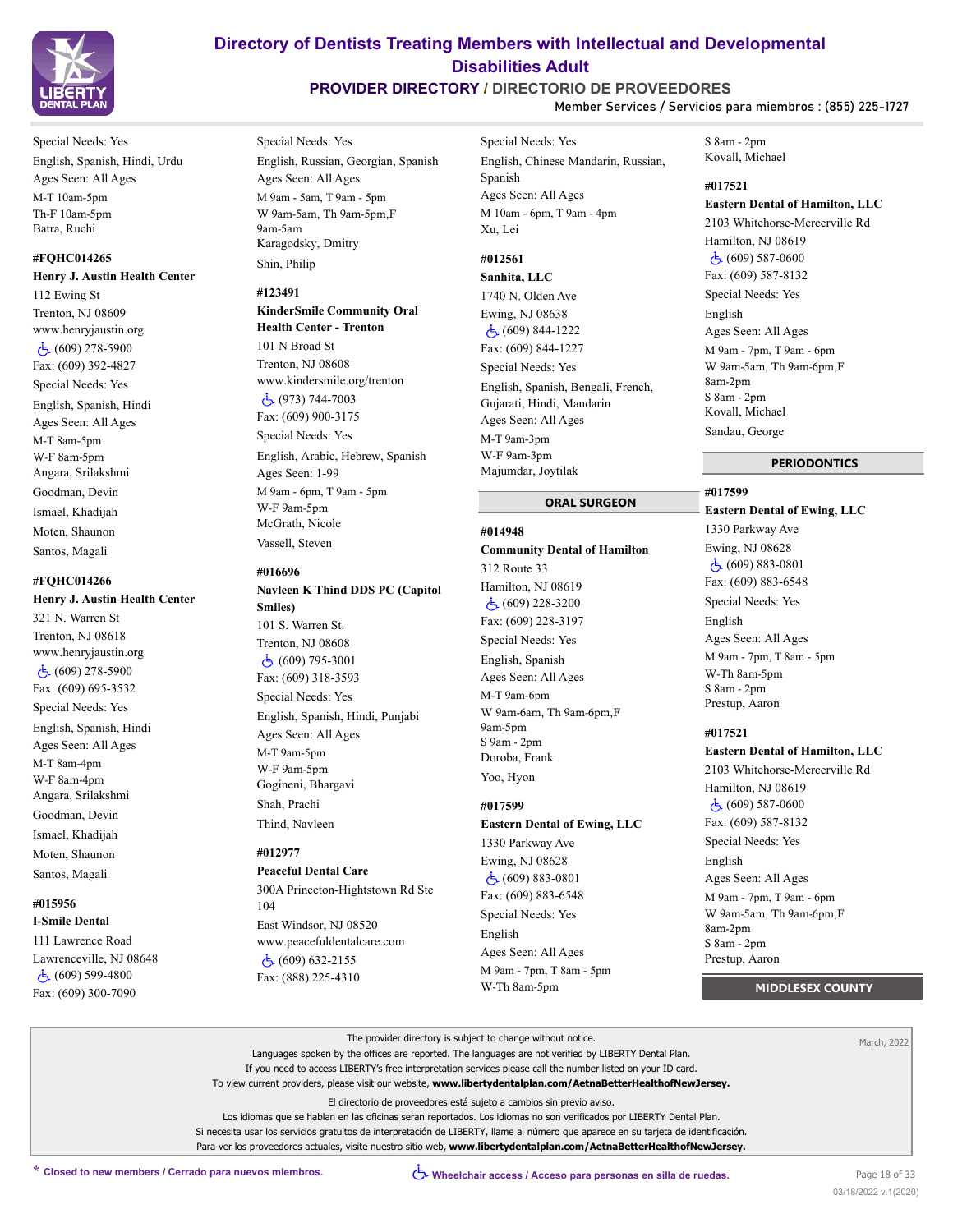Special Needs: Yes
English, Spanish, Hindi, Urdu
Ages Seen: All Ages
M-T 10am-5pm
Th-F 10am-5pm
Batra, Ruchi

#FQHC014265
**Henry J. Austin Health Center**
112 Ewing St
Trenton, NJ 08609
www.henryjaustin.org
♿ (609) 278-5900
Fax: (609) 392-4827
Special Needs: Yes
English, Spanish, Hindi
Ages Seen: All Ages
M-T 8am-5pm
W-F 8am-5pm
Angara, Srilakshmi
Goodman, Devin
Ismael, Khadijah
Moten, Shaunon
Santos, Magali

#FQHC014266
**Henry J. Austin Health Center**
321 N. Warren St
Trenton, NJ 08618
www.henryjaustin.org
♿ (609) 278-5900
Fax: (609) 695-3532
Special Needs: Yes
English, Spanish, Hindi
Ages Seen: All Ages
M-T 8am-4pm
W-F 8am-4pm
Angara, Srilakshmi
Goodman, Devin
Ismael, Khadijah
Moten, Shaunon
Santos, Magali

#015956
**I-Smile Dental**
111 Lawrence Road
Lawrenceville, NJ 08648
♿ (609) 599-4800
Fax: (609) 300-7090
Special Needs: Yes
English, Russian, Georgian, Spanish
Ages Seen: All Ages
M 9am - 5am, T 9am - 5pm
W 9am-5am, Th 9am-5pm,F 9am-5am
Karagodsky, Dmitry
Shin, Philip

#123491
**KinderSmile Community Oral Health Center - Trenton**
101 N Broad St
Trenton, NJ 08608
www.kindersmile.org/trenton
♿ (973) 744-7003
Fax: (609) 900-3175
Special Needs: Yes
English, Arabic, Hebrew, Spanish
Ages Seen: 1-99
M 9am - 6pm, T 9am - 5pm
W-F 9am-5pm
McGrath, Nicole
Vassell, Steven

#016696
**Navleen K Thind DDS PC (Capitol Smiles)**
101 S. Warren St.
Trenton, NJ 08608
♿ (609) 795-3001
Fax: (609) 318-3593
Special Needs: Yes
English, Spanish, Hindi, Punjabi
Ages Seen: All Ages
M-T 9am-5pm
W-F 9am-5pm
Gogineni, Bhargavi
Shah, Prachi
Thind, Navleen

#012977
**Peaceful Dental Care**
300A Princeton-Hightstown Rd Ste 104
East Windsor, NJ 08520
www.peacefuldentalcare.com
♿ (609) 632-2155
Fax: (888) 225-4310
Special Needs: Yes
English, Chinese Mandarin, Russian, Spanish
Ages Seen: All Ages
M 10am - 6pm, T 9am - 4pm
Xu, Lei

#012561
**Sanhita, LLC**
1740 N. Olden Ave
Ewing, NJ 08638
♿ (609) 844-1222
Fax: (609) 844-1227
Special Needs: Yes
English, Spanish, Bengali, French, Gujarati, Hindi, Mandarin
Ages Seen: All Ages
M-T 9am-3pm
W-F 9am-3pm
Majumdar, Joytilak

## ORAL SURGEON

#014948
**Community Dental of Hamilton**
312 Route 33
Hamilton, NJ 08619
♿ (609) 228-3200
Fax: (609) 228-3197
Special Needs: Yes
English, Spanish
Ages Seen: All Ages
M-T 9am-6pm
W 9am-6am, Th 9am-6pm,F 9am-5pm
S 9am - 2pm
Doroba, Frank
Yoo, Hyon

#017599
**Eastern Dental of Ewing, LLC**
1330 Parkway Ave
Ewing, NJ 08628
♿ (609) 883-0801
Fax: (609) 883-6548
Special Needs: Yes
English
Ages Seen: All Ages
M 9am - 7pm, T 8am - 5pm
W-Th 8am-5pm
S 8am - 2pm
Kovall, Michael

#017521
**Eastern Dental of Hamilton, LLC**
2103 Whitehorse-Mercerville Rd
Hamilton, NJ 08619
♿ (609) 587-0600
Fax: (609) 587-8132
Special Needs: Yes
English
Ages Seen: All Ages
M 9am - 7pm, T 9am - 6pm
W 9am-5am, Th 9am-6pm,F 8am-2pm
S 8am - 2pm
Kovall, Michael
Sandau, George

## PERIODONTICS

#017599
**Eastern Dental of Ewing, LLC**
1330 Parkway Ave
Ewing, NJ 08628
♿ (609) 883-0801
Fax: (609) 883-6548
Special Needs: Yes
English
Ages Seen: All Ages
M 9am - 7pm, T 8am - 5pm
W-Th 8am-5pm
S 8am - 2pm
Prestup, Aaron

#017521
**Eastern Dental of Hamilton, LLC**
2103 Whitehorse-Mercerville Rd
Hamilton, NJ 08619
♿ (609) 587-0600
Fax: (609) 587-8132
Special Needs: Yes
English
Ages Seen: All Ages
M 9am - 7pm, T 9am - 6pm
W 9am-5am, Th 9am-6pm,F 8am-2pm
S 8am - 2pm
Prestup, Aaron

## MIDDLESEX COUNTY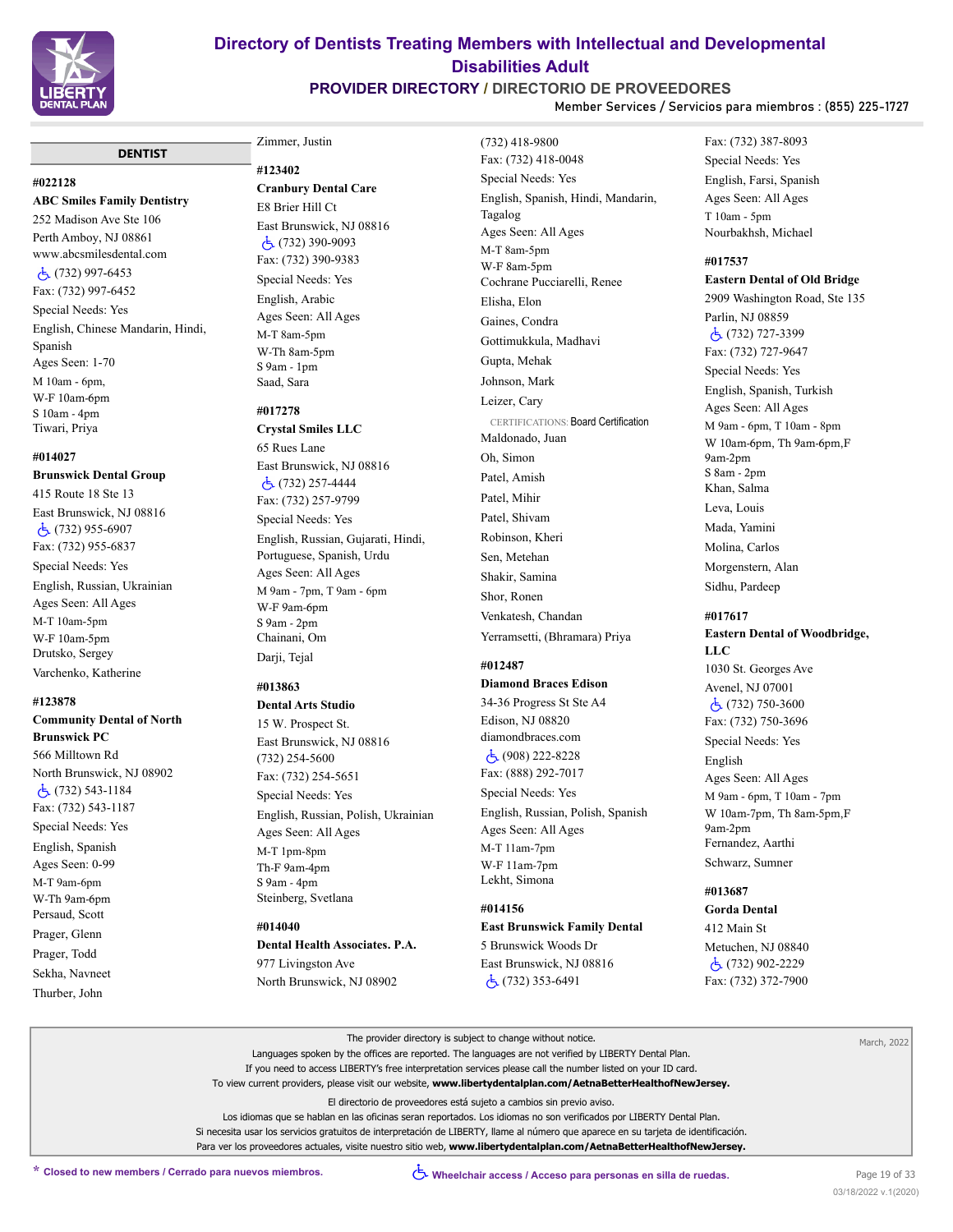## DENTIST

**#022128**
**ABC Smiles Family Dentistry**
252 Madison Ave Ste 106
Perth Amboy, NJ 08861
www.abcsmilesdental.com
♿ (732) 997-6453
Fax: (732) 997-6452
Special Needs: Yes
English, Chinese Mandarin, Hindi, Spanish
Ages Seen: 1-70
M 10am - 6pm,
W-F 10am-6pm
S 10am - 4pm
Tiwari, Priya

**#014027**
**Brunswick Dental Group**
415 Route 18 Ste 13
East Brunswick, NJ 08816
♿ (732) 955-6907
Fax: (732) 955-6837
Special Needs: Yes
English, Russian, Ukrainian
Ages Seen: All Ages
M-T 10am-5pm
W-F 10am-5pm
Drutsko, Sergey
Varchenko, Katherine

**#123878**
**Community Dental of North Brunswick PC**
566 Milltown Rd
North Brunswick, NJ 08902
♿ (732) 543-1184
Fax: (732) 543-1187
Special Needs: Yes
English, Spanish
Ages Seen: 0-99
M-T 9am-6pm
W-Th 9am-6pm
Persaud, Scott
Prager, Glenn
Prager, Todd
Sekha, Navneet
Thurber, John
Zimmer, Justin

**#123402**
**Cranbury Dental Care**
E8 Brier Hill Ct
East Brunswick, NJ 08816
♿ (732) 390-9093
Fax: (732) 390-9383
Special Needs: Yes
English, Arabic
Ages Seen: All Ages
M-T 8am-5pm
W-Th 8am-5pm
S 9am - 1pm
Saad, Sara

**#017278**
**Crystal Smiles LLC**
65 Rues Lane
East Brunswick, NJ 08816
♿ (732) 257-4444
Fax: (732) 257-9799
Special Needs: Yes
English, Russian, Gujarati, Hindi, Portuguese, Spanish, Urdu
Ages Seen: All Ages
M 9am - 7pm, T 9am - 6pm
W-F 9am-6pm
S 9am - 2pm
Chainani, Om
Darji, Tejal

**#013863**
**Dental Arts Studio**
15 W. Prospect St.
East Brunswick, NJ 08816
(732) 254-5600
Fax: (732) 254-5651
Special Needs: Yes
English, Russian, Polish, Ukrainian
Ages Seen: All Ages
M-T 1pm-8pm
Th-F 9am-4pm
S 9am - 4pm
Steinberg, Svetlana

**#014040**
**Dental Health Associates. P.A.**
977 Livingston Ave
North Brunswick, NJ 08902
(732) 418-9800
Fax: (732) 418-0048
Special Needs: Yes
English, Spanish, Hindi, Mandarin, Tagalog
Ages Seen: All Ages
M-T 8am-5pm
W-F 8am-5pm
Cochrane Pucciarelli, Renee
Elisha, Elon
Gaines, Condra
Gottimukkula, Madhavi
Gupta, Mehak
Johnson, Mark
Leizer, Cary
CERTIFICATIONS: Board Certification
Maldonado, Juan
Oh, Simon
Patel, Amish
Patel, Mihir
Patel, Shivam
Robinson, Kheri
Sen, Metehan
Shakir, Samina
Shor, Ronen
Venkatesh, Chandan
Yerramsetti, (Bhramara) Priya

**#012487**
**Diamond Braces Edison**
34-36 Progress St Ste A4
Edison, NJ 08820
diamondbraces.com
♿ (908) 222-8228
Fax: (888) 292-7017
Special Needs: Yes
English, Russian, Polish, Spanish
Ages Seen: All Ages
M-T 11am-7pm
W-F 11am-7pm
Lekht, Simona

**#014156**
**East Brunswick Family Dental**
5 Brunswick Woods Dr
East Brunswick, NJ 08816
♿ (732) 353-6491
Fax: (732) 387-8093
Special Needs: Yes
English, Farsi, Spanish
Ages Seen: All Ages
T 10am - 5pm
Nourbakhsh, Michael

**#017537**
**Eastern Dental of Old Bridge**
2909 Washington Road, Ste 135
Parlin, NJ 08859
♿ (732) 727-3399
Fax: (732) 727-9647
Special Needs: Yes
English, Spanish, Turkish
Ages Seen: All Ages
M 9am - 6pm, T 10am - 8pm
W 10am-6pm, Th 9am-6pm,F 9am-2pm
S 8am - 2pm
Khan, Salma
Leva, Louis
Mada, Yamini
Molina, Carlos
Morgenstern, Alan
Sidhu, Pardeep

**#017617**
**Eastern Dental of Woodbridge, LLC**
1030 St. Georges Ave
Avenel, NJ 07001
♿ (732) 750-3600
Fax: (732) 750-3696
Special Needs: Yes
English
Ages Seen: All Ages
M 9am - 6pm, T 10am - 7pm
W 10am-7pm, Th 8am-5pm,F 9am-2pm
Fernandez, Aarthi
Schwarz, Sumner

**#013687**
**Gorda Dental**
412 Main St
Metuchen, NJ 08840
♿ (732) 902-2229
Fax: (732) 372-7900

---

The provider directory is subject to change without notice.
Languages spoken by the offices are reported. The languages are not verified by LIBERTY Dental Plan.
If you need to access LIBERTY's free interpretation services please call the number listed on your ID card.
To view current providers, please visit our website, **www.libertydentalplan.com/AetnaBetterHealthofNewJersey.**

El directorio de proveedores está sujeto a cambios sin previo aviso.
Los idiomas que se hablan en las oficinas seran reportados. Los idiomas no son verificados por LIBERTY Dental Plan.
Si necesita usar los servicios gratuitos de interpretación de LIBERTY, llame al número que aparece en su tarjeta de identificación.
Para ver los proveedores actuales, visite nuestro sitio web, **www.libertydentalplan.com/AetnaBetterHealthofNewJersey.**

March, 2022

**\* Closed to new members / Cerrado para nuevos miembros.**
**♿ Wheelchair access / Acceso para personas en silla de ruedas.**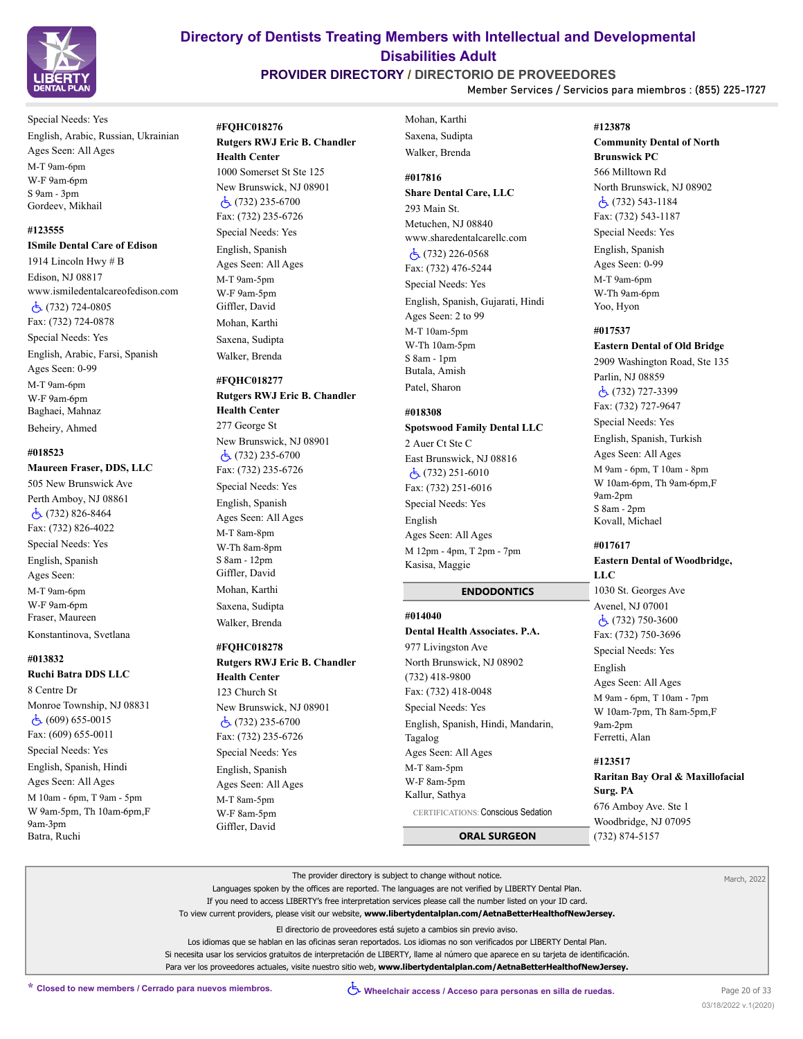Special Needs: Yes
English, Arabic, Russian, Ukrainian
Ages Seen: All Ages
M-T 9am-6pm
W-F 9am-6pm
S 9am - 3pm
Gordeev, Mikhail

**#123555**
**ISmile Dental Care of Edison**
1914 Lincoln Hwy # B
Edison, NJ 08817
www.ismiledentalcareofedison.com
♿ (732) 724-0805
Fax: (732) 724-0878
Special Needs: Yes
English, Arabic, Farsi, Spanish
Ages Seen: 0-99
M-T 9am-6pm
W-F 9am-6pm
Baghaei, Mahnaz
Beheiry, Ahmed

**#018523**
**Maureen Fraser, DDS, LLC**
505 New Brunswick Ave
Perth Amboy, NJ 08861
♿ (732) 826-8464
Fax: (732) 826-4022
Special Needs: Yes
English, Spanish
Ages Seen:
M-T 9am-6pm
W-F 9am-6pm
Fraser, Maureen
Konstantinova, Svetlana

**#013832**
**Ruchi Batra DDS LLC**
8 Centre Dr
Monroe Township, NJ 08831
♿ (609) 655-0015
Fax: (609) 655-0011
Special Needs: Yes
English, Spanish, Hindi
Ages Seen: All Ages
M 10am - 6pm, T 9am - 5pm
W 9am-5pm, Th 10am-6pm,F 9am-3pm
Batra, Ruchi

**#FQHC018276**
**Rutgers RWJ Eric B. Chandler Health Center**
1000 Somerset St Ste 125
New Brunswick, NJ 08901
♿ (732) 235-6700
Fax: (732) 235-6726
Special Needs: Yes
English, Spanish
Ages Seen: All Ages
M-T 9am-5pm
W-F 9am-5pm
Giffler, David
Mohan, Karthi
Saxena, Sudipta
Walker, Brenda

**#FQHC018277**
**Rutgers RWJ Eric B. Chandler Health Center**
277 George St
New Brunswick, NJ 08901
♿ (732) 235-6700
Fax: (732) 235-6726
Special Needs: Yes
English, Spanish
Ages Seen: All Ages
M-T 8am-8pm
W-Th 8am-8pm
S 8am - 12pm
Giffler, David
Mohan, Karthi
Saxena, Sudipta
Walker, Brenda

**#FQHC018278**
**Rutgers RWJ Eric B. Chandler Health Center**
123 Church St
New Brunswick, NJ 08901
♿ (732) 235-6700
Fax: (732) 235-6726
Special Needs: Yes
English, Spanish
Ages Seen: All Ages
M-T 8am-5pm
W-F 8am-5pm
Giffler, David
Mohan, Karthi
Saxena, Sudipta
Walker, Brenda

**#017816**
**Share Dental Care, LLC**
293 Main St.
Metuchen, NJ 08840
www.sharedentalcarellc.com
♿ (732) 226-0568
Fax: (732) 476-5244
Special Needs: Yes
English, Spanish, Gujarati, Hindi
Ages Seen: 2 to 99
M-T 10am-5pm
W-Th 10am-5pm
S 8am - 1pm
Butala, Amish
Patel, Sharon

**#018308**
**Spotswood Family Dental LLC**
2 Auer Ct Ste C
East Brunswick, NJ 08816
♿ (732) 251-6010
Fax: (732) 251-6016
Special Needs: Yes
English
Ages Seen: All Ages
M 12pm - 4pm, T 2pm - 7pm
Kasisa, Maggie

## ENDODONTICS

**#014040**
**Dental Health Associates. P.A.**
977 Livingston Ave
North Brunswick, NJ 08902
(732) 418-9800
Fax: (732) 418-0048
Special Needs: Yes
English, Spanish, Hindi, Mandarin, Tagalog
Ages Seen: All Ages
M-T 8am-5pm
W-F 8am-5pm
Kallur, Sathya
CERTIFICATIONS: Conscious Sedation

## ORAL SURGEON

**#123878**
**Community Dental of North Brunswick PC**
566 Milltown Rd
North Brunswick, NJ 08902
♿ (732) 543-1184
Fax: (732) 543-1187
Special Needs: Yes
English, Spanish
Ages Seen: 0-99
M-T 9am-6pm
W-Th 9am-6pm
Yoo, Hyon

**#017537**
**Eastern Dental of Old Bridge**
2909 Washington Road, Ste 135
Parlin, NJ 08859
♿ (732) 727-3399
Fax: (732) 727-9647
Special Needs: Yes
English, Spanish, Turkish
Ages Seen: All Ages
M 9am - 6pm, T 10am - 8pm
W 10am-6pm, Th 9am-6pm,F 9am-2pm
S 8am - 2pm
Kovall, Michael

**#017617**
**Eastern Dental of Woodbridge, LLC**
1030 St. Georges Ave
Avenel, NJ 07001
♿ (732) 750-3600
Fax: (732) 750-3696
Special Needs: Yes
English
Ages Seen: All Ages
M 9am - 6pm, T 10am - 7pm
W 10am-7pm, Th 8am-5pm,F 9am-2pm
Ferretti, Alan

**#123517**
**Raritan Bay Oral & Maxillofacial Surg. PA**
676 Amboy Ave. Ste 1
Woodbridge, NJ 07095
(732) 874-5157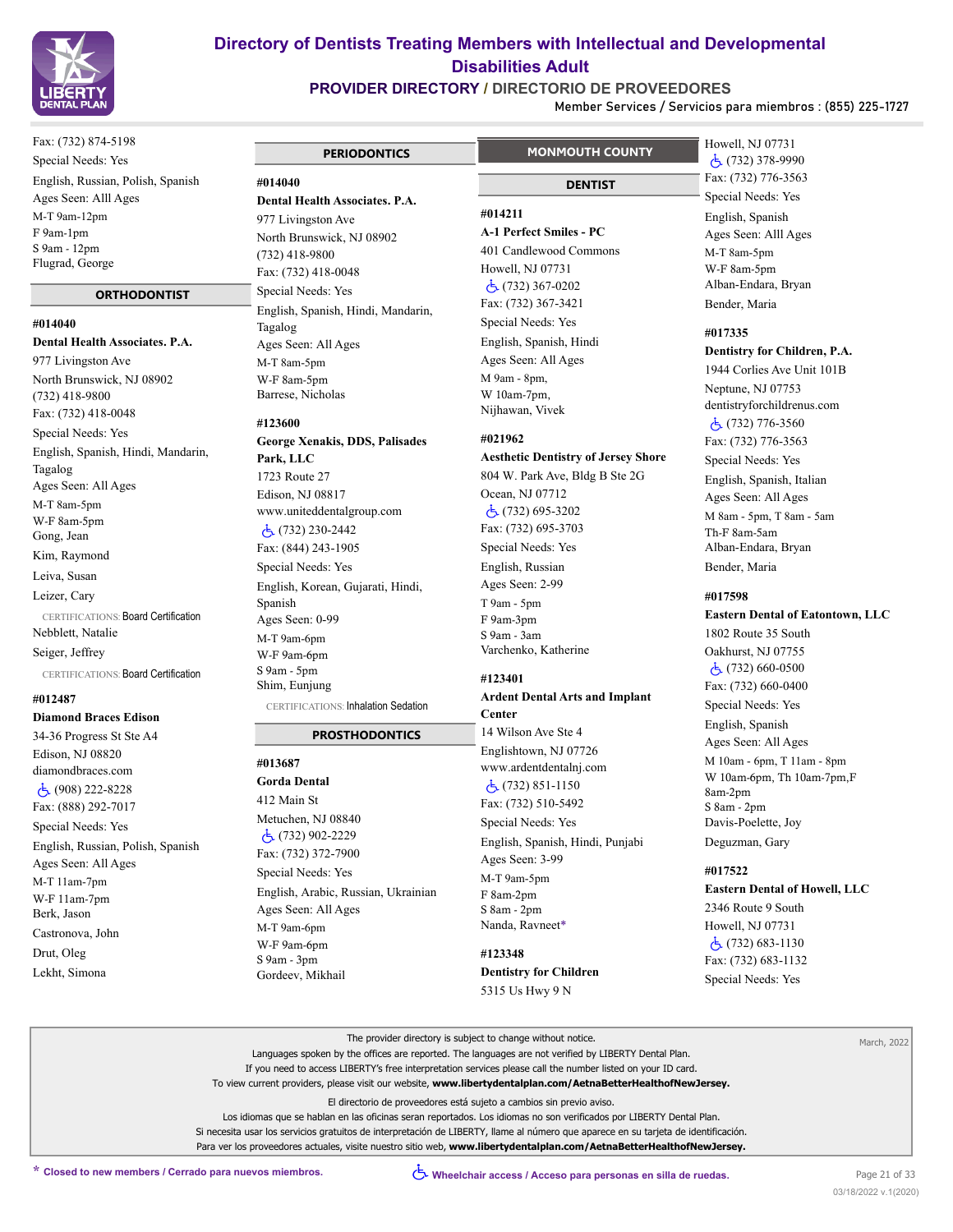Fax: (732) 874-5198
Special Needs: Yes
English, Russian, Polish, Spanish
Ages Seen: Alll Ages
M-T 9am-12pm
F 9am-1pm
S 9am - 12pm
Flugrad, George

## ORTHODONTIST

**#014040**
**Dental Health Associates. P.A.**
977 Livingston Ave
North Brunswick, NJ 08902
(732) 418-9800
Fax: (732) 418-0048
Special Needs: Yes
English, Spanish, Hindi, Mandarin, Tagalog
Ages Seen: All Ages
M-T 8am-5pm
W-F 8am-5pm
Gong, Jean
Kim, Raymond
Leiva, Susan
Leizer, Cary
CERTIFICATIONS: Board Certification
Nebblett, Natalie
Seiger, Jeffrey
CERTIFICATIONS: Board Certification

**#012487**
**Diamond Braces Edison**
34-36 Progress St Ste A4
Edison, NJ 08820
diamondbraces.com
♿ (908) 222-8228
Fax: (888) 292-7017
Special Needs: Yes
English, Russian, Polish, Spanish
Ages Seen: All Ages
M-T 11am-7pm
W-F 11am-7pm
Berk, Jason
Castronova, John
Drut, Oleg
Lekht, Simona

## PERIODONTICS

**#014040**
**Dental Health Associates. P.A.**
977 Livingston Ave
North Brunswick, NJ 08902
(732) 418-9800
Fax: (732) 418-0048
Special Needs: Yes
English, Spanish, Hindi, Mandarin, Tagalog
Ages Seen: All Ages
M-T 8am-5pm
W-F 8am-5pm
Barrese, Nicholas

**#123600**
**George Xenakis, DDS, Palisades Park, LLC**
1723 Route 27
Edison, NJ 08817
www.uniteddentalgroup.com
♿ (732) 230-2442
Fax: (844) 243-1905
Special Needs: Yes
English, Korean, Gujarati, Hindi, Spanish
Ages Seen: 0-99
M-T 9am-6pm
W-F 9am-6pm
S 9am - 5pm
Shim, Eunjung
CERTIFICATIONS: Inhalation Sedation

## PROSTHODONTICS

**#013687**
**Gorda Dental**
412 Main St
Metuchen, NJ 08840
♿ (732) 902-2229
Fax: (732) 372-7900
Special Needs: Yes
English, Arabic, Russian, Ukrainian
Ages Seen: All Ages
M-T 9am-6pm
W-F 9am-6pm
S 9am - 3pm
Gordeev, Mikhail

# MONMOUTH COUNTY

## DENTIST

**#014211**
**A-1 Perfect Smiles - PC**
401 Candlewood Commons
Howell, NJ 07731
♿ (732) 367-0202
Fax: (732) 367-3421
Special Needs: Yes
English, Spanish, Hindi
Ages Seen: All Ages
M 9am - 8pm,
W 10am-7pm,
Nijhawan, Vivek

**#021962**
**Aesthetic Dentistry of Jersey Shore**
804 W. Park Ave, Bldg B Ste 2G
Ocean, NJ 07712
♿ (732) 695-3202
Fax: (732) 695-3703
Special Needs: Yes
English, Russian
Ages Seen: 2-99
T 9am - 5pm
F 9am-3pm
S 9am - 3am
Varchenko, Katherine

**#123401**
**Ardent Dental Arts and Implant Center**
14 Wilson Ave Ste 4
Englishtown, NJ 07726
www.ardentdentalnj.com
♿ (732) 851-1150
Fax: (732) 510-5492
Special Needs: Yes
English, Spanish, Hindi, Punjabi
Ages Seen: 3-99
M-T 9am-5pm
F 8am-2pm
S 8am - 2pm
Nanda, Ravneet*

**#123348**
**Dentistry for Children**
5315 Us Hwy 9 N
Howell, NJ 07731
♿ (732) 378-9990
Fax: (732) 776-3563
Special Needs: Yes
English, Spanish
Ages Seen: Alll Ages
M-T 8am-5pm
W-F 8am-5pm
Alban-Endara, Bryan
Bender, Maria

**#017335**
**Dentistry for Children, P.A.**
1944 Corlies Ave Unit 101B
Neptune, NJ 07753
dentistryforchildrenus.com
♿ (732) 776-3560
Fax: (732) 776-3563
Special Needs: Yes
English, Spanish, Italian
Ages Seen: All Ages
M 8am - 5pm, T 8am - 5am
Th-F 8am-5am
Alban-Endara, Bryan
Bender, Maria

**#017598**
**Eastern Dental of Eatontown, LLC**
1802 Route 35 South
Oakhurst, NJ 07755
♿ (732) 660-0500
Fax: (732) 660-0400
Special Needs: Yes
English, Spanish
Ages Seen: All Ages
M 10am - 6pm, T 11am - 8pm
W 10am-6pm, Th 10am-7pm,F 8am-2pm
S 8am - 2pm
Davis-Poelette, Joy
Deguzman, Gary

**#017522**
**Eastern Dental of Howell, LLC**
2346 Route 9 South
Howell, NJ 07731
♿ (732) 683-1130
Fax: (732) 683-1132
Special Needs: Yes

The provider directory is subject to change without notice.
Languages spoken by the offices are reported. The languages are not verified by LIBERTY Dental Plan.
If you need to access LIBERTY's free interpretation services please call the number listed on your ID card.
To view current providers, please visit our website, **www.libertydentalplan.com/AetnaBetterHealthofNewJersey.**

El directorio de proveedores está sujeto a cambios sin previo aviso.
Los idiomas que se hablan en las oficinas seran reportados. Los idiomas no son verificados por LIBERTY Dental Plan.
Si necesita usar los servicios gratuitos de interpretación de LIBERTY, llame al número que aparece en su tarjeta de identificación.
Para ver los proveedores actuales, visite nuestro sitio web, **www.libertydentalplan.com/AetnaBetterHealthofNewJersey.**

March, 2022

\* Closed to new members / Cerrado para nuevos miembros.

♿ Wheelchair access / Acceso para personas en silla de ruedas.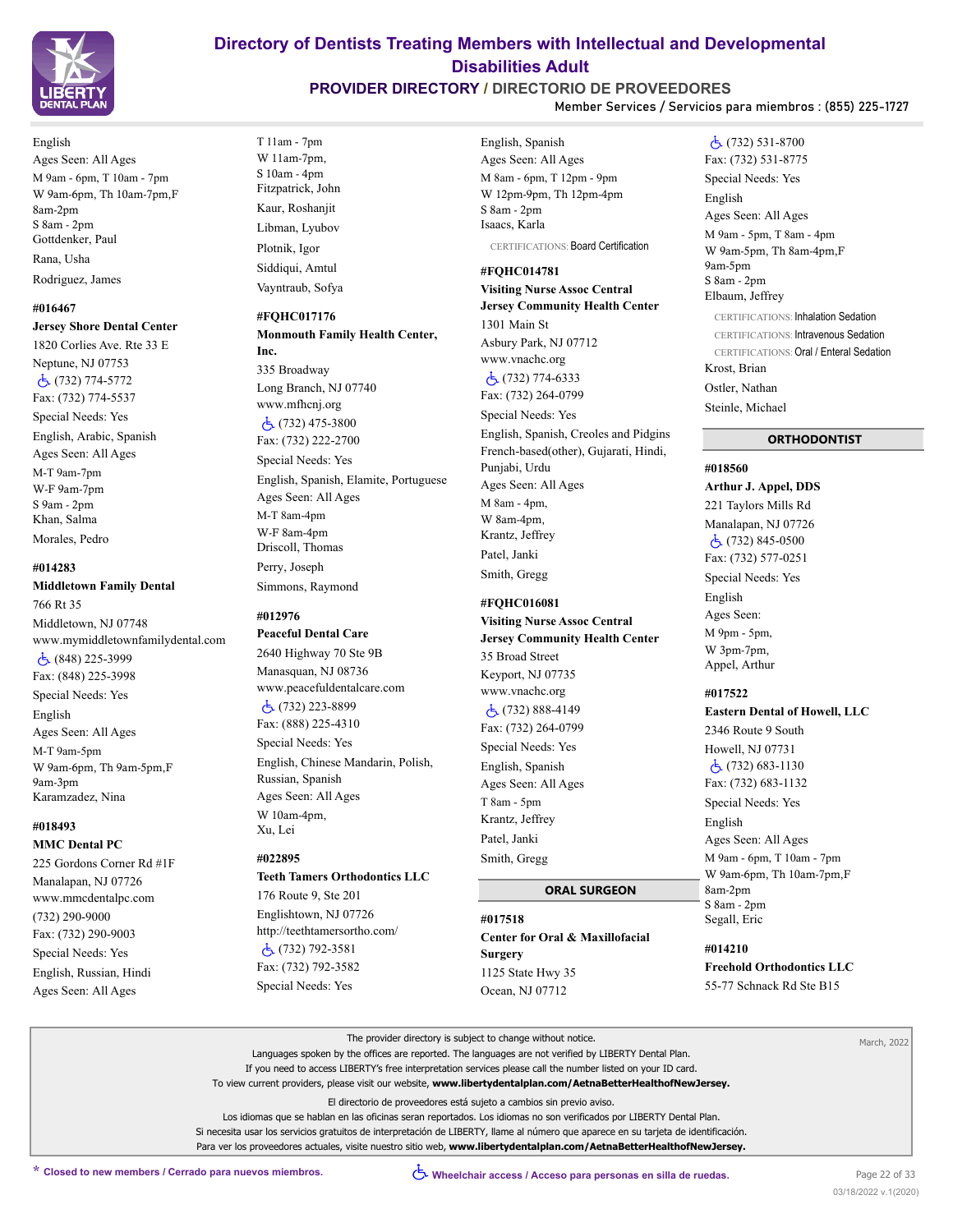English
Ages Seen: All Ages
M 9am - 6pm, T 10am - 7pm
W 9am-6pm, Th 10am-7pm,F 8am-2pm
S 8am - 2pm
Gottdenker, Paul
Rana, Usha
Rodriguez, James

**#016467**
**Jersey Shore Dental Center**
1820 Corlies Ave. Rte 33 E
Neptune, NJ 07753
♿ (732) 774-5772
Fax: (732) 774-5537
Special Needs: Yes
English, Arabic, Spanish
Ages Seen: All Ages
M-T 9am-7pm
W-F 9am-7pm
S 9am - 2pm
Khan, Salma
Morales, Pedro

**#014283**
**Middletown Family Dental**
766 Rt 35
Middletown, NJ 07748
www.mymiddletownfamilydental.com
♿ (848) 225-3999
Fax: (848) 225-3998
Special Needs: Yes
English
Ages Seen: All Ages
M-T 9am-5pm
W 9am-6pm, Th 9am-5pm,F 9am-3pm
Karamzadez, Nina

**#018493**
**MMC Dental PC**
225 Gordons Corner Rd #1F
Manalapan, NJ 07726
www.mmcdentalpc.com
(732) 290-9000
Fax: (732) 290-9003
Special Needs: Yes
English, Russian, Hindi
Ages Seen: All Ages
T 11am - 7pm
W 11am-7pm,
S 10am - 4pm
Fitzpatrick, John
Kaur, Roshanjit
Libman, Lyubov
Plotnik, Igor
Siddiqui, Amtul
Vayntraub, Sofya

**#FQHC017176**
**Monmouth Family Health Center, Inc.**
335 Broadway
Long Branch, NJ 07740
www.mfhcnj.org
♿ (732) 475-3800
Fax: (732) 222-2700
Special Needs: Yes
English, Spanish, Elamite, Portuguese
Ages Seen: All Ages
M-T 8am-4pm
W-F 8am-4pm
Driscoll, Thomas
Perry, Joseph
Simmons, Raymond

**#012976**
**Peaceful Dental Care**
2640 Highway 70 Ste 9B
Manasquan, NJ 08736
www.peacefuldentalcare.com
♿ (732) 223-8899
Fax: (888) 225-4310
Special Needs: Yes
English, Chinese Mandarin, Polish, Russian, Spanish
Ages Seen: All Ages
W 10am-4pm,
Xu, Lei

**#022895**
**Teeth Tamers Orthodontics LLC**
176 Route 9, Ste 201
Englishtown, NJ 07726
http://teethtamersortho.com/
♿ (732) 792-3581
Fax: (732) 792-3582
Special Needs: Yes
English, Spanish
Ages Seen: All Ages
M 8am - 6pm, T 12pm - 9pm
W 12pm-9pm, Th 12pm-4pm
S 8am - 2pm
Isaacs, Karla
CERTIFICATIONS: Board Certification

**#FQHC014781**
**Visiting Nurse Assoc Central Jersey Community Health Center**
1301 Main St
Asbury Park, NJ 07712
www.vnachc.org
♿ (732) 774-6333
Fax: (732) 264-0799
Special Needs: Yes
English, Spanish, Creoles and Pidgins French-based(other), Gujarati, Hindi, Punjabi, Urdu
Ages Seen: All Ages
M 8am - 4pm,
W 8am-4pm,
Krantz, Jeffrey
Patel, Janki
Smith, Gregg

**#FQHC016081**
**Visiting Nurse Assoc Central Jersey Community Health Center**
35 Broad Street
Keyport, NJ 07735
www.vnachc.org
♿ (732) 888-4149
Fax: (732) 264-0799
Special Needs: Yes
English, Spanish
Ages Seen: All Ages
T 8am - 5pm
Krantz, Jeffrey
Patel, Janki
Smith, Gregg

## ORAL SURGEON

**#017518**
**Center for Oral & Maxillofacial Surgery**
1125 State Hwy 35
Ocean, NJ 07712
♿ (732) 531-8700
Fax: (732) 531-8775
Special Needs: Yes
English
Ages Seen: All Ages
M 9am - 5pm, T 8am - 4pm
W 9am-5pm, Th 8am-4pm,F 9am-5pm
S 8am - 2pm
Elbaum, Jeffrey
CERTIFICATIONS: Inhalation Sedation
CERTIFICATIONS: Intravenous Sedation
CERTIFICATIONS: Oral / Enteral Sedation
Krost, Brian
Ostler, Nathan
Steinle, Michael

## ORTHODONTIST

**#018560**
**Arthur J. Appel, DDS**
221 Taylors Mills Rd
Manalapan, NJ 07726
♿ (732) 845-0500
Fax: (732) 577-0251
Special Needs: Yes
English
Ages Seen:
M 9pm - 5pm,
W 3pm-7pm,
Appel, Arthur

**#017522**
**Eastern Dental of Howell, LLC**
2346 Route 9 South
Howell, NJ 07731
♿ (732) 683-1130
Fax: (732) 683-1132
Special Needs: Yes
English
Ages Seen: All Ages
M 9am - 6pm, T 10am - 7pm
W 9am-6pm, Th 10am-7pm,F 8am-2pm
S 8am - 2pm
Segall, Eric

**#014210**
**Freehold Orthodontics LLC**
55-77 Schnack Rd Ste B15

The provider directory is subject to change without notice.
Languages spoken by the offices are reported. The languages are not verified by LIBERTY Dental Plan.
If you need to access LIBERTY's free interpretation services please call the number listed on your ID card.
To view current providers, please visit our website, **www.libertydentalplan.com/AetnaBetterHealthofNewJersey.**

El directorio de proveedores está sujeto a cambios sin previo aviso.
Los idiomas que se hablan en las oficinas seran reportados. Los idiomas no son verificados por LIBERTY Dental Plan.
Si necesita usar los servicios gratuitos de interpretación de LIBERTY, llame al número que aparece en su tarjeta de identificación.
Para ver los proveedores actuales, visite nuestro sitio web, **www.libertydentalplan.com/AetnaBetterHealthofNewJersey.**

\* Closed to new members / Cerrado para nuevos miembros.
♿ Wheelchair access / Acceso para personas en silla de ruedas.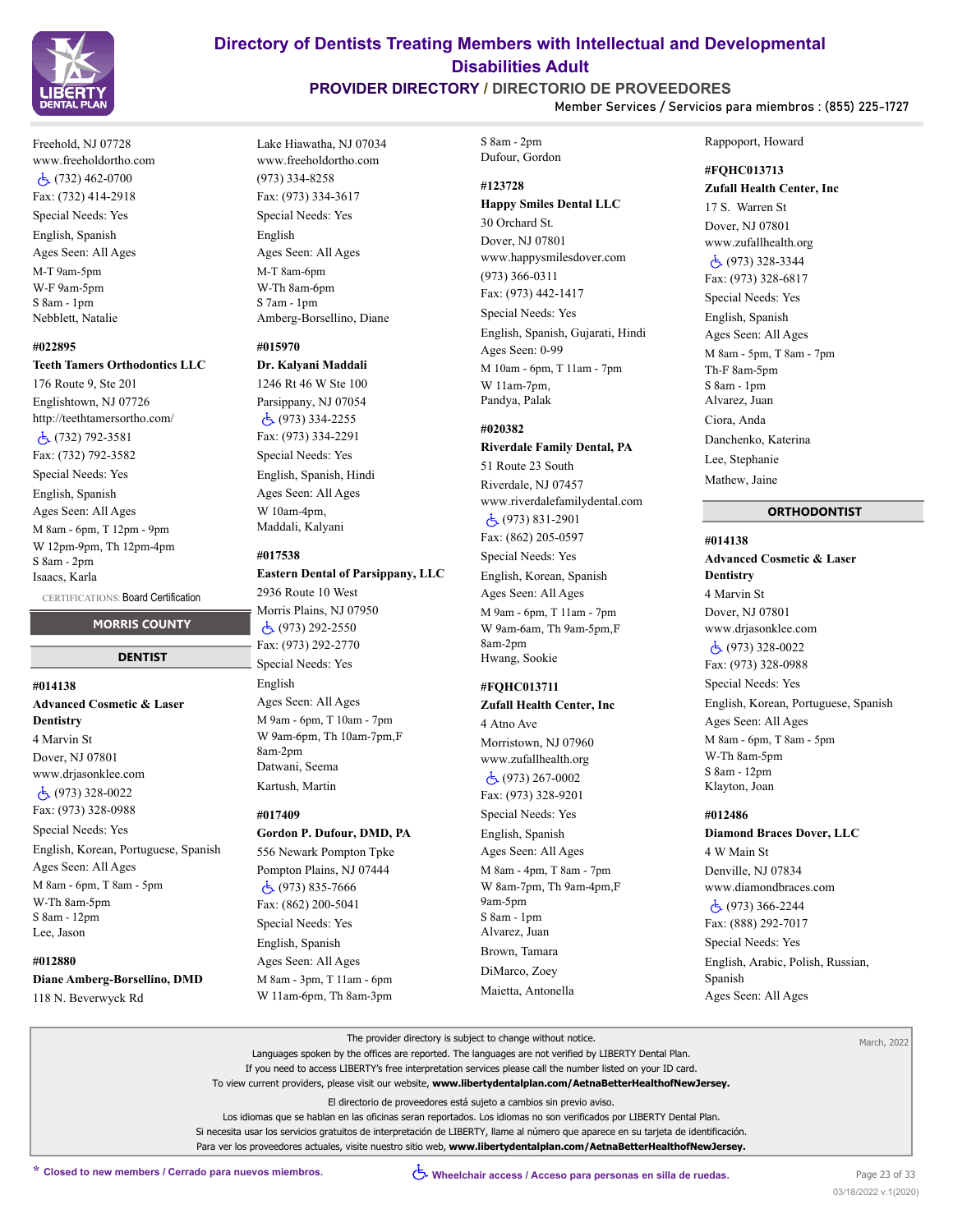Freehold, NJ 07728
www.freeholdortho.com
♿ (732) 462-0700
Fax: (732) 414-2918
Special Needs: Yes
English, Spanish
Ages Seen: All Ages
M-T 9am-5pm
W-F 9am-5pm
S 8am - 1pm
Nebblett, Natalie

**#022895**
**Teeth Tamers Orthodontics LLC**
176 Route 9, Ste 201
Englishtown, NJ 07726
http://teethtamersortho.com/
♿ (732) 792-3581
Fax: (732) 792-3582
Special Needs: Yes
English, Spanish
Ages Seen: All Ages
M 8am - 6pm, T 12pm - 9pm
W 12pm-9pm, Th 12pm-4pm
S 8am - 2pm
Isaacs, Karla

CERTIFICATIONS: Board Certification

## MORRIS COUNTY

### DENTIST

**#014138**
**Advanced Cosmetic & Laser Dentistry**
4 Marvin St
Dover, NJ 07801
www.drjasonklee.com
♿ (973) 328-0022
Fax: (973) 328-0988
Special Needs: Yes
English, Korean, Portuguese, Spanish
Ages Seen: All Ages
M 8am - 6pm, T 8am - 5pm
W-Th 8am-5pm
S 8am - 12pm
Lee, Jason

**#012880**
**Diane Amberg-Borsellino, DMD**
118 N. Beverwyck Rd
Lake Hiawatha, NJ 07034
www.freeholdortho.com
(973) 334-8258
Fax: (973) 334-3617
Special Needs: Yes
English
Ages Seen: All Ages
M-T 8am-6pm
W-Th 8am-6pm
S 7am - 1pm
Amberg-Borsellino, Diane

**#015970**
**Dr. Kalyani Maddali**
1246 Rt 46 W Ste 100
Parsippany, NJ 07054
♿ (973) 334-2255
Fax: (973) 334-2291
Special Needs: Yes
English, Spanish, Hindi
Ages Seen: All Ages
W 10am-4pm,
Maddali, Kalyani

**#017538**
**Eastern Dental of Parsippany, LLC**
2936 Route 10 West
Morris Plains, NJ 07950
♿ (973) 292-2550
Fax: (973) 292-2770
Special Needs: Yes
English
Ages Seen: All Ages
M 9am - 6pm, T 10am - 7pm
W 9am-6pm, Th 10am-7pm,F 8am-2pm
Datwani, Seema
Kartush, Martin

**#017409**
**Gordon P. Dufour, DMD, PA**
556 Newark Pompton Tpke
Pompton Plains, NJ 07444
♿ (973) 835-7666
Fax: (862) 200-5041
Special Needs: Yes
English, Spanish
Ages Seen: All Ages
M 8am - 3pm, T 11am - 6pm
W 11am-6pm, Th 8am-3pm
S 8am - 2pm
Dufour, Gordon

**#123728**
**Happy Smiles Dental LLC**
30 Orchard St.
Dover, NJ 07801
www.happysmilesdover.com
(973) 366-0311
Fax: (973) 442-1417
Special Needs: Yes
English, Spanish, Gujarati, Hindi
Ages Seen: 0-99
M 10am - 6pm, T 11am - 7pm
W 11am-7pm,
Pandya, Palak

**#020382**
**Riverdale Family Dental, PA**
51 Route 23 South
Riverdale, NJ 07457
www.riverdalefamilydental.com
♿ (973) 831-2901
Fax: (862) 205-0597
Special Needs: Yes
English, Korean, Spanish
Ages Seen: All Ages
M 9am - 6pm, T 11am - 7pm
W 9am-6am, Th 9am-5pm,F 8am-2pm
Hwang, Sookie

**#FQHC013711**
**Zufall Health Center, Inc**
4 Atno Ave
Morristown, NJ 07960
www.zufallhealth.org
♿ (973) 267-0002
Fax: (973) 328-9201
Special Needs: Yes
English, Spanish
Ages Seen: All Ages
M 8am - 4pm, T 8am - 7pm
W 8am-7pm, Th 9am-4pm,F 9am-5pm
S 8am - 1pm
Alvarez, Juan
Brown, Tamara
DiMarco, Zoey
Maietta, Antonella
Rappoport, Howard

**#FQHC013713**
**Zufall Health Center, Inc**
17 S. Warren St
Dover, NJ 07801
www.zufallhealth.org
♿ (973) 328-3344
Fax: (973) 328-6817
Special Needs: Yes
English, Spanish
Ages Seen: All Ages
M 8am - 5pm, T 8am - 7pm
Th-F 8am-5pm
S 8am - 1pm
Alvarez, Juan
Ciora, Anda
Danchenko, Katerina
Lee, Stephanie
Mathew, Jaine

### ORTHODONTIST

**#014138**
**Advanced Cosmetic & Laser Dentistry**
4 Marvin St
Dover, NJ 07801
www.drjasonklee.com
♿ (973) 328-0022
Fax: (973) 328-0988
Special Needs: Yes
English, Korean, Portuguese, Spanish
Ages Seen: All Ages
M 8am - 6pm, T 8am - 5pm
W-Th 8am-5pm
S 8am - 12pm
Klayton, Joan

**#012486**
**Diamond Braces Dover, LLC**
4 W Main St
Denville, NJ 07834
www.diamondbraces.com
♿ (973) 366-2244
Fax: (888) 292-7017
Special Needs: Yes
English, Arabic, Polish, Russian, Spanish
Ages Seen: All Ages

The provider directory is subject to change without notice.
Languages spoken by the offices are reported. The languages are not verified by LIBERTY Dental Plan.
If you need to access LIBERTY's free interpretation services please call the number listed on your ID card.
To view current providers, please visit our website, **www.libertydentalplan.com/AetnaBetterHealthofNewJersey.**

El directorio de proveedores está sujeto a cambios sin previo aviso.
Los idiomas que se hablan en las oficinas seran reportados. Los idiomas no son verificados por LIBERTY Dental Plan.
Si necesita usar los servicios gratuitos de interpretación de LIBERTY, llame al número que aparece en su tarjeta de identificación.
Para ver los proveedores actuales, visite nuestro sitio web, **www.libertydentalplan.com/AetnaBetterHealthofNewJersey.**

March, 2022

* Closed to new members / Cerrado para nuevos miembros.

♿ Wheelchair access / Acceso para personas en silla de ruedas.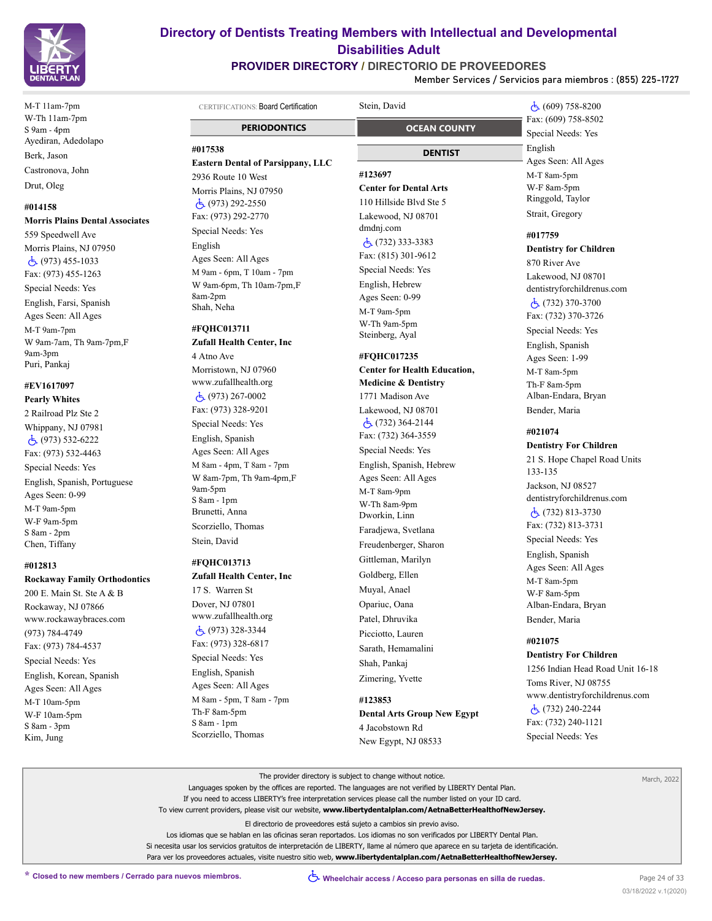M-T 11am-7pm
W-Th 11am-7pm
S 9am - 4pm
Ayediran, Adedolapo

Berk, Jason

Castronova, John

Drut, Oleg

**#014158**

**Morris Plains Dental Associates**

559 Speedwell Ave

Morris Plains, NJ 07950

♿ (973) 455-1033

Fax: (973) 455-1263

Special Needs: Yes

English, Farsi, Spanish

Ages Seen: All Ages

M-T 9am-7pm
W 9am-7am, Th 9am-7pm,F 9am-3pm
Puri, Pankaj

**#EV1617097**

**Pearly Whites**

2 Railroad Plz Ste 2

Whippany, NJ 07981

♿ (973) 532-6222

Fax: (973) 532-4463

Special Needs: Yes

English, Spanish, Portuguese

Ages Seen: 0-99

M-T 9am-5pm
W-F 9am-5pm
S 8am - 2pm
Chen, Tiffany

**#012813**

**Rockaway Family Orthodontics**

200 E. Main St. Ste A & B

Rockaway, NJ 07866

www.rockawaybraces.com

(973) 784-4749

Fax: (973) 784-4537

Special Needs: Yes

English, Korean, Spanish

Ages Seen: All Ages

M-T 10am-5pm
W-F 10am-5pm
S 8am - 3pm
Kim, Jung

CERTIFICATIONS: Board Certification

## PERIODONTICS

**#017538**

**Eastern Dental of Parsippany, LLC**

2936 Route 10 West

Morris Plains, NJ 07950

♿ (973) 292-2550

Fax: (973) 292-2770

Special Needs: Yes

English

Ages Seen: All Ages

M 9am - 6pm, T 10am - 7pm
W 9am-6pm, Th 10am-7pm,F 8am-2pm
Shah, Neha

**#FQHC013711**

**Zufall Health Center, Inc**

4 Atno Ave

Morristown, NJ 07960

www.zufallhealth.org

♿ (973) 267-0002

Fax: (973) 328-9201

Special Needs: Yes

English, Spanish

Ages Seen: All Ages

M 8am - 4pm, T 8am - 7pm
W 8am-7pm, Th 9am-4pm,F 9am-5pm
S 8am - 1pm
Brunetti, Anna

Scorziello, Thomas

Stein, David

**#FQHC013713**

**Zufall Health Center, Inc**

17 S. Warren St

Dover, NJ 07801

www.zufallhealth.org

♿ (973) 328-3344

Fax: (973) 328-6817

Special Needs: Yes

English, Spanish

Ages Seen: All Ages

M 8am - 5pm, T 8am - 7pm
Th-F 8am-5pm
S 8am - 1pm
Scorziello, Thomas

Stein, David

# OCEAN COUNTY

## DENTIST

**#123697**

**Center for Dental Arts**

110 Hillside Blvd Ste 5

Lakewood, NJ 08701

dmdnj.com

♿ (732) 333-3383

Fax: (815) 301-9612

Special Needs: Yes

English, Hebrew

Ages Seen: 0-99

M-T 9am-5pm
W-Th 9am-5pm
Steinberg, Ayal

**#FQHC017235**

**Center for Health Education, Medicine & Dentistry**

1771 Madison Ave

Lakewood, NJ 08701

♿ (732) 364-2144

Fax: (732) 364-3559

Special Needs: Yes

English, Spanish, Hebrew

Ages Seen: All Ages

M-T 8am-9pm
W-Th 8am-9pm
Dworkin, Linn

Faradjewa, Svetlana

Freudenberger, Sharon

Gittleman, Marilyn

Goldberg, Ellen

Muyal, Anael

Opariuc, Oana

Patel, Dhruvika

Picciotto, Lauren

Sarath, Hemamalini

Shah, Pankaj

Zimering, Yvette

**#123853**

**Dental Arts Group New Egypt**

4 Jacobstown Rd

New Egypt, NJ 08533

♿ (609) 758-8200

Fax: (609) 758-8502

Special Needs: Yes

English

Ages Seen: All Ages

M-T 8am-5pm
W-F 8am-5pm
Ringgold, Taylor

Strait, Gregory

**#017759**

**Dentistry for Children**

870 River Ave

Lakewood, NJ 08701

dentistryforchildrenus.com

♿ (732) 370-3700

Fax: (732) 370-3726

Special Needs: Yes

English, Spanish

Ages Seen: 1-99

M-T 8am-5pm
Th-F 8am-5pm
Alban-Endara, Bryan

Bender, Maria

**#021074**

**Dentistry For Children**

21 S. Hope Chapel Road Units 133-135

Jackson, NJ 08527

dentistryforchildrenus.com

♿ (732) 813-3730

Fax: (732) 813-3731

Special Needs: Yes

English, Spanish

Ages Seen: All Ages

M-T 8am-5pm
W-F 8am-5pm
Alban-Endara, Bryan

Bender, Maria

**#021075**

**Dentistry For Children**

1256 Indian Head Road Unit 16-18

Toms River, NJ 08755

www.dentistryforchildrenus.com

♿ (732) 240-2244

Fax: (732) 240-1121

Special Needs: Yes

The provider directory is subject to change without notice.
Languages spoken by the offices are reported. The languages are not verified by LIBERTY Dental Plan.
If you need to access LIBERTY's free interpretation services please call the number listed on your ID card.
To view current providers, please visit our website, **www.libertydentalplan.com/AetnaBetterHealthofNewJersey.**

El directorio de proveedores está sujeto a cambios sin previo aviso.
Los idiomas que se hablan en las oficinas seran reportados. Los idiomas no son verificados por LIBERTY Dental Plan.
Si necesita usar los servicios gratuitos de interpretación de LIBERTY, llame al número que aparece en su tarjeta de identificación.
Para ver los proveedores actuales, visite nuestro sitio web, **www.libertydentalplan.com/AetnaBetterHealthofNewJersey.**

March, 2022

**\* Closed to new members / Cerrado para nuevos miembros.**

**♿ Wheelchair access / Acceso para personas en silla de ruedas.**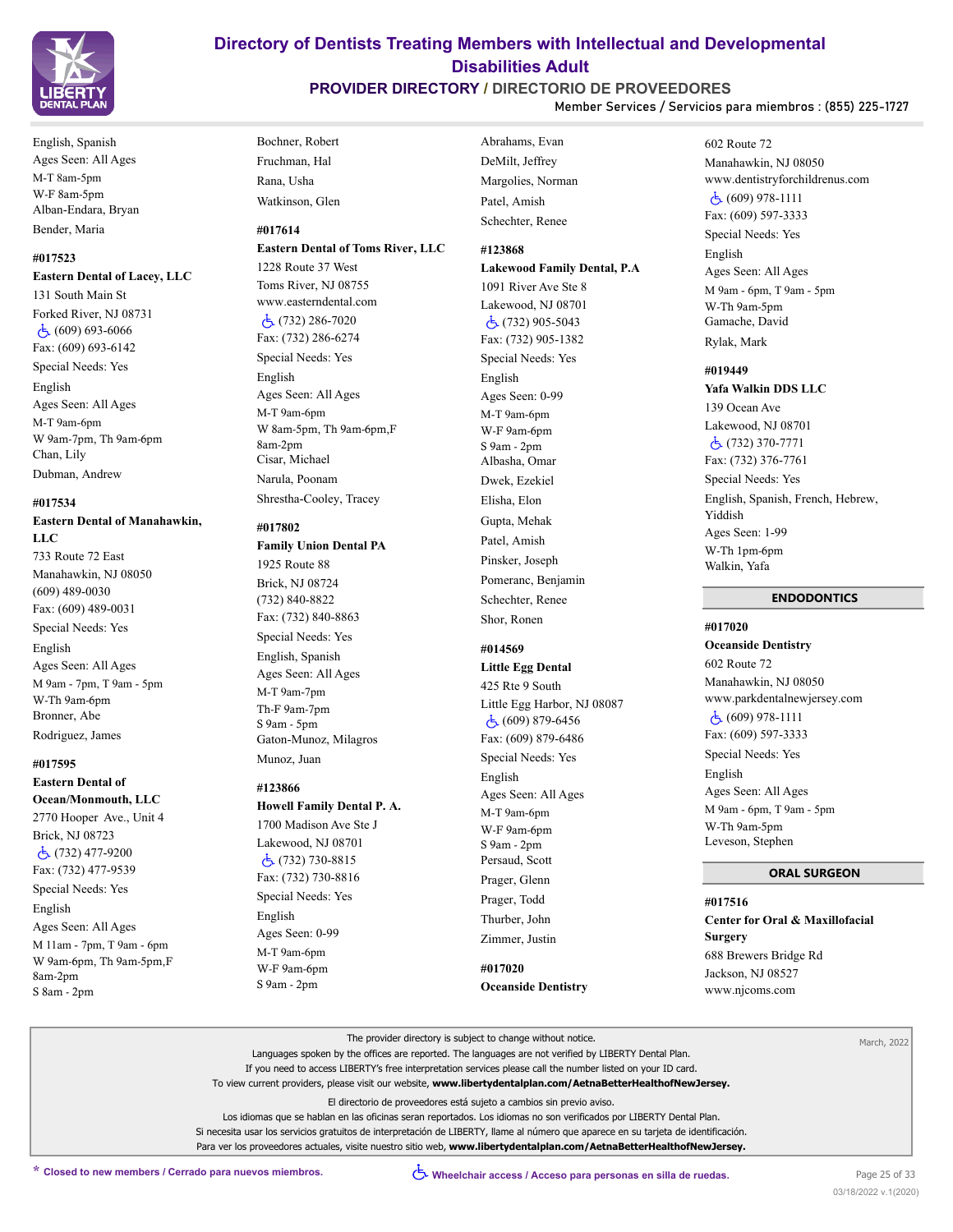English, Spanish
Ages Seen: All Ages
M-T 8am-5pm
W-F 8am-5pm
Alban-Endara, Bryan
Bender, Maria

**#017523**
**Eastern Dental of Lacey, LLC**
131 South Main St
Forked River, NJ 08731
(609) 693-6066
Fax: (609) 693-6142
Special Needs: Yes
English
Ages Seen: All Ages
M-T 9am-6pm
W 9am-7pm, Th 9am-6pm
Chan, Lily
Dubman, Andrew

**#017534**
**Eastern Dental of Manahawkin, LLC**
733 Route 72 East
Manahawkin, NJ 08050
(609) 489-0030
Fax: (609) 489-0031
Special Needs: Yes
English
Ages Seen: All Ages
M 9am - 7pm, T 9am - 5pm
W-Th 9am-6pm
Bronner, Abe
Rodriguez, James

**#017595**
**Eastern Dental of Ocean/Monmouth, LLC**
2770 Hooper Ave., Unit 4
Brick, NJ 08723
(732) 477-9200
Fax: (732) 477-9539
Special Needs: Yes
English
Ages Seen: All Ages
M 11am - 7pm, T 9am - 6pm
W 9am-6pm, Th 9am-5pm,F 8am-2pm
S 8am - 2pm
Bochner, Robert
Fruchman, Hal
Rana, Usha
Watkinson, Glen

**#017614**
**Eastern Dental of Toms River, LLC**
1228 Route 37 West
Toms River, NJ 08755
www.easterndental.com
(732) 286-7020
Fax: (732) 286-6274
Special Needs: Yes
English
Ages Seen: All Ages
M-T 9am-6pm
W 8am-5pm, Th 9am-6pm,F 8am-2pm
Cisar, Michael
Narula, Poonam
Shrestha-Cooley, Tracey

**#017802**
**Family Union Dental PA**
1925 Route 88
Brick, NJ 08724
(732) 840-8822
Fax: (732) 840-8863
Special Needs: Yes
English, Spanish
Ages Seen: All Ages
M-T 9am-7pm
Th-F 9am-7pm
S 9am - 5pm
Gaton-Munoz, Milagros
Munoz, Juan

**#123866**
**Howell Family Dental P. A.**
1700 Madison Ave Ste J
Lakewood, NJ 08701
(732) 730-8815
Fax: (732) 730-8816
Special Needs: Yes
English
Ages Seen: 0-99
M-T 9am-6pm
W-F 9am-6pm
S 9am - 2pm
Abrahams, Evan
DeMilt, Jeffrey
Margolies, Norman
Patel, Amish
Schechter, Renee

**#123868**
**Lakewood Family Dental, P.A**
1091 River Ave Ste 8
Lakewood, NJ 08701
(732) 905-5043
Fax: (732) 905-1382
Special Needs: Yes
English
Ages Seen: 0-99
M-T 9am-6pm
W-F 9am-6pm
S 9am - 2pm
Albasha, Omar
Dwek, Ezekiel
Elisha, Elon
Gupta, Mehak
Patel, Amish
Pinsker, Joseph
Pomeranc, Benjamin
Schechter, Renee
Shor, Ronen

**#014569**
**Little Egg Dental**
425 Rte 9 South
Little Egg Harbor, NJ 08087
(609) 879-6456
Fax: (609) 879-6486
Special Needs: Yes
English
Ages Seen: All Ages
M-T 9am-6pm
W-F 9am-6pm
S 9am - 2pm
Persaud, Scott
Prager, Glenn
Prager, Todd
Thurber, John
Zimmer, Justin

**#017020**
**Oceanside Dentistry**
602 Route 72
Manahawkin, NJ 08050
www.dentistryforchildrenus.com
(609) 978-1111
Fax: (609) 597-3333
Special Needs: Yes
English
Ages Seen: All Ages
M 9am - 6pm, T 9am - 5pm
W-Th 9am-5pm
Gamache, David
Rylak, Mark

**#019449**
**Yafa Walkin DDS LLC**
139 Ocean Ave
Lakewood, NJ 08701
(732) 370-7771
Fax: (732) 376-7761
Special Needs: Yes
English, Spanish, French, Hebrew, Yiddish
Ages Seen: 1-99
W-Th 1pm-6pm
Walkin, Yafa

## ENDODONTICS

**#017020**
**Oceanside Dentistry**
602 Route 72
Manahawkin, NJ 08050
www.parkdentalnewjersey.com
(609) 978-1111
Fax: (609) 597-3333
Special Needs: Yes
English
Ages Seen: All Ages
M 9am - 6pm, T 9am - 5pm
W-Th 9am-5pm
Leveson, Stephen

## ORAL SURGEON

**#017516**
**Center for Oral & Maxillofacial Surgery**
688 Brewers Bridge Rd
Jackson, NJ 08527
www.njcoms.com

The provider directory is subject to change without notice.
Languages spoken by the offices are reported. The languages are not verified by LIBERTY Dental Plan.
If you need to access LIBERTY's free interpretation services please call the number listed on your ID card.
To view current providers, please visit our website, **www.libertydentalplan.com/AetnaBetterHealthofNewJersey.**

El directorio de proveedores está sujeto a cambios sin previo aviso.
Los idiomas que se hablan en las oficinas seran reportados. Los idiomas no son verificados por LIBERTY Dental Plan.
Si necesita usar los servicios gratuitos de interpretación de LIBERTY, llame al número que aparece en su tarjeta de identificación.
Para ver los proveedores actuales, visite nuestro sitio web, **www.libertydentalplan.com/AetnaBetterHealthofNewJersey.**

March, 2022

* Closed to new members / Cerrado para nuevos miembros.
Wheelchair access / Acceso para personas en silla de ruedas.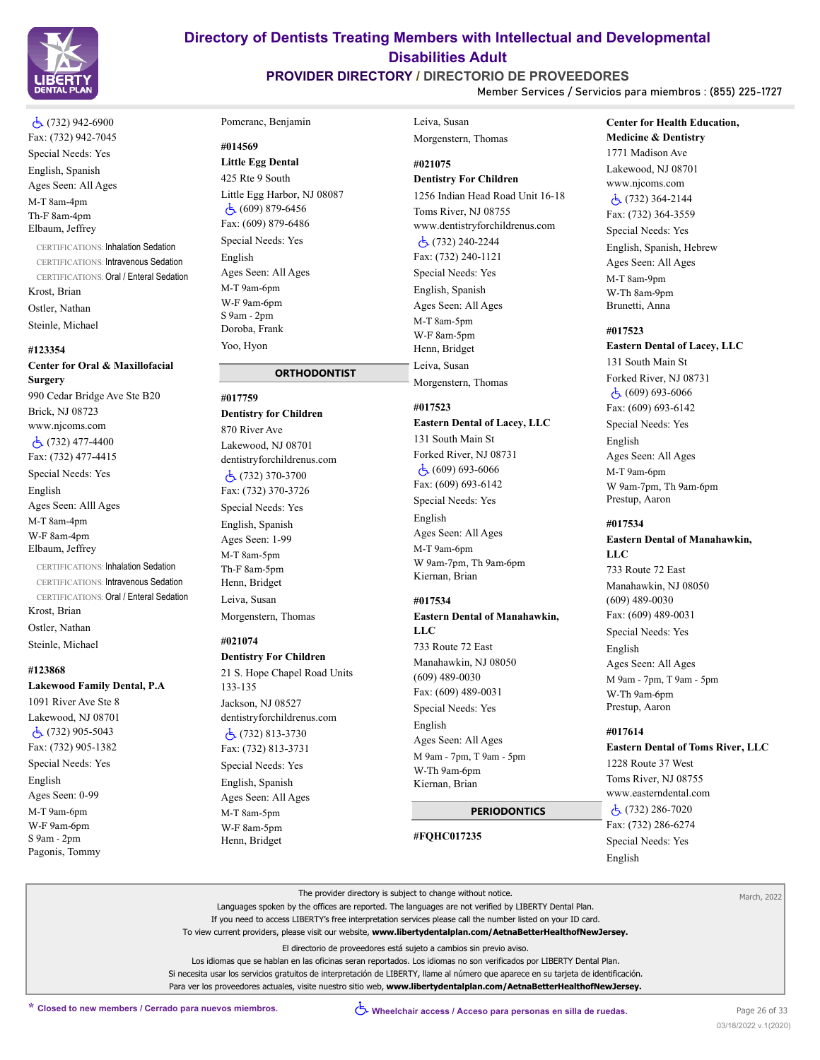♿ (732) 942-6900
Fax: (732) 942-7045
Special Needs: Yes
English, Spanish
Ages Seen: All Ages
M-T 8am-4pm
Th-F 8am-4pm
Elbaum, Jeffrey

CERTIFICATIONS: Inhalation Sedation
CERTIFICATIONS: Intravenous Sedation
CERTIFICATIONS: Oral / Enteral Sedation

Krost, Brian
Ostler, Nathan
Steinle, Michael

**#123354**
**Center for Oral & Maxillofacial Surgery**
990 Cedar Bridge Ave Ste B20
Brick, NJ 08723
www.njcoms.com
♿ (732) 477-4400
Fax: (732) 477-4415
Special Needs: Yes
English
Ages Seen: Alll Ages
M-T 8am-4pm
W-F 8am-4pm
Elbaum, Jeffrey

CERTIFICATIONS: Inhalation Sedation
CERTIFICATIONS: Intravenous Sedation
CERTIFICATIONS: Oral / Enteral Sedation

Krost, Brian
Ostler, Nathan
Steinle, Michael

**#123868**
**Lakewood Family Dental, P.A**
1091 River Ave Ste 8
Lakewood, NJ 08701
♿ (732) 905-5043
Fax: (732) 905-1382
Special Needs: Yes
English
Ages Seen: 0-99
M-T 9am-6pm
W-F 9am-6pm
S 9am - 2pm
Pagonis, Tommy

Pomeranc, Benjamin

**#014569**
**Little Egg Dental**
425 Rte 9 South
Little Egg Harbor, NJ 08087
♿ (609) 879-6456
Fax: (609) 879-6486
Special Needs: Yes
English
Ages Seen: All Ages
M-T 9am-6pm
W-F 9am-6pm
S 9am - 2pm
Doroba, Frank
Yoo, Hyon

## ORTHODONTIST

**#017759**
**Dentistry for Children**
870 River Ave
Lakewood, NJ 08701
dentistryforchildrenus.com
♿ (732) 370-3700
Fax: (732) 370-3726
Special Needs: Yes
English, Spanish
Ages Seen: 1-99
M-T 8am-5pm
Th-F 8am-5pm
Henn, Bridget
Leiva, Susan
Morgenstern, Thomas

**#021074**
**Dentistry For Children**
21 S. Hope Chapel Road Units 133-135
Jackson, NJ 08527
dentistryforchildrenus.com
♿ (732) 813-3730
Fax: (732) 813-3731
Special Needs: Yes
English, Spanish
Ages Seen: All Ages
M-T 8am-5pm
W-F 8am-5pm
Henn, Bridget
Leiva, Susan
Morgenstern, Thomas

**#021075**
**Dentistry For Children**
1256 Indian Head Road Unit 16-18
Toms River, NJ 08755
www.dentistryforchildrenus.com
♿ (732) 240-2244
Fax: (732) 240-1121
Special Needs: Yes
English, Spanish
Ages Seen: All Ages
M-T 8am-5pm
W-F 8am-5pm
Henn, Bridget
Leiva, Susan
Morgenstern, Thomas

**#017523**
**Eastern Dental of Lacey, LLC**
131 South Main St
Forked River, NJ 08731
♿ (609) 693-6066
Fax: (609) 693-6142
Special Needs: Yes
English
Ages Seen: All Ages
M-T 9am-6pm
W 9am-7pm, Th 9am-6pm
Kiernan, Brian

**#017534**
**Eastern Dental of Manahawkin, LLC**
733 Route 72 East
Manahawkin, NJ 08050
(609) 489-0030
Fax: (609) 489-0031
Special Needs: Yes
English
Ages Seen: All Ages
M 9am - 7pm, T 9am - 5pm
W-Th 9am-6pm
Kiernan, Brian

## PERIODONTICS

**#FQHC017235**
**Center for Health Education, Medicine & Dentistry**
1771 Madison Ave
Lakewood, NJ 08701
www.njcoms.com
♿ (732) 364-2144
Fax: (732) 364-3559
Special Needs: Yes
English, Spanish, Hebrew
Ages Seen: All Ages
M-T 8am-9pm
W-Th 8am-9pm
Brunetti, Anna

**#017523**
**Eastern Dental of Lacey, LLC**
131 South Main St
Forked River, NJ 08731
♿ (609) 693-6066
Fax: (609) 693-6142
Special Needs: Yes
English
Ages Seen: All Ages
M-T 9am-6pm
W 9am-7pm, Th 9am-6pm
Prestup, Aaron

**#017534**
**Eastern Dental of Manahawkin, LLC**
733 Route 72 East
Manahawkin, NJ 08050
(609) 489-0030
Fax: (609) 489-0031
Special Needs: Yes
English
Ages Seen: All Ages
M 9am - 7pm, T 9am - 5pm
W-Th 9am-6pm
Prestup, Aaron

**#017614**
**Eastern Dental of Toms River, LLC**
1228 Route 37 West
Toms River, NJ 08755
www.easterndental.com
♿ (732) 286-7020
Fax: (732) 286-6274
Special Needs: Yes
English

The provider directory is subject to change without notice.
Languages spoken by the offices are reported. The languages are not verified by LIBERTY Dental Plan.
If you need to access LIBERTY's free interpretation services please call the number listed on your ID card.
To view current providers, please visit our website, **www.libertydentalplan.com/AetnaBetterHealthofNewJersey.**

El directorio de proveedores está sujeto a cambios sin previo aviso.
Los idiomas que se hablan en las oficinas seran reportados. Los idiomas no son verificados por LIBERTY Dental Plan.
Si necesita usar los servicios gratuitos de interpretación de LIBERTY, llame al número que aparece en su tarjeta de identificación.
Para ver los proveedores actuales, visite nuestro sitio web, **www.libertydentalplan.com/AetnaBetterHealthofNewJersey.**

March, 2022

* Closed to new members / Cerrado para nuevos miembros.
♿ Wheelchair access / Acceso para personas en silla de ruedas.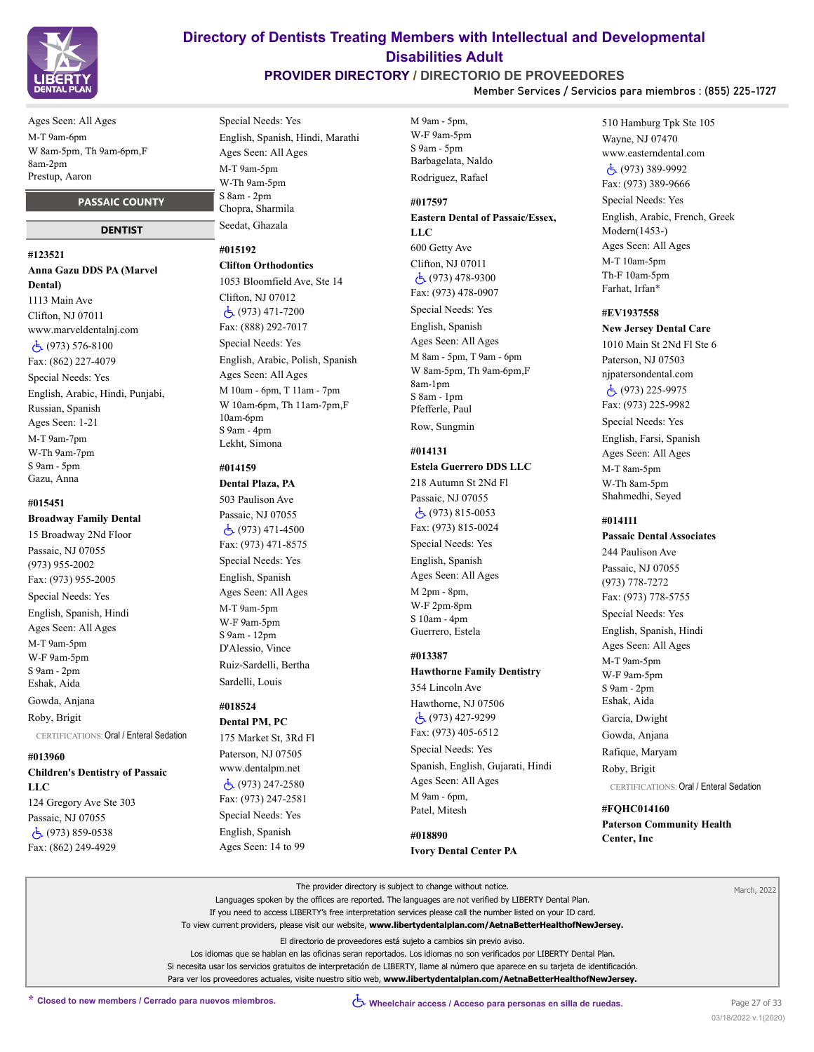Ages Seen: All Ages
M-T 9am-6pm
W 8am-5pm, Th 9am-6pm,F 8am-2pm
Prestup, Aaron

## PASSAIC COUNTY

### DENTIST

**#123521**
**Anna Gazu DDS PA (Marvel Dental)**
1113 Main Ave
Clifton, NJ 07011
www.marveldentalnj.com
(973) 576-8100
Fax: (862) 227-4079
Special Needs: Yes
English, Arabic, Hindi, Punjabi, Russian, Spanish
Ages Seen: 1-21
M-T 9am-7pm
W-Th 9am-7pm
S 9am - 5pm
Gazu, Anna

**#015451**
**Broadway Family Dental**
15 Broadway 2Nd Floor
Passaic, NJ 07055
(973) 955-2002
Fax: (973) 955-2005
Special Needs: Yes
English, Spanish, Hindi
Ages Seen: All Ages
M-T 9am-5pm
W-F 9am-5pm
S 9am - 2pm
Eshak, Aida
Gowda, Anjana
Roby, Brigit
CERTIFICATIONS: Oral / Enteral Sedation

**#013960**
**Children's Dentistry of Passaic LLC**
124 Gregory Ave Ste 303
Passaic, NJ 07055
(973) 859-0538
Fax: (862) 249-4929
Special Needs: Yes
English, Spanish, Hindi, Marathi
Ages Seen: All Ages
M-T 9am-5pm
W-Th 9am-5pm
S 8am - 2pm
Chopra, Sharmila
Seedat, Ghazala

**#015192**
**Clifton Orthodontics**
1053 Bloomfield Ave, Ste 14
Clifton, NJ 07012
(973) 471-7200
Fax: (888) 292-7017
Special Needs: Yes
English, Arabic, Polish, Spanish
Ages Seen: All Ages
M 10am - 6pm, T 11am - 7pm
W 10am-6pm, Th 11am-7pm,F 10am-6pm
S 9am - 4pm
Lekht, Simona

**#014159**
**Dental Plaza, PA**
503 Paulison Ave
Passaic, NJ 07055
(973) 471-4500
Fax: (973) 471-8575
Special Needs: Yes
English, Spanish
Ages Seen: All Ages
M-T 9am-5pm
W-F 9am-5pm
S 9am - 12pm
D'Alessio, Vince
Ruiz-Sardelli, Bertha
Sardelli, Louis

**#018524**
**Dental PM, PC**
175 Market St, 3Rd Fl
Paterson, NJ 07505
www.dentalpm.net
(973) 247-2580
Fax: (973) 247-2581
Special Needs: Yes
English, Spanish
Ages Seen: 14 to 99
M 9am - 5pm,
W-F 9am-5pm
S 9am - 5pm
Barbagelata, Naldo
Rodriguez, Rafael

**#017597**
**Eastern Dental of Passaic/Essex, LLC**
600 Getty Ave
Clifton, NJ 07011
(973) 478-9300
Fax: (973) 478-0907
Special Needs: Yes
English, Spanish
Ages Seen: All Ages
M 8am - 5pm, T 9am - 6pm
W 8am-5pm, Th 9am-6pm,F 8am-1pm
S 8am - 1pm
Pfefferle, Paul
Row, Sungmin

**#014131**
**Estela Guerrero DDS LLC**
218 Autumn St 2Nd Fl
Passaic, NJ 07055
(973) 815-0053
Fax: (973) 815-0024
Special Needs: Yes
English, Spanish
Ages Seen: All Ages
M 2pm - 8pm,
W-F 2pm-8pm
S 10am - 4pm
Guerrero, Estela

**#013387**
**Hawthorne Family Dentistry**
354 Lincoln Ave
Hawthorne, NJ 07506
(973) 427-9299
Fax: (973) 405-6512
Special Needs: Yes
Spanish, English, Gujarati, Hindi
Ages Seen: All Ages
M 9am - 6pm,
Patel, Mitesh

**#018890**
**Ivory Dental Center PA**
510 Hamburg Tpk Ste 105
Wayne, NJ 07470
www.easterndental.com
(973) 389-9992
Fax: (973) 389-9666
Special Needs: Yes
English, Arabic, French, Greek Modern(1453-)
Ages Seen: All Ages
M-T 10am-5pm
Th-F 10am-5pm
Farhat, Irfan*

**#EV1937558**
**New Jersey Dental Care**
1010 Main St 2Nd Fl Ste 6
Paterson, NJ 07503
njpatersondental.com
(973) 225-9975
Fax: (973) 225-9982
Special Needs: Yes
English, Farsi, Spanish
Ages Seen: All Ages
M-T 8am-5pm
W-Th 8am-5pm
Shahmedhi, Seyed

**#014111**
**Passaic Dental Associates**
244 Paulison Ave
Passaic, NJ 07055
(973) 778-7272
Fax: (973) 778-5755
Special Needs: Yes
English, Spanish, Hindi
Ages Seen: All Ages
M-T 9am-5pm
W-F 9am-5pm
S 9am - 2pm
Eshak, Aida
Garcia, Dwight
Gowda, Anjana
Rafique, Maryam
Roby, Brigit
CERTIFICATIONS: Oral / Enteral Sedation

**#FQHC014160**
**Paterson Community Health Center, Inc**

The provider directory is subject to change without notice.
Languages spoken by the offices are reported. The languages are not verified by LIBERTY Dental Plan.
If you need to access LIBERTY's free interpretation services please call the number listed on your ID card.
To view current providers, please visit our website, **www.libertydentalplan.com/AetnaBetterHealthofNewJersey.**

El directorio de proveedores está sujeto a cambios sin previo aviso.
Los idiomas que se hablan en las oficinas seran reportados. Los idiomas no son verificados por LIBERTY Dental Plan.
Si necesita usar los servicios gratuitos de interpretación de LIBERTY, llame al número que aparece en su tarjeta de identificación.
Para ver los proveedores actuales, visite nuestro sitio web, **www.libertydentalplan.com/AetnaBetterHealthofNewJersey.**

\* Closed to new members / Cerrado para nuevos miembros.
Wheelchair access / Acceso para personas en silla de ruedas.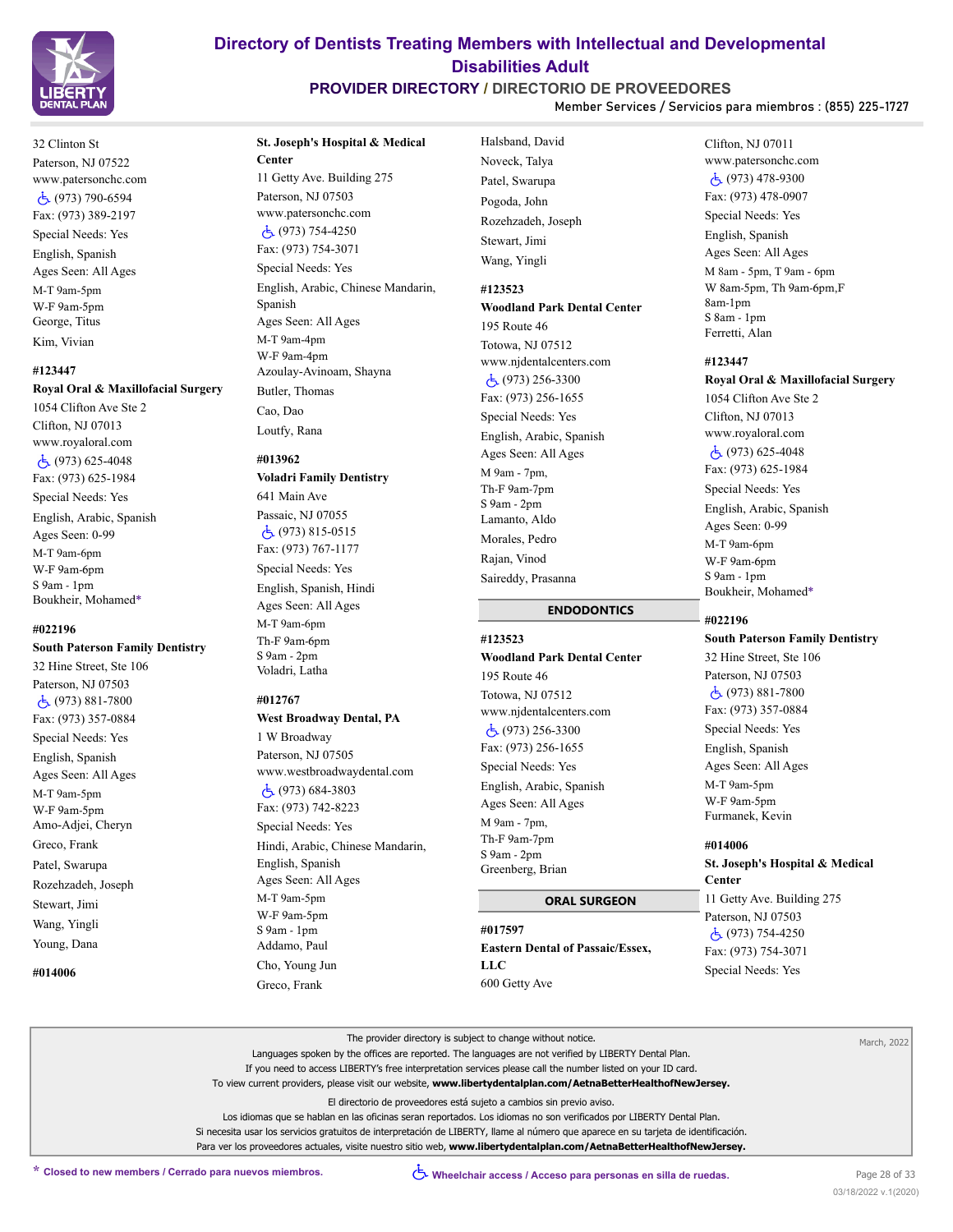32 Clinton St
Paterson, NJ 07522
www.patersonchc.com
♿ (973) 790-6594
Fax: (973) 389-2197
Special Needs: Yes
English, Spanish
Ages Seen: All Ages
M-T 9am-5pm
W-F 9am-5pm
George, Titus
Kim, Vivian

**#123447**
**Royal Oral & Maxillofacial Surgery**
1054 Clifton Ave Ste 2
Clifton, NJ 07013
www.royaloral.com
♿ (973) 625-4048
Fax: (973) 625-1984
Special Needs: Yes
English, Arabic, Spanish
Ages Seen: 0-99
M-T 9am-6pm
W-F 9am-6pm
S 9am - 1pm
Boukheir, Mohamed*

**#022196**
**South Paterson Family Dentistry**
32 Hine Street, Ste 106
Paterson, NJ 07503
♿ (973) 881-7800
Fax: (973) 357-0884
Special Needs: Yes
English, Spanish
Ages Seen: All Ages
M-T 9am-5pm
W-F 9am-5pm
Amo-Adjei, Cheryn
Greco, Frank
Patel, Swarupa
Rozehzadeh, Joseph
Stewart, Jimi
Wang, Yingli
Young, Dana

**#014006**
**St. Joseph's Hospital & Medical Center**
11 Getty Ave. Building 275
Paterson, NJ 07503
www.patersonchc.com
♿ (973) 754-4250
Fax: (973) 754-3071
Special Needs: Yes
English, Arabic, Chinese Mandarin, Spanish
Ages Seen: All Ages
M-T 9am-4pm
W-F 9am-4pm
Azoulay-Avinoam, Shayna
Butler, Thomas
Cao, Dao
Loutfy, Rana

**#013962**
**Voladri Family Dentistry**
641 Main Ave
Passaic, NJ 07055
♿ (973) 815-0515
Fax: (973) 767-1177
Special Needs: Yes
English, Spanish, Hindi
Ages Seen: All Ages
M-T 9am-6pm
Th-F 9am-6pm
S 9am - 2pm
Voladri, Latha

**#012767**
**West Broadway Dental, PA**
1 W Broadway
Paterson, NJ 07505
www.westbroadwaydental.com
♿ (973) 684-3803
Fax: (973) 742-8223
Special Needs: Yes
Hindi, Arabic, Chinese Mandarin, English, Spanish
Ages Seen: All Ages
M-T 9am-5pm
W-F 9am-5pm
S 9am - 1pm
Addamo, Paul
Cho, Young Jun
Greco, Frank
Halsband, David
Noveck, Talya
Patel, Swarupa
Pogoda, John
Rozehzadeh, Joseph
Stewart, Jimi
Wang, Yingli

**#123523**
**Woodland Park Dental Center**
195 Route 46
Totowa, NJ 07512
www.njdentalcenters.com
♿ (973) 256-3300
Fax: (973) 256-1655
Special Needs: Yes
English, Arabic, Spanish
Ages Seen: All Ages
M 9am - 7pm,
Th-F 9am-7pm
S 9am - 2pm
Lamanto, Aldo
Morales, Pedro
Rajan, Vinod
Saireddy, Prasanna

## ENDODONTICS

**#123523**
**Woodland Park Dental Center**
195 Route 46
Totowa, NJ 07512
www.njdentalcenters.com
♿ (973) 256-3300
Fax: (973) 256-1655
Special Needs: Yes
English, Arabic, Spanish
Ages Seen: All Ages
M 9am - 7pm,
Th-F 9am-7pm
S 9am - 2pm
Greenberg, Brian

## ORAL SURGEON

**#017597**
**Eastern Dental of Passaic/Essex, LLC**
600 Getty Ave
Clifton, NJ 07011
www.patersonchc.com
♿ (973) 478-9300
Fax: (973) 478-0907
Special Needs: Yes
English, Spanish
Ages Seen: All Ages
M 8am - 5pm, T 9am - 6pm
W 8am-5pm, Th 9am-6pm,F 8am-1pm
S 8am - 1pm
Ferretti, Alan

**#123447**
**Royal Oral & Maxillofacial Surgery**
1054 Clifton Ave Ste 2
Clifton, NJ 07013
www.royaloral.com
♿ (973) 625-4048
Fax: (973) 625-1984
Special Needs: Yes
English, Arabic, Spanish
Ages Seen: 0-99
M-T 9am-6pm
W-F 9am-6pm
S 9am - 1pm
Boukheir, Mohamed*

**#022196**
**South Paterson Family Dentistry**
32 Hine Street, Ste 106
Paterson, NJ 07503
♿ (973) 881-7800
Fax: (973) 357-0884
Special Needs: Yes
English, Spanish
Ages Seen: All Ages
M-T 9am-5pm
W-F 9am-5pm
Furmanek, Kevin

**#014006**
**St. Joseph's Hospital & Medical Center**
11 Getty Ave. Building 275
Paterson, NJ 07503
♿ (973) 754-4250
Fax: (973) 754-3071
Special Needs: Yes

---

The provider directory is subject to change without notice.
Languages spoken by the offices are reported. The languages are not verified by LIBERTY Dental Plan.
If you need to access LIBERTY's free interpretation services please call the number listed on your ID card.
To view current providers, please visit our website, **www.libertydentalplan.com/AetnaBetterHealthofNewJersey.**

El directorio de proveedores está sujeto a cambios sin previo aviso.
Los idiomas que se hablan en las oficinas seran reportados. Los idiomas no son verificados por LIBERTY Dental Plan.
Si necesita usar los servicios gratuitos de interpretación de LIBERTY, llame al número que aparece en su tarjeta de identificación.
Para ver los proveedores actuales, visite nuestro sitio web, **www.libertydentalplan.com/AetnaBetterHealthofNewJersey.**

March, 2022

\* Closed to new members / Cerrado para nuevos miembros.

♿ Wheelchair access / Acceso para personas en silla de ruedas.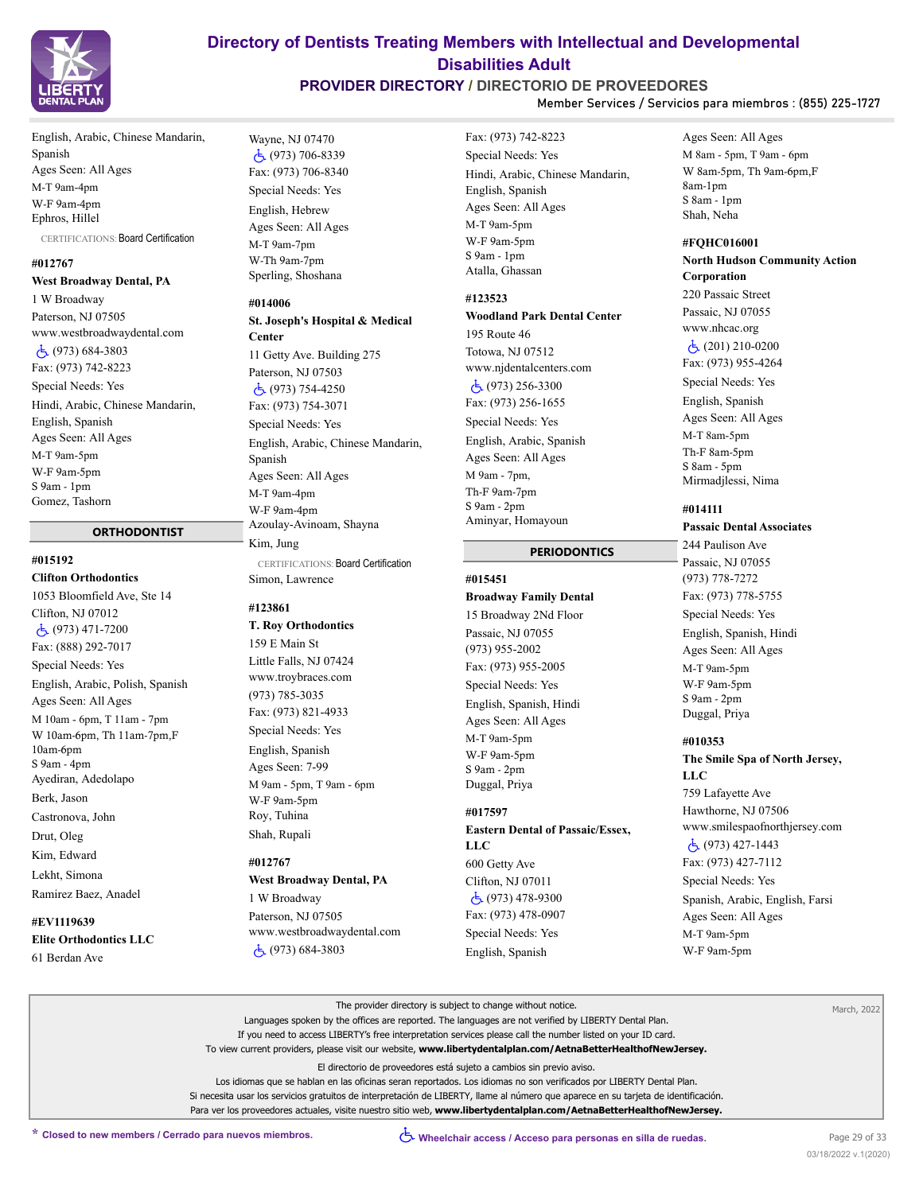English, Arabic, Chinese Mandarin, Spanish
Ages Seen: All Ages
M-T 9am-4pm
W-F 9am-4pm
Ephros, Hillel

CERTIFICATIONS: Board Certification

**#012767**
**West Broadway Dental, PA**
1 W Broadway
Paterson, NJ 07505
www.westbroadwaydental.com
(973) 684-3803
Fax: (973) 742-8223
Special Needs: Yes
Hindi, Arabic, Chinese Mandarin, English, Spanish
Ages Seen: All Ages
M-T 9am-5pm
W-F 9am-5pm
S 9am - 1pm
Gomez, Tashorn

## ORTHODONTIST

**#015192**
**Clifton Orthodontics**
1053 Bloomfield Ave, Ste 14
Clifton, NJ 07012
(973) 471-7200
Fax: (888) 292-7017
Special Needs: Yes
English, Arabic, Polish, Spanish
Ages Seen: All Ages
M 10am - 6pm, T 11am - 7pm
W 10am-6pm, Th 11am-7pm,F 10am-6pm
S 9am - 4pm
Ayediran, Adedolapo
Berk, Jason
Castronova, John
Drut, Oleg
Kim, Edward
Lekht, Simona
Ramirez Baez, Anadel

**#EV1119639**
**Elite Orthodontics LLC**
61 Berdan Ave
Wayne, NJ 07470
(973) 706-8339
Fax: (973) 706-8340
Special Needs: Yes
English, Hebrew
Ages Seen: All Ages
M-T 9am-7pm
W-Th 9am-7pm
Sperling, Shoshana

**#014006**
**St. Joseph's Hospital & Medical Center**
11 Getty Ave. Building 275
Paterson, NJ 07503
(973) 754-4250
Fax: (973) 754-3071
Special Needs: Yes
English, Arabic, Chinese Mandarin, Spanish
Ages Seen: All Ages
M-T 9am-4pm
W-F 9am-4pm
Azoulay-Avinoam, Shayna
Kim, Jung

CERTIFICATIONS: Board Certification

Simon, Lawrence

**#123861**
**T. Roy Orthodontics**
159 E Main St
Little Falls, NJ 07424
www.troybraces.com
(973) 785-3035
Fax: (973) 821-4933
Special Needs: Yes
English, Spanish
Ages Seen: 7-99
M 9am - 5pm, T 9am - 6pm
W-F 9am-5pm
Roy, Tuhina
Shah, Rupali

**#012767**
**West Broadway Dental, PA**
1 W Broadway
Paterson, NJ 07505
www.westbroadwaydental.com
(973) 684-3803
Fax: (973) 742-8223
Special Needs: Yes
Hindi, Arabic, Chinese Mandarin, English, Spanish
Ages Seen: All Ages
M-T 9am-5pm
W-F 9am-5pm
S 9am - 1pm
Atalla, Ghassan

**#123523**
**Woodland Park Dental Center**
195 Route 46
Totowa, NJ 07512
www.njdentalcenters.com
(973) 256-3300
Fax: (973) 256-1655
Special Needs: Yes
English, Arabic, Spanish
Ages Seen: All Ages
M 9am - 7pm,
Th-F 9am-7pm
S 9am - 2pm
Aminyar, Homayoun

## PERIODONTICS

**#015451**
**Broadway Family Dental**
15 Broadway 2Nd Floor
Passaic, NJ 07055
(973) 955-2002
Fax: (973) 955-2005
Special Needs: Yes
English, Spanish, Hindi
Ages Seen: All Ages
M-T 9am-5pm
W-F 9am-5pm
S 9am - 2pm
Duggal, Priya

**#017597**
**Eastern Dental of Passaic/Essex, LLC**
600 Getty Ave
Clifton, NJ 07011
(973) 478-9300
Fax: (973) 478-0907
Special Needs: Yes
English, Spanish
Ages Seen: All Ages
M 8am - 5pm, T 9am - 6pm
W 8am-5pm, Th 9am-6pm,F 8am-1pm
S 8am - 1pm
Shah, Neha

**#FQHC016001**
**North Hudson Community Action Corporation**
220 Passaic Street
Passaic, NJ 07055
www.nhcac.org
(201) 210-0200
Fax: (973) 955-4264
Special Needs: Yes
English, Spanish
Ages Seen: All Ages
M-T 8am-5pm
Th-F 8am-5pm
S 8am - 5pm
Mirmadjlessi, Nima

**#014111**
**Passaic Dental Associates**
244 Paulison Ave
Passaic, NJ 07055
(973) 778-7272
Fax: (973) 778-5755
Special Needs: Yes
English, Spanish, Hindi
Ages Seen: All Ages
M-T 9am-5pm
W-F 9am-5pm
S 9am - 2pm
Duggal, Priya

**#010353**
**The Smile Spa of North Jersey, LLC**
759 Lafayette Ave
Hawthorne, NJ 07506
www.smilespaofnorthjersey.com
(973) 427-1443
Fax: (973) 427-7112
Special Needs: Yes
Spanish, Arabic, English, Farsi
Ages Seen: All Ages
M-T 9am-5pm
W-F 9am-5pm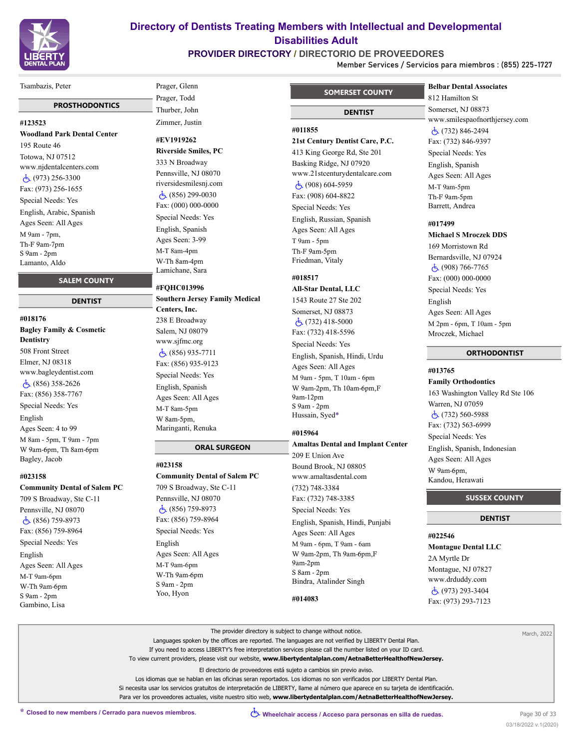Tsambazis, Peter

### PROSTHODONTICS

**#123523**
**Woodland Park Dental Center**
195 Route 46
Totowa, NJ 07512
www.njdentalcenters.com
♿ (973) 256-3300
Fax: (973) 256-1655
Special Needs: Yes
English, Arabic, Spanish
Ages Seen: All Ages
M 9am - 7pm,
Th-F 9am-7pm
S 9am - 2pm
Lamanto, Aldo

## SALEM COUNTY

### DENTIST

**#018176**
**Bagley Family & Cosmetic Dentistry**
508 Front Street
Elmer, NJ 08318
www.bagleydentist.com
♿ (856) 358-2626
Fax: (856) 358-7767
Special Needs: Yes
English
Ages Seen: 4 to 99
M 8am - 5pm, T 9am - 7pm
W 9am-6pm, Th 8am-6pm
Bagley, Jacob

**#023158**
**Community Dental of Salem PC**
709 S Broadway, Ste C-11
Pennsville, NJ 08070
♿ (856) 759-8973
Fax: (856) 759-8964
Special Needs: Yes
English
Ages Seen: All Ages
M-T 9am-6pm
W-Th 9am-6pm
S 9am - 2pm
Gambino, Lisa
Prager, Glenn
Prager, Todd
Thurber, John
Zimmer, Justin

**#EV1919262**
**Riverside Smiles, PC**
333 N Broadway
Pennsville, NJ 08070
riversidesmilesnj.com
♿ (856) 299-0030
Fax: (000) 000-0000
Special Needs: Yes
English, Spanish
Ages Seen: 3-99
M-T 8am-4pm
W-Th 8am-4pm
Lamichane, Sara

**#FQHC013996**
**Southern Jersey Family Medical Centers, Inc.**
238 E Broadway
Salem, NJ 08079
www.sjfmc.org
♿ (856) 935-7711
Fax: (856) 935-9123
Special Needs: Yes
English, Spanish
Ages Seen: All Ages
M-T 8am-5pm
W 8am-5pm,
Maringanti, Renuka

### ORAL SURGEON

**#023158**
**Community Dental of Salem PC**
709 S Broadway, Ste C-11
Pennsville, NJ 08070
♿ (856) 759-8973
Fax: (856) 759-8964
Special Needs: Yes
English
Ages Seen: All Ages
M-T 9am-6pm
W-Th 9am-6pm
S 9am - 2pm
Yoo, Hyon

## SOMERSET COUNTY

### DENTIST

**#011855**
**21st Century Dentist Care, P.C.**
413 King George Rd, Ste 201
Basking Ridge, NJ 07920
www.21stcenturydentalcare.com
♿ (908) 604-5959
Fax: (908) 604-8822
Special Needs: Yes
English, Russian, Spanish
Ages Seen: All Ages
T 9am - 5pm
Th-F 9am-5pm
Friedman, Vitaly

**#018517**
**All-Star Dental, LLC**
1543 Route 27 Ste 202
Somerset, NJ 08873
♿ (732) 418-5000
Fax: (732) 418-5596
Special Needs: Yes
English, Spanish, Hindi, Urdu
Ages Seen: All Ages
M 9am - 5pm, T 10am - 6pm
W 9am-2pm, Th 10am-6pm,F 9am-12pm
S 9am - 2pm
Hussain, Syed*

**#015964**
**Amaltas Dental and Implant Center**
209 E Union Ave
Bound Brook, NJ 08805
www.amaltasdental.com
(732) 748-3384
Fax: (732) 748-3385
Special Needs: Yes
English, Spanish, Hindi, Punjabi
Ages Seen: All Ages
M 9am - 6pm, T 9am - 6am
W 9am-2pm, Th 9am-6pm,F 9am-2pm
S 8am - 2pm
Bindra, Atalinder Singh

**#014083**
**Belbar Dental Associates**
812 Hamilton St
Somerset, NJ 08873
www.smilespaofnorthjersey.com
♿ (732) 846-2494
Fax: (732) 846-9397
Special Needs: Yes
English, Spanish
Ages Seen: All Ages
M-T 9am-5pm
Th-F 9am-5pm
Barrett, Andrea

**#017499**
**Michael S Mroczek DDS**
169 Morristown Rd
Bernardsville, NJ 07924
♿ (908) 766-7765
Fax: (000) 000-0000
Special Needs: Yes
English
Ages Seen: All Ages
M 2pm - 6pm, T 10am - 5pm
Mroczek, Michael

### ORTHODONTIST

**#013765**
**Family Orthodontics**
163 Washington Valley Rd Ste 106
Warren, NJ 07059
♿ (732) 560-5988
Fax: (732) 563-6999
Special Needs: Yes
English, Spanish, Indonesian
Ages Seen: All Ages
W 9am-6pm,
Kandou, Herawati

## SUSSEX COUNTY

### DENTIST

**#022546**
**Montague Dental LLC**
2A Myrtle Dr
Montague, NJ 07827
www.drduddy.com
♿ (973) 293-3404
Fax: (973) 293-7123

---

The provider directory is subject to change without notice.
Languages spoken by the offices are reported. The languages are not verified by LIBERTY Dental Plan.
If you need to access LIBERTY's free interpretation services please call the number listed on your ID card.
To view current providers, please visit our website, **www.libertydentalplan.com/AetnaBetterHealthofNewJersey.**

El directorio de proveedores está sujeto a cambios sin previo aviso.
Los idiomas que se hablan en las oficinas seran reportados. Los idiomas no son verificados por LIBERTY Dental Plan.
Si necesita usar los servicios gratuitos de interpretación de LIBERTY, llame al número que aparece en su tarjeta de identificación.
Para ver los proveedores actuales, visite nuestro sitio web, **www.libertydentalplan.com/AetnaBetterHealthofNewJersey.**

March, 2022

\* Closed to new members / Cerrado para nuevos miembros.

♿ Wheelchair access / Acceso para personas en silla de ruedas.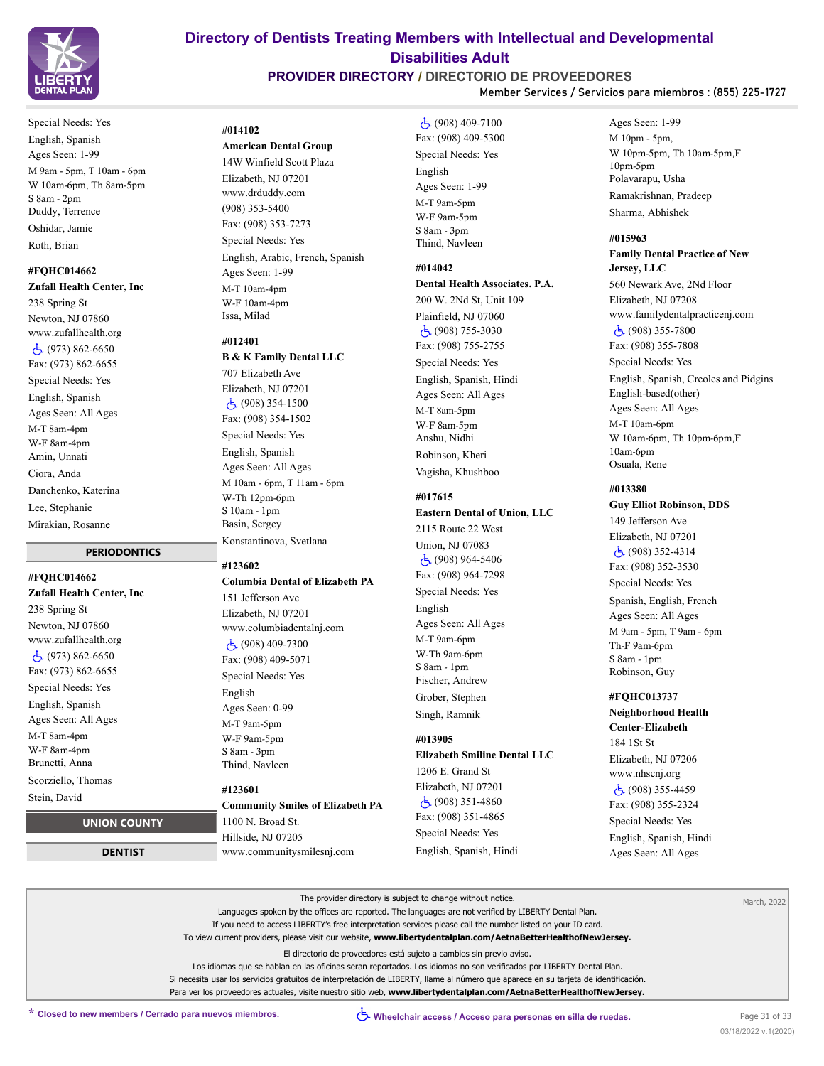Special Needs: Yes
English, Spanish
Ages Seen: 1-99
M 9am - 5pm, T 10am - 6pm
W 10am-6pm, Th 8am-5pm
S 8am - 2pm
Duddy, Terrence
Oshidar, Jamie
Roth, Brian

**#FQHC014662**
**Zufall Health Center, Inc**
238 Spring St
Newton, NJ 07860
www.zufallhealth.org
♿ (973) 862-6650
Fax: (973) 862-6655
Special Needs: Yes
English, Spanish
Ages Seen: All Ages
M-T 8am-4pm
W-F 8am-4pm
Amin, Unnati
Ciora, Anda
Danchenko, Katerina
Lee, Stephanie
Mirakian, Rosanne

## PERIODONTICS

**#FQHC014662**
**Zufall Health Center, Inc**
238 Spring St
Newton, NJ 07860
www.zufallhealth.org
♿ (973) 862-6650
Fax: (973) 862-6655
Special Needs: Yes
English, Spanish
Ages Seen: All Ages
M-T 8am-4pm
W-F 8am-4pm
Brunetti, Anna
Scorziello, Thomas
Stein, David

## UNION COUNTY

## DENTIST

**#014102**
**American Dental Group**
14W Winfield Scott Plaza
Elizabeth, NJ 07201
www.drduddy.com
(908) 353-5400
Fax: (908) 353-7273
Special Needs: Yes
English, Arabic, French, Spanish
Ages Seen: 1-99
M-T 10am-4pm
W-F 10am-4pm
Issa, Milad

**#012401**
**B & K Family Dental LLC**
707 Elizabeth Ave
Elizabeth, NJ 07201
♿ (908) 354-1500
Fax: (908) 354-1502
Special Needs: Yes
English, Spanish
Ages Seen: All Ages
M 10am - 6pm, T 11am - 6pm
W-Th 12pm-6pm
S 10am - 1pm
Basin, Sergey
Konstantinova, Svetlana

**#123602**
**Columbia Dental of Elizabeth PA**
151 Jefferson Ave
Elizabeth, NJ 07201
www.columbiadentalnj.com
♿ (908) 409-7300
Fax: (908) 409-5071
Special Needs: Yes
English
Ages Seen: 0-99
M-T 9am-5pm
W-F 9am-5pm
S 8am - 3pm
Thind, Navleen

**#123601**
**Community Smiles of Elizabeth PA**
1100 N. Broad St.
Hillside, NJ 07205
www.communitysmilesnj.com
♿ (908) 409-7100
Fax: (908) 409-5300
Special Needs: Yes
English
Ages Seen: 1-99
M-T 9am-5pm
W-F 9am-5pm
S 8am - 3pm
Thind, Navleen

**#014042**
**Dental Health Associates. P.A.**
200 W. 2Nd St, Unit 109
Plainfield, NJ 07060
♿ (908) 755-3030
Fax: (908) 755-2755
Special Needs: Yes
English, Spanish, Hindi
Ages Seen: All Ages
M-T 8am-5pm
W-F 8am-5pm
Anshu, Nidhi
Robinson, Kheri
Vagisha, Khushboo

**#017615**
**Eastern Dental of Union, LLC**
2115 Route 22 West
Union, NJ 07083
♿ (908) 964-5406
Fax: (908) 964-7298
Special Needs: Yes
English
Ages Seen: All Ages
M-T 9am-6pm
W-Th 9am-6pm
S 8am - 1pm
Fischer, Andrew
Grober, Stephen
Singh, Ramnik

**#013905**
**Elizabeth Smiline Dental LLC**
1206 E. Grand St
Elizabeth, NJ 07201
♿ (908) 351-4860
Fax: (908) 351-4865
Special Needs: Yes
English, Spanish, Hindi
Ages Seen: 1-99
M 10pm - 5pm,
W 10pm-5pm, Th 10am-5pm,F 10pm-5pm
Polavarapu, Usha
Ramakrishnan, Pradeep
Sharma, Abhishek

**#015963**
**Family Dental Practice of New Jersey, LLC**
560 Newark Ave, 2Nd Floor
Elizabeth, NJ 07208
www.familydentalpracticenj.com
♿ (908) 355-7800
Fax: (908) 355-7808
Special Needs: Yes
English, Spanish, Creoles and Pidgins English-based(other)
Ages Seen: All Ages
M-T 10am-6pm
W 10am-6pm, Th 10pm-6pm,F 10am-6pm
Osuala, Rene

**#013380**
**Guy Elliot Robinson, DDS**
149 Jefferson Ave
Elizabeth, NJ 07201
♿ (908) 352-4314
Fax: (908) 352-3530
Special Needs: Yes
Spanish, English, French
Ages Seen: All Ages
M 9am - 5pm, T 9am - 6pm
Th-F 9am-6pm
S 8am - 1pm
Robinson, Guy

**#FQHC013737**
**Neighborhood Health Center-Elizabeth**
184 1St St
Elizabeth, NJ 07206
www.nhscnj.org
♿ (908) 355-4459
Fax: (908) 355-2324
Special Needs: Yes
English, Spanish, Hindi
Ages Seen: All Ages

---

The provider directory is subject to change without notice.
Languages spoken by the offices are reported. The languages are not verified by LIBERTY Dental Plan.
If you need to access LIBERTY's free interpretation services please call the number listed on your ID card.
To view current providers, please visit our website, **www.libertydentalplan.com/AetnaBetterHealthofNewJersey.**

El directorio de proveedores está sujeto a cambios sin previo aviso.
Los idiomas que se hablan en las oficinas seran reportados. Los idiomas no son verificados por LIBERTY Dental Plan.
Si necesita usar los servicios gratuitos de interpretación de LIBERTY, llame al número que aparece en su tarjeta de identificación.
Para ver los proveedores actuales, visite nuestro sitio web, **www.libertydentalplan.com/AetnaBetterHealthofNewJersey.**

March, 2022

**\* Closed to new members / Cerrado para nuevos miembros.**

**♿ Wheelchair access / Acceso para personas en silla de ruedas.**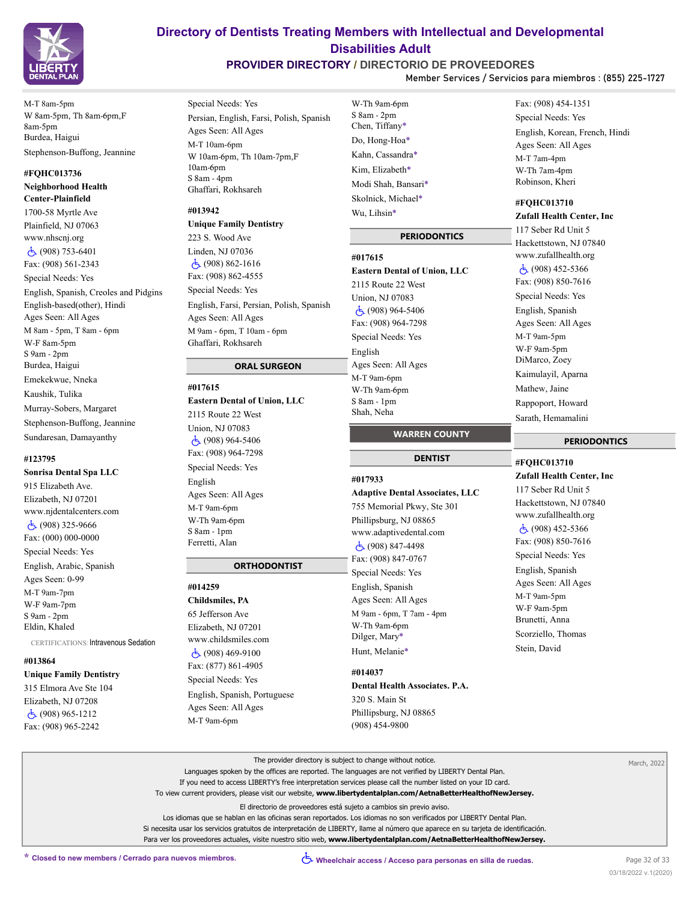M-T 8am-5pm
W 8am-5pm, Th 8am-6pm,F 8am-5pm
Burdea, Haigui

Stephenson-Buffong, Jeannine

**#FQHC013736**
**Neighborhood Health Center-Plainfield**
1700-58 Myrtle Ave
Plainfield, NJ 07063
www.nhscnj.org
♿ (908) 753-6401
Fax: (908) 561-2343
Special Needs: Yes
English, Spanish, Creoles and Pidgins English-based(other), Hindi
Ages Seen: All Ages
M 8am - 5pm, T 8am - 6pm
W-F 8am-5pm
S 9am - 2pm
Burdea, Haigui
Emekekwue, Nneka
Kaushik, Tulika
Murray-Sobers, Margaret
Stephenson-Buffong, Jeannine
Sundaresan, Damayanthy

**#123795**
**Sonrisa Dental Spa LLC**
915 Elizabeth Ave.
Elizabeth, NJ 07201
www.njdentalcenters.com
♿ (908) 325-9666
Fax: (000) 000-0000
Special Needs: Yes
English, Arabic, Spanish
Ages Seen: 0-99
M-T 9am-7pm
W-F 9am-7pm
S 9am - 2pm
Eldin, Khaled
CERTIFICATIONS: Intravenous Sedation

**#013864**
**Unique Family Dentistry**
315 Elmora Ave Ste 104
Elizabeth, NJ 07208
♿ (908) 965-1212
Fax: (908) 965-2242
Special Needs: Yes
Persian, English, Farsi, Polish, Spanish
Ages Seen: All Ages
M-T 10am-6pm
W 10am-6pm, Th 10am-7pm,F 10am-6pm
S 8am - 4pm
Ghaffari, Rokhsareh

**#013942**
**Unique Family Dentistry**
223 S. Wood Ave
Linden, NJ 07036
♿ (908) 862-1616
Fax: (908) 862-4555
Special Needs: Yes
English, Farsi, Persian, Polish, Spanish
Ages Seen: All Ages
M 9am - 6pm, T 10am - 6pm
Ghaffari, Rokhsareh

### ORAL SURGEON

**#017615**
**Eastern Dental of Union, LLC**
2115 Route 22 West
Union, NJ 07083
♿ (908) 964-5406
Fax: (908) 964-7298
Special Needs: Yes
English
Ages Seen: All Ages
M-T 9am-6pm
W-Th 9am-6pm
S 8am - 1pm
Ferretti, Alan

### ORTHODONTIST

**#014259**
**Childsmiles, PA**
65 Jefferson Ave
Elizabeth, NJ 07201
www.childsmiles.com
♿ (908) 469-9100
Fax: (877) 861-4905
Special Needs: Yes
English, Spanish, Portuguese
Ages Seen: All Ages
M-T 9am-6pm
W-Th 9am-6pm
S 8am - 2pm
Chen, Tiffany*
Do, Hong-Hoa*
Kahn, Cassandra*
Kim, Elizabeth*
Modi Shah, Bansari*
Skolnick, Michael*
Wu, Lihsin*

### PERIODONTICS

**#017615**
**Eastern Dental of Union, LLC**
2115 Route 22 West
Union, NJ 07083
♿ (908) 964-5406
Fax: (908) 964-7298
Special Needs: Yes
English
Ages Seen: All Ages
M-T 9am-6pm
W-Th 9am-6pm
S 8am - 1pm
Shah, Neha

## WARREN COUNTY

### DENTIST

**#017933**
**Adaptive Dental Associates, LLC**
755 Memorial Pkwy, Ste 301
Phillipsburg, NJ 08865
www.adaptivedental.com
♿ (908) 847-4498
Fax: (908) 847-0767
Special Needs: Yes
English, Spanish
Ages Seen: All Ages
M 9am - 6pm, T 7am - 4pm
W-Th 9am-6pm
Dilger, Mary*
Hunt, Melanie*

**#014037**
**Dental Health Associates. P.A.**
320 S. Main St
Phillipsburg, NJ 08865
(908) 454-9800
Fax: (908) 454-1351
Special Needs: Yes
English, Korean, French, Hindi
Ages Seen: All Ages
M-T 7am-4pm
W-Th 7am-4pm
Robinson, Kheri

**#FQHC013710**
**Zufall Health Center, Inc**
117 Seber Rd Unit 5
Hackettstown, NJ 07840
www.zufallhealth.org
♿ (908) 452-5366
Fax: (908) 850-7616
Special Needs: Yes
English, Spanish
Ages Seen: All Ages
M-T 9am-5pm
W-F 9am-5pm
DiMarco, Zoey
Kaimulayil, Aparna
Mathew, Jaine
Rappoport, Howard
Sarath, Hemamalini

### PERIODONTICS

**#FQHC013710**
**Zufall Health Center, Inc**
117 Seber Rd Unit 5
Hackettstown, NJ 07840
www.zufallhealth.org
♿ (908) 452-5366
Fax: (908) 850-7616
Special Needs: Yes
English, Spanish
Ages Seen: All Ages
M-T 9am-5pm
W-F 9am-5pm
Brunetti, Anna
Scorziello, Thomas
Stein, David

---

The provider directory is subject to change without notice.
Languages spoken by the offices are reported. The languages are not verified by LIBERTY Dental Plan.
If you need to access LIBERTY's free interpretation services please call the number listed on your ID card.
To view current providers, please visit our website, **www.libertydentalplan.com/AetnaBetterHealthofNewJersey.**

El directorio de proveedores está sujeto a cambios sin previo aviso.
Los idiomas que se hablan en las oficinas seran reportados. Los idiomas no son verificados por LIBERTY Dental Plan.
Si necesita usar los servicios gratuitos de interpretación de LIBERTY, llame al número que aparece en su tarjeta de identificación.
Para ver los proveedores actuales, visite nuestro sitio web, **www.libertydentalplan.com/AetnaBetterHealthofNewJersey.**

March, 2022

\* Closed to new members / Cerrado para nuevos miembros.

♿ Wheelchair access / Acceso para personas en silla de ruedas.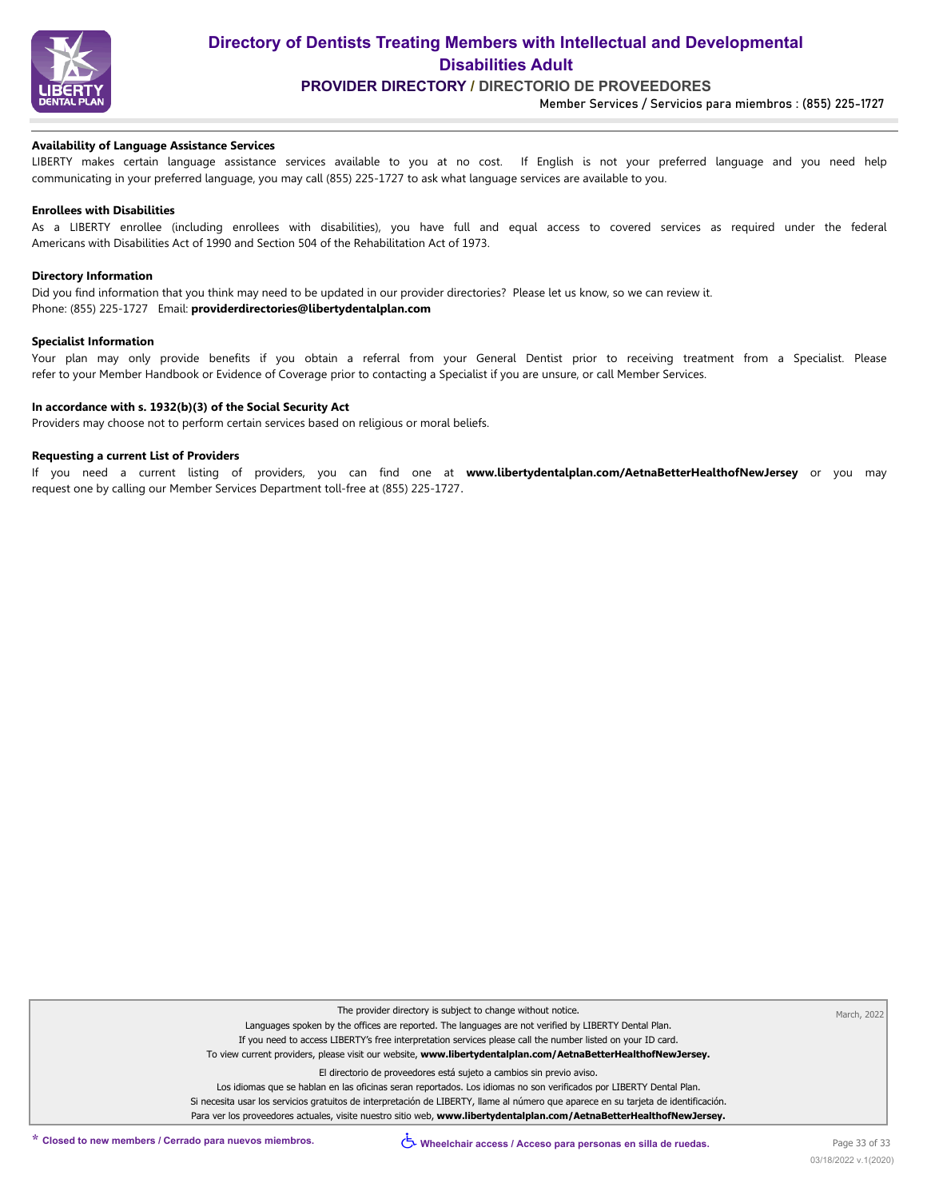**Availability of Language Assistance Services**

LIBERTY makes certain language assistance services available to you at no cost. If English is not your preferred language and you need help communicating in your preferred language, you may call (855) 225-1727 to ask what language services are available to you.

**Enrollees with Disabilities**

As a LIBERTY enrollee (including enrollees with disabilities), you have full and equal access to covered services as required under the federal Americans with Disabilities Act of 1990 and Section 504 of the Rehabilitation Act of 1973.

**Directory Information**

Did you find information that you think may need to be updated in our provider directories? Please let us know, so we can review it.
Phone: (855) 225-1727 Email: **providerdirectories@libertydentalplan.com**

**Specialist Information**

Your plan may only provide benefits if you obtain a referral from your General Dentist prior to receiving treatment from a Specialist. Please refer to your Member Handbook or Evidence of Coverage prior to contacting a Specialist if you are unsure, or call Member Services.

**In accordance with s. 1932(b)(3) of the Social Security Act**

Providers may choose not to perform certain services based on religious or moral beliefs.

**Requesting a current List of Providers**

If you need a current listing of providers, you can find one at **www.libertydentalplan.com/AetnaBetterHealthofNewJersey** or you may request one by calling our Member Services Department toll-free at (855) 225-1727.

The provider directory is subject to change without notice.
Languages spoken by the offices are reported. The languages are not verified by LIBERTY Dental Plan.
If you need to access LIBERTY's free interpretation services please call the number listed on your ID card.
To view current providers, please visit our website, **www.libertydentalplan.com/AetnaBetterHealthofNewJersey.**

El directorio de proveedores está sujeto a cambios sin previo aviso.
Los idiomas que se hablan en las oficinas seran reportados. Los idiomas no son verificados por LIBERTY Dental Plan.
Si necesita usar los servicios gratuitos de interpretación de LIBERTY, llame al número que aparece en su tarjeta de identificación.
Para ver los proveedores actuales, visite nuestro sitio web, **www.libertydentalplan.com/AetnaBetterHealthofNewJersey.**

March, 2022

* **Closed to new members / Cerrado para nuevos miembros.**

**Wheelchair access / Acceso para personas en silla de ruedas.**